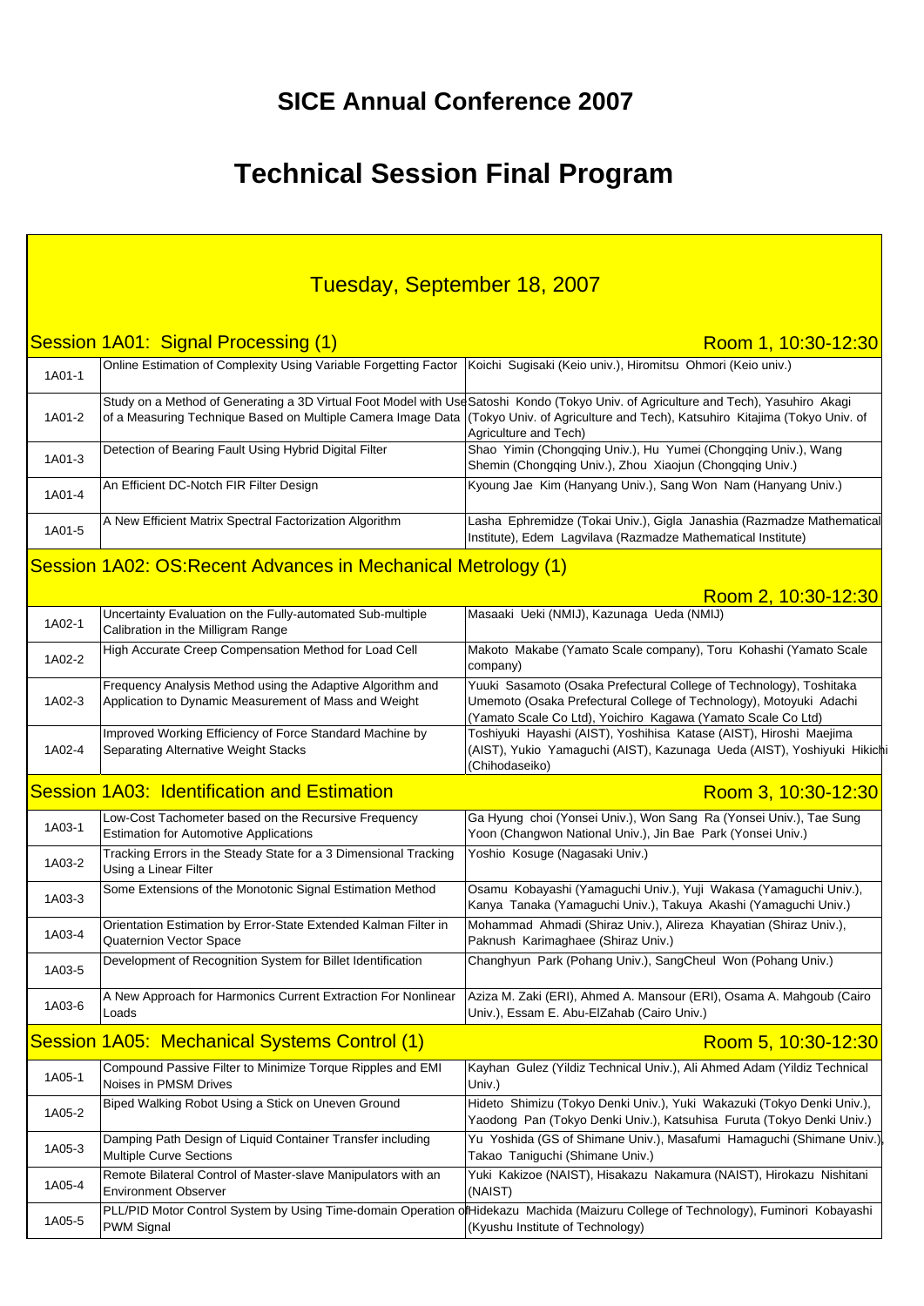# SICE Annual Conference 2007

# Technical Session Final Program

## Tuesday, September 18, 2007

### Session 1A01: Signal Processing (1)

Room 1, 10:30-12:30

| | | |
|---|---|---|
| 1A01-1 | Online Estimation of Complexity Using Variable Forgetting Factor | Koichi Sugisaki (Keio univ.), Hiromitsu Ohmori (Keio univ.) |
| 1A01-2 | Study on a Method of Generating a 3D Virtual Foot Model with Use of a Measuring Technique Based on Multiple Camera Image Data | Satoshi Kondo (Tokyo Univ. of Agriculture and Tech), Yasuhiro Akagi (Tokyo Univ. of Agriculture and Tech), Katsuhiro Kitajima (Tokyo Univ. of Agriculture and Tech) |
| 1A01-3 | Detection of Bearing Fault Using Hybrid Digital Filter | Shao Yimin (Chongqing Univ.), Hu Yumei (Chongqing Univ.), Wang Shemin (Chongqing Univ.), Zhou Xiaojun (Chongqing Univ.) |
| 1A01-4 | An Efficient DC-Notch FIR Filter Design | Kyoung Jae Kim (Hanyang Univ.), Sang Won Nam (Hanyang Univ.) |
| 1A01-5 | A New Efficient Matrix Spectral Factorization Algorithm | Lasha Ephremidze (Tokai Univ.), Gigla Janashia (Razmadze Mathematical Institute), Edem Lagvilava (Razmadze Mathematical Institute) |

### Session 1A02: OS:Recent Advances in Mechanical Metrology (1)

Room 2, 10:30-12:30

| | | |
|---|---|---|
| 1A02-1 | Uncertainty Evaluation on the Fully-automated Sub-multiple Calibration in the Milligram Range | Masaaki Ueki (NMIJ), Kazunaga Ueda (NMIJ) |
| 1A02-2 | High Accurate Creep Compensation Method for Load Cell | Makoto Makabe (Yamato Scale company), Toru Kohashi (Yamato Scale company) |
| 1A02-3 | Frequency Analysis Method using the Adaptive Algorithm and Application to Dynamic Measurement of Mass and Weight | Yuuki Sasamoto (Osaka Prefectural College of Technology), Toshitaka Umemoto (Osaka Prefectural College of Technology), Motoyuki Adachi (Yamato Scale Co Ltd), Yoichiro Kagawa (Yamato Scale Co Ltd) |
| 1A02-4 | Improved Working Efficiency of Force Standard Machine by Separating Alternative Weight Stacks | Toshiyuki Hayashi (AIST), Yoshihisa Katase (AIST), Hiroshi Maejima (AIST), Yukio Yamaguchi (AIST), Kazunaga Ueda (AIST), Yoshiyuki Hikichi (Chihodaseiko) |

### Session 1A03: Identification and Estimation

Room 3, 10:30-12:30

| | | |
|---|---|---|
| 1A03-1 | Low-Cost Tachometer based on the Recursive Frequency Estimation for Automotive Applications | Ga Hyung choi (Yonsei Univ.), Won Sang Ra (Yonsei Univ.), Tae Sung Yoon (Changwon National Univ.), Jin Bae Park (Yonsei Univ.) |
| 1A03-2 | Tracking Errors in the Steady State for a 3 Dimensional Tracking Using a Linear Filter | Yoshio Kosuge (Nagasaki Univ.) |
| 1A03-3 | Some Extensions of the Monotonic Signal Estimation Method | Osamu Kobayashi (Yamaguchi Univ.), Yuji Wakasa (Yamaguchi Univ.), Kanya Tanaka (Yamaguchi Univ.), Takuya Akashi (Yamaguchi Univ.) |
| 1A03-4 | Orientation Estimation by Error-State Extended Kalman Filter in Quaternion Vector Space | Mohammad Ahmadi (Shiraz Univ.), Alireza Khayatian (Shiraz Univ.), Paknush Karimaghaee (Shiraz Univ.) |
| 1A03-5 | Development of Recognition System for Billet Identification | Changhyun Park (Pohang Univ.), SangCheul Won (Pohang Univ.) |
| 1A03-6 | A New Approach for Harmonics Current Extraction For Nonlinear Loads | Aziza M. Zaki (ERI), Ahmed A. Mansour (ERI), Osama A. Mahgoub (Cairo Univ.), Essam E. Abu-ElZahab (Cairo Univ.) |

### Session 1A05: Mechanical Systems Control (1)

Room 5, 10:30-12:30

| | | |
|---|---|---|
| 1A05-1 | Compound Passive Filter to Minimize Torque Ripples and EMI Noises in PMSM Drives | Kayhan Gulez (Yildiz Technical Univ.), Ali Ahmed Adam (Yildiz Technical Univ.) |
| 1A05-2 | Biped Walking Robot Using a Stick on Uneven Ground | Hideto Shimizu (Tokyo Denki Univ.), Yuki Wakazuki (Tokyo Denki Univ.), Yaodong Pan (Tokyo Denki Univ.), Katsuhisa Furuta (Tokyo Denki Univ.) |
| 1A05-3 | Damping Path Design of Liquid Container Transfer including Multiple Curve Sections | Yu Yoshida (GS of Shimane Univ.), Masafumi Hamaguchi (Shimane Univ.), Takao Taniguchi (Shimane Univ.) |
| 1A05-4 | Remote Bilateral Control of Master-slave Manipulators with an Environment Observer | Yuki Kakizoe (NAIST), Hisakazu Nakamura (NAIST), Hirokazu Nishitani (NAIST) |
| 1A05-5 | PLL/PID Motor Control System by Using Time-domain Operation of PWM Signal | Hidekazu Machida (Maizuru College of Technology), Fuminori Kobayashi (Kyushu Institute of Technology) |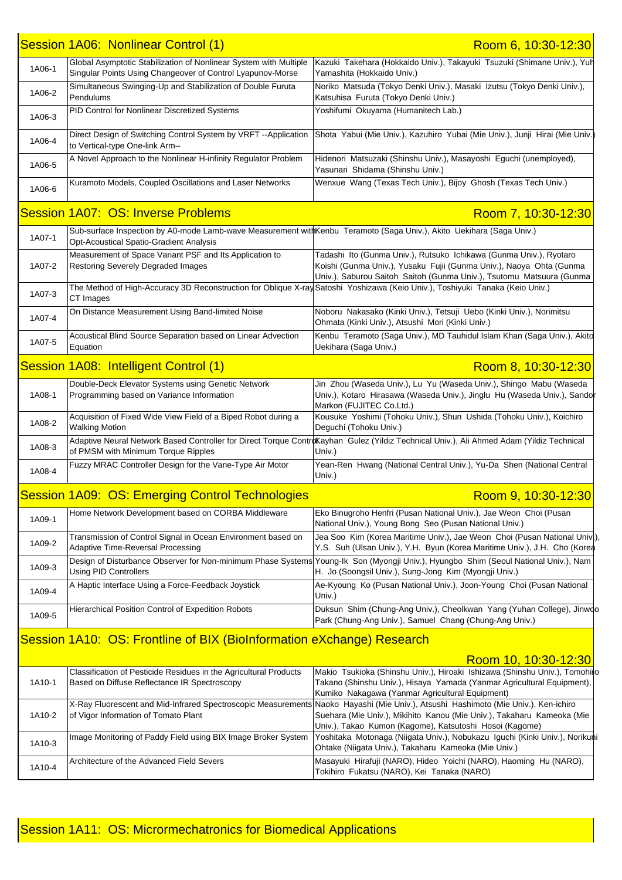## Session 1A06: Nonlinear Control (1)

Room 6, 10:30-12:30

| | | |
|---|---|---|
| 1A06-1 | Global Asymptotic Stabilization of Nonlinear System with Multiple Singular Points Using Changeover of Control Lyapunov-Morse | Kazuki Takehara (Hokkaido Univ.), Takayuki Tsuzuki (Shimane Univ.), Yuh Yamashita (Hokkaido Univ.) |
| 1A06-2 | Simultaneous Swinging-Up and Stabilization of Double Furuta Pendulums | Noriko Matsuda (Tokyo Denki Univ.), Masaki Izutsu (Tokyo Denki Univ.), Katsuhisa Furuta (Tokyo Denki Univ.) |
| 1A06-3 | PID Control for Nonlinear Discretized Systems | Yoshifumi Okuyama (Humanitech Lab.) |
| 1A06-4 | Direct Design of Switching Control System by VRFT --Application to Vertical-type One-link Arm-- | Shota Yabui (Mie Univ.), Kazuhiro Yubai (Mie Univ.), Junji Hirai (Mie Univ.) |
| 1A06-5 | A Novel Approach to the Nonlinear H-infinity Regulator Problem | Hidenori Matsuzaki (Shinshu Univ.), Masayoshi Eguchi (unemployed), Yasunari Shidama (Shinshu Univ.) |
| 1A06-6 | Kuramoto Models, Coupled Oscillations and Laser Networks | Wenxue Wang (Texas Tech Univ.), Bijoy Ghosh (Texas Tech Univ.) |

## Session 1A07: OS: Inverse Problems

Room 7, 10:30-12:30

| | | |
|---|---|---|
| 1A07-1 | Sub-surface Inspection by A0-mode Lamb-wave Measurement with Opt-Acoustical Spatio-Gradient Analysis | Kenbu Teramoto (Saga Univ.), Akito Uekihara (Saga Univ.) |
| 1A07-2 | Measurement of Space Variant PSF and Its Application to Restoring Severely Degraded Images | Tadashi Ito (Gunma Univ.), Rutsuko Ichikawa (Gunma Univ.), Ryotaro Koishi (Gunma Univ.), Yusaku Fujii (Gunma Univ.), Naoya Ohta (Gunma Univ.), Saburou Saitoh Saitoh (Gunma Univ.), Tsutomu Matsuura (Gunma |
| 1A07-3 | The Method of High-Accuracy 3D Reconstruction for Oblique X-ray CT Images | Satoshi Yoshizawa (Keio Univ.), Toshiyuki Tanaka (Keio Univ.) |
| 1A07-4 | On Distance Measurement Using Band-limited Noise | Noboru Nakasako (Kinki Univ.), Tetsuji Uebo (Kinki Univ.), Norimitsu Ohmata (Kinki Univ.), Atsushi Mori (Kinki Univ.) |
| 1A07-5 | Acoustical Blind Source Separation based on Linear Advection Equation | Kenbu Teramoto (Saga Univ.), MD Tauhidul Islam Khan (Saga Univ.), Akito Uekihara (Saga Univ.) |

## Session 1A08: Intelligent Control (1)

Room 8, 10:30-12:30

| | | |
|---|---|---|
| 1A08-1 | Double-Deck Elevator Systems using Genetic Network Programming based on Variance Information | Jin Zhou (Waseda Univ.), Lu Yu (Waseda Univ.), Shingo Mabu (Waseda Univ.), Kotaro Hirasawa (Waseda Univ.), Jinglu Hu (Waseda Univ.), Sandor Markon (FUJITEC Co.Ltd.) |
| 1A08-2 | Acquisition of Fixed Wide View Field of a Biped Robot during a Walking Motion | Kousuke Yoshimi (Tohoku Univ.), Shun Ushida (Tohoku Univ.), Koichiro Deguchi (Tohoku Univ.) |
| 1A08-3 | Adaptive Neural Network Based Controller for Direct Torque Control of PMSM with Minimum Torque Ripples | Kayhan Gulez (Yildiz Technical Univ.), Ali Ahmed Adam (Yildiz Technical Univ.) |
| 1A08-4 | Fuzzy MRAC Controller Design for the Vane-Type Air Motor | Yean-Ren Hwang (National Central Univ.), Yu-Da Shen (National Central Univ.) |

## Session 1A09: OS: Emerging Control Technologies

Room 9, 10:30-12:30

| | | |
|---|---|---|
| 1A09-1 | Home Network Development based on CORBA Middleware | Eko Binugroho Henfri (Pusan National Univ.), Jae Weon Choi (Pusan National Univ.), Young Bong Seo (Pusan National Univ.) |
| 1A09-2 | Transmission of Control Signal in Ocean Environment based on Adaptive Time-Reversal Processing | Jea Soo Kim (Korea Maritime Univ.), Jae Weon Choi (Pusan National Univ.), Y.S. Suh (Ulsan Univ.), Y.H. Byun (Korea Maritime Univ.), J.H. Cho (Korea |
| 1A09-3 | Design of Disturbance Observer for Non-minimum Phase Systems Using PID Controllers | Young-Ik Son (Myongji Univ.), Hyungbo Shim (Seoul National Univ.), Nam H. Jo (Soongsil Univ.), Sung-Jong Kim (Myongji Univ.) |
| 1A09-4 | A Haptic Interface Using a Force-Feedback Joystick | Ae-Kyoung Ko (Pusan National Univ.), Joon-Young Choi (Pusan National Univ.) |
| 1A09-5 | Hierarchical Position Control of Expedition Robots | Duksun Shim (Chung-Ang Univ.), Cheolkwan Yang (Yuhan College), Jinwoo Park (Chung-Ang Univ.), Samuel Chang (Chung-Ang Univ.) |

## Session 1A10: OS: Frontline of BIX (BioInformation eXchange) Research

Room 10, 10:30-12:30

| | | |
|---|---|---|
| 1A10-1 | Classification of Pesticide Residues in the Agricultural Products Based on Diffuse Reflectance IR Spectroscopy | Makio Tsukioka (Shinshu Univ.), Hiroaki Ishizawa (Shinshu Univ.), Tomohiro Takano (Shinshu Univ.), Hisaya Yamada (Yanmar Agricultural Equipment), Kumiko Nakagawa (Yanmar Agricultural Equipment) |
| 1A10-2 | X-Ray Fluorescent and Mid-Infrared Spectroscopic Measurements of Vigor Information of Tomato Plant | Naoko Hayashi (Mie Univ.), Atsushi Hashimoto (Mie Univ.), Ken-ichiro Suehara (Mie Univ.), Mikihito Kanou (Mie Univ.), Takaharu Kameoka (Mie Univ.), Takao Kumon (Kagome), Katsutoshi Hosoi (Kagome) |
| 1A10-3 | Image Monitoring of Paddy Field using BIX Image Broker System | Yoshitaka Motonaga (Niigata Univ.), Nobukazu Iguchi (Kinki Univ.), Norikuni Ohtake (Niigata Univ.), Takaharu Kameoka (Mie Univ.) |
| 1A10-4 | Architecture of the Advanced Field Severs | Masayuki Hirafuji (NARO), Hideo Yoichi (NARO), Haoming Hu (NARO), Tokihiro Fukatsu (NARO), Kei Tanaka (NARO) |

## Session 1A11: OS: Micrormechatronics for Biomedical Applications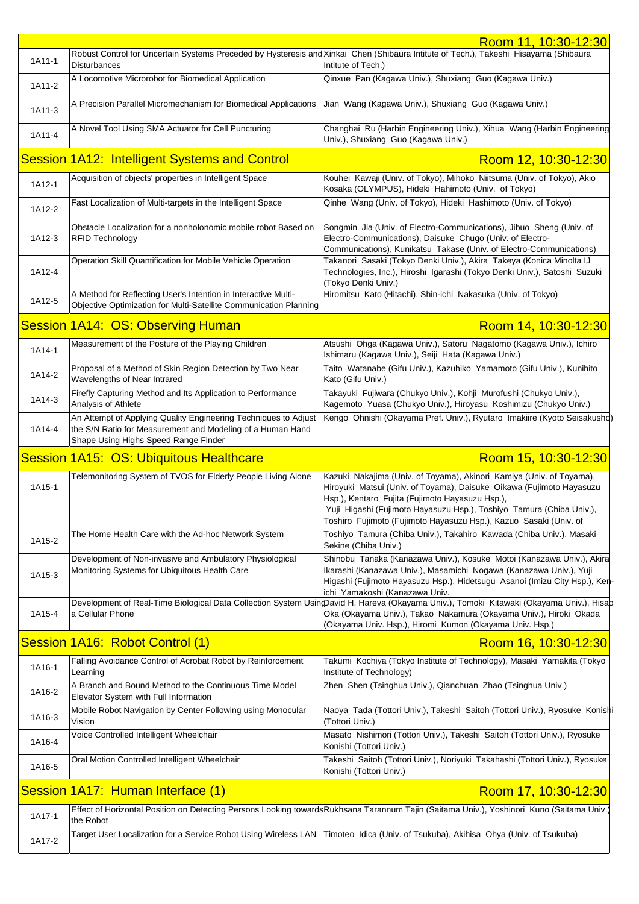Room 11, 10:30-12:30

| | | |
|---|---|---|
| 1A11-1 | Robust Control for Uncertain Systems Preceded by Hysteresis and Disturbances | Xinkai Chen (Shibaura Intitute of Tech.), Takeshi Hisayama (Shibaura Intitute of Tech.) |
| 1A11-2 | A Locomotive Microrobot for Biomedical Application | Qinxue Pan (Kagawa Univ.), Shuxiang Guo (Kagawa Univ.) |
| 1A11-3 | A Precision Parallel Micromechanism for Biomedical Applications | Jian Wang (Kagawa Univ.), Shuxiang Guo (Kagawa Univ.) |
| 1A11-4 | A Novel Tool Using SMA Actuator for Cell Puncturing | Changhai Ru (Harbin Engineering Univ.), Xihua Wang (Harbin Engineering Univ.), Shuxiang Guo (Kagawa Univ.) |

## Session 1A12: Intelligent Systems and Control

Room 12, 10:30-12:30

| | | |
|---|---|---|
| 1A12-1 | Acquisition of objects' properties in Intelligent Space | Kouhei Kawaji (Univ. of Tokyo), Mihoko Niitsuma (Univ. of Tokyo), Akio Kosaka (OLYMPUS), Hideki Hahimoto (Univ. of Tokyo) |
| 1A12-2 | Fast Localization of Multi-targets in the Intelligent Space | Qinhe Wang (Univ. of Tokyo), Hideki Hashimoto (Univ. of Tokyo) |
| 1A12-3 | Obstacle Localization for a nonholonomic mobile robot Based on RFID Technology | Songmin Jia (Univ. of Electro-Communications), Jibuo Sheng (Univ. of Electro-Communications), Daisuke Chugo (Univ. of Electro-Communications), Kunikatsu Takase (Univ. of Electro-Communications) |
| 1A12-4 | Operation Skill Quantification for Mobile Vehicle Operation | Takanori Sasaki (Tokyo Denki Univ.), Akira Takeya (Konica Minolta IJ Technologies, Inc.), Hiroshi Igarashi (Tokyo Denki Univ.), Satoshi Suzuki (Tokyo Denki Univ.) |
| 1A12-5 | A Method for Reflecting User's Intention in Interactive Multi-Objective Optimization for Multi-Satellite Communication Planning | Hiromitsu Kato (Hitachi), Shin-ichi Nakasuka (Univ. of Tokyo) |

## Session 1A14: OS: Observing Human

Room 14, 10:30-12:30

| | | |
|---|---|---|
| 1A14-1 | Measurement of the Posture of the Playing Children | Atsushi Ohga (Kagawa Univ.), Satoru Nagatomo (Kagawa Univ.), Ichiro Ishimaru (Kagawa Univ.), Seiji Hata (Kagawa Univ.) |
| 1A14-2 | Proposal of a Method of Skin Region Detection by Two Near Wavelengths of Near Intrared | Taito Watanabe (Gifu Univ.), Kazuhiko Yamamoto (Gifu Univ.), Kunihito Kato (Gifu Univ.) |
| 1A14-3 | Firefly Capturing Method and Its Application to Performance Analysis of Athlete | Takayuki Fujiwara (Chukyo Univ.), Kohji Murofushi (Chukyo Univ.), Kagemoto Yuasa (Chukyo Univ.), Hiroyasu Koshimizu (Chukyo Univ.) |
| 1A14-4 | An Attempt of Applying Quality Engineering Techniques to Adjust the S/N Ratio for Measurement and Modeling of a Human Hand Shape Using Highs Speed Range Finder | Kengo Ohnishi (Okayama Pref. Univ.), Ryutaro Imakiire (Kyoto Seisakusho) |

## Session 1A15: OS: Ubiquitous Healthcare

Room 15, 10:30-12:30

| | | |
|---|---|---|
| 1A15-1 | Telemonitoring System of TVOS for Elderly People Living Alone | Kazuki Nakajima (Univ. of Toyama), Akinori Kamiya (Univ. of Toyama), Hiroyuki Matsui (Univ. of Toyama), Daisuke Oikawa (Fujimoto Hayasuzu Hsp.), Kentaro Fujita (Fujimoto Hayasuzu Hsp.), Yuji Higashi (Fujimoto Hayasuzu Hsp.), Toshiyo Tamura (Chiba Univ.), Toshiro Fujimoto (Fujimoto Hayasuzu Hsp.), Kazuo Sasaki (Univ. of |
| 1A15-2 | The Home Health Care with the Ad-hoc Network System | Toshiyo Tamura (Chiba Univ.), Takahiro Kawada (Chiba Univ.), Masaki Sekine (Chiba Univ.) |
| 1A15-3 | Development of Non-invasive and Ambulatory Physiological Monitoring Systems for Ubiquitous Health Care | Shinobu Tanaka (Kanazawa Univ.), Kosuke Motoi (Kanazawa Univ.), Akira Ikarashi (Kanazawa Univ.), Masamichi Nogawa (Kanazawa Univ.), Yuji Higashi (Fujimoto Hayasuzu Hsp.), Hidetsugu Asanoi (Imizu City Hsp.), Ken-ichi Yamakoshi (Kanazawa Univ. |
| 1A15-4 | Development of Real-Time Biological Data Collection System Using a Cellular Phone | David H. Hareva (Okayama Univ.), Tomoki Kitawaki (Okayama Univ.), Hisao Oka (Okayama Univ.), Takao Nakamura (Okayama Univ.), Hiroki Okada (Okayama Univ. Hsp.), Hiromi Kumon (Okayama Univ. Hsp.) |

## Session 1A16: Robot Control (1)

Room 16, 10:30-12:30

| | | |
|---|---|---|
| 1A16-1 | Falling Avoidance Control of Acrobat Robot by Reinforcement Learning | Takumi Kochiya (Tokyo Institute of Technology), Masaki Yamakita (Tokyo Institute of Technology) |
| 1A16-2 | A Branch and Bound Method to the Continuous Time Model Elevator System with Full Information | Zhen Shen (Tsinghua Univ.), Qianchuan Zhao (Tsinghua Univ.) |
| 1A16-3 | Mobile Robot Navigation by Center Following using Monocular Vision | Naoya Tada (Tottori Univ.), Takeshi Saitoh (Tottori Univ.), Ryosuke Konishi (Tottori Univ.) |
| 1A16-4 | Voice Controlled Intelligent Wheelchair | Masato Nishimori (Tottori Univ.), Takeshi Saitoh (Tottori Univ.), Ryosuke Konishi (Tottori Univ.) |
| 1A16-5 | Oral Motion Controlled Intelligent Wheelchair | Takeshi Saitoh (Tottori Univ.), Noriyuki Takahashi (Tottori Univ.), Ryosuke Konishi (Tottori Univ.) |

## Session 1A17: Human Interface (1)

Room 17, 10:30-12:30

| | | |
|---|---|---|
| 1A17-1 | Effect of Horizontal Position on Detecting Persons Looking towards the Robot | Rukhsana Tarannum Tajin (Saitama Univ.), Yoshinori Kuno (Saitama Univ.) |
| 1A17-2 | Target User Localization for a Service Robot Using Wireless LAN | Timoteo Idica (Univ. of Tsukuba), Akihisa Ohya (Univ. of Tsukuba) |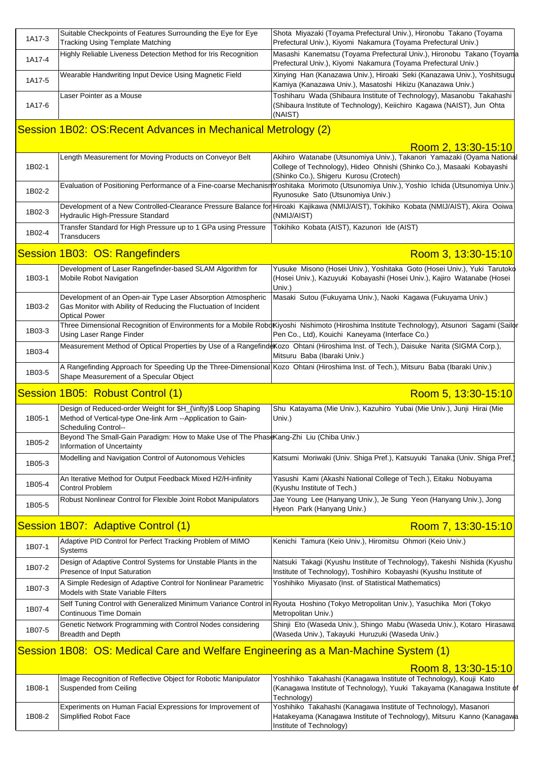| | | |
|---|---|---|
| 1A17-3 | Suitable Checkpoints of Features Surrounding the Eye for Eye Tracking Using Template Matching | Shota Miyazaki (Toyama Prefectural Univ.), Hironobu Takano (Toyama Prefectural Univ.), Kiyomi Nakamura (Toyama Prefectural Univ.) |
| 1A17-4 | Highly Reliable Liveness Detection Method for Iris Recognition | Masashi Kanematsu (Toyama Prefectural Univ.), Hironobu Takano (Toyama Prefectural Univ.), Kiyomi Nakamura (Toyama Prefectural Univ.) |
| 1A17-5 | Wearable Handwriting Input Device Using Magnetic Field | Xinying Han (Kanazawa Univ.), Hiroaki Seki (Kanazawa Univ.), Yoshitsugu Kamiya (Kanazawa Univ.), Masatoshi Hikizu (Kanazawa Univ.) |
| 1A17-6 | Laser Pointer as a Mouse | Toshiharu Wada (Shibaura Institute of Technology), Masanobu Takahashi (Shibaura Institute of Technology), Keiichiro Kagawa (NAIST), Jun Ohta (NAIST) |

## Session 1B02: OS:Recent Advances in Mechanical Metrology (2)

Room 2, 13:30-15:10

| | | |
|---|---|---|
| 1B02-1 | Length Measurement for Moving Products on Conveyor Belt | Akihiro Watanabe (Utsunomiya Univ.), Takanori Yamazaki (Oyama National College of Technology), Hideo Ohnishi (Shinko Co.), Masaaki Kobayashi (Shinko Co.), Shigeru Kurosu (Crotech) |
| 1B02-2 | Evaluation of Positioning Performance of a Fine-coarse Mechanism | Yoshitaka Morimoto (Utsunomiya Univ.), Yoshio Ichida (Utsunomiya Univ.), Ryunosuke Sato (Utsunomiya Univ.) |
| 1B02-3 | Development of a New Controlled-Clearance Pressure Balance for Hydraulic High-Pressure Standard | Hiroaki Kajikawa (NMIJ/AIST), Tokihiko Kobata (NMIJ/AIST), Akira Ooiwa (NMIJ/AIST) |
| 1B02-4 | Transfer Standard for High Pressure up to 1 GPa using Pressure Transducers | Tokihiko Kobata (AIST), Kazunori Ide (AIST) |

## Session 1B03: OS: Rangefinders

Room 3, 13:30-15:10

| | | |
|---|---|---|
| 1B03-1 | Development of Laser Rangefinder-based SLAM Algorithm for Mobile Robot Navigation | Yusuke Misono (Hosei Univ.), Yoshitaka Goto (Hosei Univ.), Yuki Tarutoko (Hosei Univ.), Kazuyuki Kobayashi (Hosei Univ.), Kajiro Watanabe (Hosei Univ.) |
| 1B03-2 | Development of an Open-air Type Laser Absorption Atmospheric Gas Monitor with Ability of Reducing the Fluctuation of Incident Optical Power | Masaki Sutou (Fukuyama Univ.), Naoki Kagawa (Fukuyama Univ.) |
| 1B03-3 | Three Dimensional Recognition of Environments for a Mobile Robot Using Laser Range Finder | Kiyoshi Nishimoto (Hiroshima Institute Technology), Atsunori Sagami (Sailor Pen Co., Ltd), Kouichi Kaneyama (Interface Co.) |
| 1B03-4 | Measurement Method of Optical Properties by Use of a Rangefinder | Kozo Ohtani (Hiroshima Inst. of Tech.), Daisuke Narita (SIGMA Corp.), Mitsuru Baba (Ibaraki Univ.) |
| 1B03-5 | A Rangefinding Approach for Speeding Up the Three-Dimensional Shape Measurement of a Specular Object | Kozo Ohtani (Hiroshima Inst. of Tech.), Mitsuru Baba (Ibaraki Univ.) |

## Session 1B05: Robust Control (1)

Room 5, 13:30-15:10

| | | |
|---|---|---|
| 1B05-1 | Design of Reduced-order Weight for $H_{\infty}$ Loop Shaping Method of Vertical-type One-link Arm --Application to Gain-Scheduling Control-- | Shu Katayama (Mie Univ.), Kazuhiro Yubai (Mie Univ.), Junji Hirai (Mie Univ.) |
| 1B05-2 | Beyond The Small-Gain Paradigm: How to Make Use of The Phase Information of Uncertainty | Kang-Zhi Liu (Chiba Univ.) |
| 1B05-3 | Modelling and Navigation Control of Autonomous Vehicles | Katsumi Moriwaki (Univ. Shiga Pref.), Katsuyuki Tanaka (Univ. Shiga Pref.) |
| 1B05-4 | An Iterative Method for Output Feedback Mixed H2/H-infinity Control Problem | Yasushi Kami (Akashi National College of Tech.), Eitaku Nobuyama (Kyushu Institute of Tech.) |
| 1B05-5 | Robust Nonlinear Control for Flexible Joint Robot Manipulators | Jae Young Lee (Hanyang Univ.), Je Sung Yeon (Hanyang Univ.), Jong Hyeon Park (Hanyang Univ.) |

## Session 1B07: Adaptive Control (1)

Room 7, 13:30-15:10

| | | |
|---|---|---|
| 1B07-1 | Adaptive PID Control for Perfect Tracking Problem of MIMO Systems | Kenichi Tamura (Keio Univ.), Hiromitsu Ohmori (Keio Univ.) |
| 1B07-2 | Design of Adaptive Control Systems for Unstable Plants in the Presence of Input Saturation | Natsuki Takagi (Kyushu Institute of Technology), Takeshi Nishida (Kyushu Institute of Technology), Toshihiro Kobayashi (Kyushu Institute of |
| 1B07-3 | A Simple Redesign of Adaptive Control for Nonlinear Parametric Models with State Variable Filters | Yoshihiko Miyasato (Inst. of Statistical Mathematics) |
| 1B07-4 | Self Tuning Control with Generalized Minimum Variance Control in Continuous Time Domain | Ryouta Hoshino (Tokyo Metropolitan Univ.), Yasuchika Mori (Tokyo Metropolitan Univ.) |
| 1B07-5 | Genetic Network Programming with Control Nodes considering Breadth and Depth | Shinji Eto (Waseda Univ.), Shingo Mabu (Waseda Univ.), Kotaro Hirasawa (Waseda Univ.), Takayuki Huruzuki (Waseda Univ.) |

## Session 1B08: OS: Medical Care and Welfare Engineering as a Man-Machine System (1)

Room 8, 13:30-15:10

| | | |
|---|---|---|
| 1B08-1 | Image Recognition of Reflective Object for Robotic Manipulator Suspended from Ceiling | Yoshihiko Takahashi (Kanagawa Institute of Technology), Kouji Kato (Kanagawa Institute of Technology), Yuuki Takayama (Kanagawa Institute of Technology) |
| 1B08-2 | Experiments on Human Facial Expressions for Improvement of Simplified Robot Face | Yoshihiko Takahashi (Kanagawa Institute of Technology), Masanori Hatakeyama (Kanagawa Institute of Technology), Mitsuru Kanno (Kanagawa Institute of Technology) |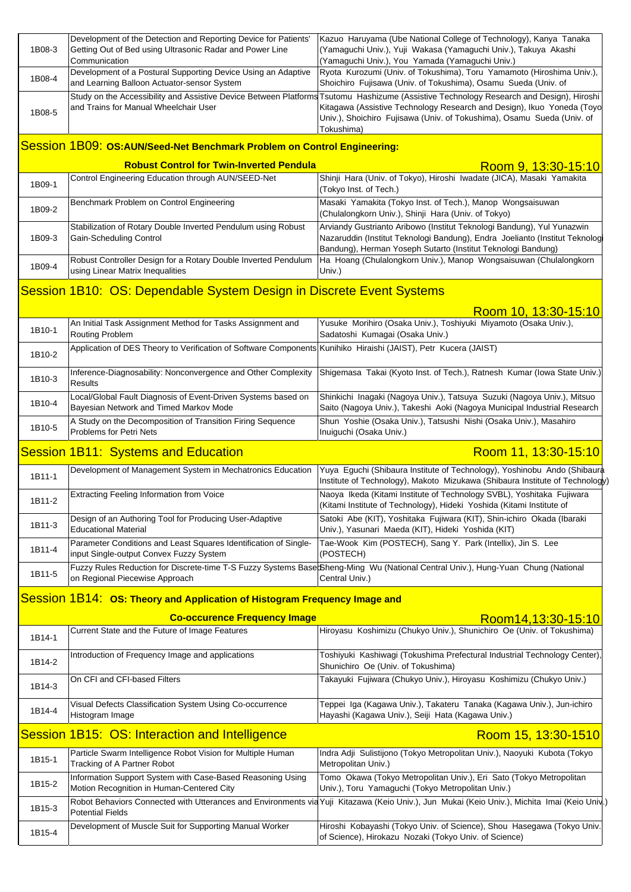| | | |
|---|---|---|
| 1B08-3 | Development of the Detection and Reporting Device for Patients' Getting Out of Bed using Ultrasonic Radar and Power Line Communication | Kazuo Haruyama (Ube National College of Technology), Kanya Tanaka (Yamaguchi Univ.), Yuji Wakasa (Yamaguchi Univ.), Takuya Akashi (Yamaguchi Univ.), You Yamada (Yamaguchi Univ.) |
| 1B08-4 | Development of a Postural Supporting Device Using an Adaptive and Learning Balloon Actuator-sensor System | Ryota Kurozumi (Univ. of Tokushima), Toru Yamamoto (Hiroshima Univ.), Shoichiro Fujisawa (Univ. of Tokushima), Osamu Sueda (Univ. of |
| 1B08-5 | Study on the Accessibility and Assistive Device Between Platforms and Trains for Manual Wheelchair User | Tsutomu Hashizume (Assistive Technology Research and Design), Hiroshi Kitagawa (Assistive Technology Research and Design), Ikuo Yoneda (Toyo Univ.), Shoichiro Fujisawa (Univ. of Tokushima), Osamu Sueda (Univ. of Tokushima) |

## Session 1B09: OS:AUN/Seed-Net Benchmark Problem on Control Engineering: Robust Control for Twin-Inverted Pendula

Room 9, 13:30-15:10

| | | |
|---|---|---|
| 1B09-1 | Control Engineering Education through AUN/SEED-Net | Shinji Hara (Univ. of Tokyo), Hiroshi Iwadate (JICA), Masaki Yamakita (Tokyo Inst. of Tech.) |
| 1B09-2 | Benchmark Problem on Control Engineering | Masaki Yamakita (Tokyo Inst. of Tech.), Manop Wongsaisuwan (Chulalongkorn Univ.), Shinji Hara (Univ. of Tokyo) |
| 1B09-3 | Stabilization of Rotary Double Inverted Pendulum using Robust Gain-Scheduling Control | Arviandy Gustrianto Aribowo (Institut Teknologi Bandung), Yul Yunazwin Nazaruddin (Institut Teknologi Bandung), Endra Joelianto (Institut Teknologi Bandung), Herman Yoseph Sutarto (Institut Teknologi Bandung) |
| 1B09-4 | Robust Controller Design for a Rotary Double Inverted Pendulum using Linear Matrix Inequalities | Ha Hoang (Chulalongkorn Univ.), Manop Wongsaisuwan (Chulalongkorn Univ.) |

## Session 1B10: OS: Dependable System Design in Discrete Event Systems

Room 10, 13:30-15:10

| | | |
|---|---|---|
| 1B10-1 | An Initial Task Assignment Method for Tasks Assignment and Routing Problem | Yusuke Morihiro (Osaka Univ.), Toshiyuki Miyamoto (Osaka Univ.), Sadatoshi Kumagai (Osaka Univ.) |
| 1B10-2 | Application of DES Theory to Verification of Software Components | Kunihiko Hiraishi (JAIST), Petr Kucera (JAIST) |
| 1B10-3 | Inference-Diagnosability: Nonconvergence and Other Complexity Results | Shigemasa Takai (Kyoto Inst. of Tech.), Ratnesh Kumar (Iowa State Univ.) |
| 1B10-4 | Local/Global Fault Diagnosis of Event-Driven Systems based on Bayesian Network and Timed Markov Mode | Shinkichi Inagaki (Nagoya Univ.), Tatsuya Suzuki (Nagoya Univ.), Mitsuo Saito (Nagoya Univ.), Takeshi Aoki (Nagoya Municipal Industrial Research |
| 1B10-5 | A Study on the Decomposition of Transition Firing Sequence Problems for Petri Nets | Shun Yoshie (Osaka Univ.), Tatsushi Nishi (Osaka Univ.), Masahiro Inuiguchi (Osaka Univ.) |

## Session 1B11: Systems and Education

Room 11, 13:30-15:10

| | | |
|---|---|---|
| 1B11-1 | Development of Management System in Mechatronics Education | Yuya Eguchi (Shibaura Institute of Technology), Yoshinobu Ando (Shibaura Institute of Technology), Makoto Mizukawa (Shibaura Institute of Technology) |
| 1B11-2 | Extracting Feeling Information from Voice | Naoya Ikeda (Kitami Institute of Technology SVBL), Yoshitaka Fujiwara (Kitami Institute of Technology), Hideki Yoshida (Kitami Institute of |
| 1B11-3 | Design of an Authoring Tool for Producing User-Adaptive Educational Material | Satoki Abe (KIT), Yoshitaka Fujiwara (KIT), Shin-ichiro Okada (Ibaraki Univ.), Yasunari Maeda (KIT), Hideki Yoshida (KIT) |
| 1B11-4 | Parameter Conditions and Least Squares Identification of Single-input Single-output Convex Fuzzy System | Tae-Wook Kim (POSTECH), Sang Y. Park (Intellix), Jin S. Lee (POSTECH) |
| 1B11-5 | Fuzzy Rules Reduction for Discrete-time T-S Fuzzy Systems Based on Regional Piecewise Approach | Sheng-Ming Wu (National Central Univ.), Hung-Yuan Chung (National Central Univ.) |

## Session 1B14: OS: Theory and Application of Histogram Frequency Image and Co-occurence Frequency Image

Room14,13:30-15:10

| | | |
|---|---|---|
| 1B14-1 | Current State and the Future of Image Features | Hiroyasu Koshimizu (Chukyo Univ.), Shunichiro Oe (Univ. of Tokushima) |
| 1B14-2 | Introduction of Frequency Image and applications | Toshiyuki Kashiwagi (Tokushima Prefectural Industrial Technology Center), Shunichiro Oe (Univ. of Tokushima) |
| 1B14-3 | On CFI and CFI-based Filters | Takayuki Fujiwara (Chukyo Univ.), Hiroyasu Koshimizu (Chukyo Univ.) |
| 1B14-4 | Visual Defects Classification System Using Co-occurrence Histogram Image | Teppei Iga (Kagawa Univ.), Takateru Tanaka (Kagawa Univ.), Jun-ichiro Hayashi (Kagawa Univ.), Seiji Hata (Kagawa Univ.) |

## Session 1B15: OS: Interaction and Intelligence

Room 15, 13:30-1510

| | | |
|---|---|---|
| 1B15-1 | Particle Swarm Intelligence Robot Vision for Multiple Human Tracking of A Partner Robot | Indra Adji Sulistijono (Tokyo Metropolitan Univ.), Naoyuki Kubota (Tokyo Metropolitan Univ.) |
| 1B15-2 | Information Support System with Case-Based Reasoning Using Motion Recognition in Human-Centered City | Tomo Okawa (Tokyo Metropolitan Univ.), Eri Sato (Tokyo Metropolitan Univ.), Toru Yamaguchi (Tokyo Metropolitan Univ.) |
| 1B15-3 | Robot Behaviors Connected with Utterances and Environments via Potential Fields | Yuji Kitazawa (Keio Univ.), Jun Mukai (Keio Univ.), Michita Imai (Keio Univ.) |
| 1B15-4 | Development of Muscle Suit for Supporting Manual Worker | Hiroshi Kobayashi (Tokyo Univ. of Science), Shou Hasegawa (Tokyo Univ. of Science), Hirokazu Nozaki (Tokyo Univ. of Science) |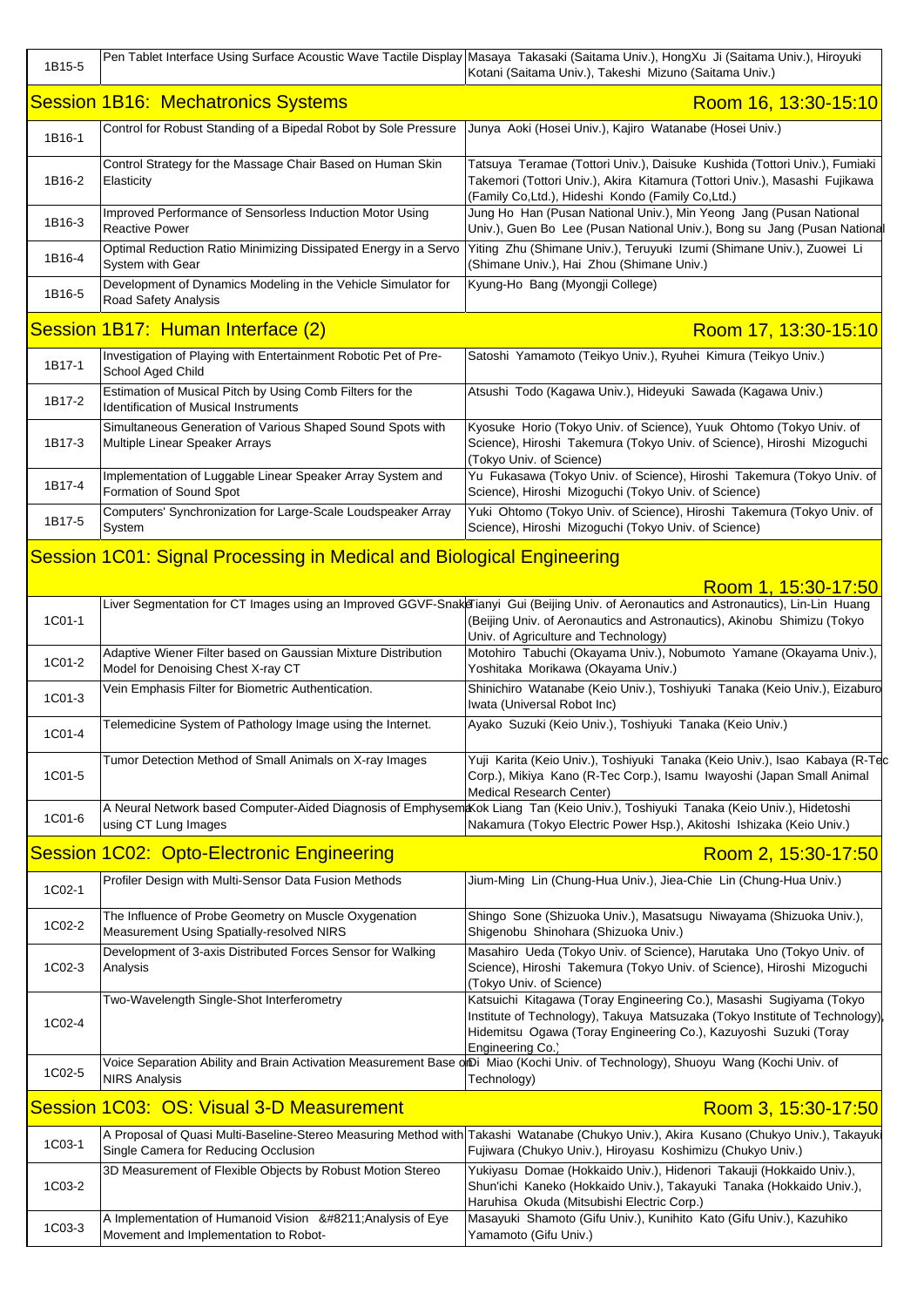| 1B15-5 | Pen Tablet Interface Using Surface Acoustic Wave Tactile Display | Masaya Takasaki (Saitama Univ.), HongXu Ji (Saitama Univ.), Hiroyuki Kotani (Saitama Univ.), Takeshi Mizuno (Saitama Univ.) |
|---|---|---|

## Session 1B16: Mechatronics Systems

Room 16, 13:30-15:10

| | | |
|---|---|---|
| 1B16-1 | Control for Robust Standing of a Bipedal Robot by Sole Pressure | Junya Aoki (Hosei Univ.), Kajiro Watanabe (Hosei Univ.) |
| 1B16-2 | Control Strategy for the Massage Chair Based on Human Skin Elasticity | Tatsuya Teramae (Tottori Univ.), Daisuke Kushida (Tottori Univ.), Fumiaki Takemori (Tottori Univ.), Akira Kitamura (Tottori Univ.), Masashi Fujikawa (Family Co,Ltd.), Hideshi Kondo (Family Co,Ltd.) |
| 1B16-3 | Improved Performance of Sensorless Induction Motor Using Reactive Power | Jung Ho Han (Pusan National Univ.), Min Yeong Jang (Pusan National Univ.), Guen Bo Lee (Pusan National Univ.), Bong su Jang (Pusan National |
| 1B16-4 | Optimal Reduction Ratio Minimizing Dissipated Energy in a Servo System with Gear | Yiting Zhu (Shimane Univ.), Teruyuki Izumi (Shimane Univ.), Zuowei Li (Shimane Univ.), Hai Zhou (Shimane Univ.) |
| 1B16-5 | Development of Dynamics Modeling in the Vehicle Simulator for Road Safety Analysis | Kyung-Ho Bang (Myongji College) |

## Session 1B17: Human Interface (2)

Room 17, 13:30-15:10

| | | |
|---|---|---|
| 1B17-1 | Investigation of Playing with Entertainment Robotic Pet of Pre-School Aged Child | Satoshi Yamamoto (Teikyo Univ.), Ryuhei Kimura (Teikyo Univ.) |
| 1B17-2 | Estimation of Musical Pitch by Using Comb Filters for the Identification of Musical Instruments | Atsushi Todo (Kagawa Univ.), Hideyuki Sawada (Kagawa Univ.) |
| 1B17-3 | Simultaneous Generation of Various Shaped Sound Spots with Multiple Linear Speaker Arrays | Kyosuke Horio (Tokyo Univ. of Science), Yuuk Ohtomo (Tokyo Univ. of Science), Hiroshi Takemura (Tokyo Univ. of Science), Hiroshi Mizoguchi (Tokyo Univ. of Science) |
| 1B17-4 | Implementation of Luggable Linear Speaker Array System and Formation of Sound Spot | Yu Fukasawa (Tokyo Univ. of Science), Hiroshi Takemura (Tokyo Univ. of Science), Hiroshi Mizoguchi (Tokyo Univ. of Science) |
| 1B17-5 | Computers' Synchronization for Large-Scale Loudspeaker Array System | Yuki Ohtomo (Tokyo Univ. of Science), Hiroshi Takemura (Tokyo Univ. of Science), Hiroshi Mizoguchi (Tokyo Univ. of Science) |

## Session 1C01: Signal Processing in Medical and Biological Engineering

Room 1, 15:30-17:50

| | | |
|---|---|---|
| 1C01-1 | Liver Segmentation for CT Images using an Improved GGVF-Snake | Tianyi Gui (Beijing Univ. of Aeronautics and Astronautics), Lin-Lin Huang (Beijing Univ. of Aeronautics and Astronautics), Akinobu Shimizu (Tokyo Univ. of Agriculture and Technology) |
| 1C01-2 | Adaptive Wiener Filter based on Gaussian Mixture Distribution Model for Denoising Chest X-ray CT | Motohiro Tabuchi (Okayama Univ.), Nobumoto Yamane (Okayama Univ.), Yoshitaka Morikawa (Okayama Univ.) |
| 1C01-3 | Vein Emphasis Filter for Biometric Authentication. | Shinichiro Watanabe (Keio Univ.), Toshiyuki Tanaka (Keio Univ.), Eizaburo Iwata (Universal Robot Inc) |
| 1C01-4 | Telemedicine System of Pathology Image using the Internet. | Ayako Suzuki (Keio Univ.), Toshiyuki Tanaka (Keio Univ.) |
| 1C01-5 | Tumor Detection Method of Small Animals on X-ray Images | Yuji Karita (Keio Univ.), Toshiyuki Tanaka (Keio Univ.), Isao Kabaya (R-Tec Corp.), Mikiya Kano (R-Tec Corp.), Isamu Iwayoshi (Japan Small Animal Medical Research Center) |
| 1C01-6 | A Neural Network based Computer-Aided Diagnosis of Emphysema using CT Lung Images | Kok Liang Tan (Keio Univ.), Toshiyuki Tanaka (Keio Univ.), Hidetoshi Nakamura (Tokyo Electric Power Hsp.), Akitoshi Ishizaka (Keio Univ.) |

## Session 1C02: Opto-Electronic Engineering

Room 2, 15:30-17:50

| | | |
|---|---|---|
| 1C02-1 | Profiler Design with Multi-Sensor Data Fusion Methods | Jium-Ming Lin (Chung-Hua Univ.), Jiea-Chie Lin (Chung-Hua Univ.) |
| 1C02-2 | The Influence of Probe Geometry on Muscle Oxygenation Measurement Using Spatially-resolved NIRS | Shingo Sone (Shizuoka Univ.), Masatsugu Niwayama (Shizuoka Univ.), Shigenobu Shinohara (Shizuoka Univ.) |
| 1C02-3 | Development of 3-axis Distributed Forces Sensor for Walking Analysis | Masahiro Ueda (Tokyo Univ. of Science), Harutaka Uno (Tokyo Univ. of Science), Hiroshi Takemura (Tokyo Univ. of Science), Hiroshi Mizoguchi (Tokyo Univ. of Science) |
| 1C02-4 | Two-Wavelength Single-Shot Interferometry | Katsuichi Kitagawa (Toray Engineering Co.), Masashi Sugiyama (Tokyo Institute of Technology), Takuya Matsuzaka (Tokyo Institute of Technology), Hidemitsu Ogawa (Toray Engineering Co.), Kazuyoshi Suzuki (Toray Engineering Co.) |
| 1C02-5 | Voice Separation Ability and Brain Activation Measurement Based on NIRS Analysis | Di Miao (Kochi Univ. of Technology), Shuoyu Wang (Kochi Univ. of Technology) |

## Session 1C03: OS: Visual 3-D Measurement

Room 3, 15:30-17:50

| | | |
|---|---|---|
| 1C03-1 | A Proposal of Quasi Multi-Baseline-Stereo Measuring Method with Single Camera for Reducing Occlusion | Takashi Watanabe (Chukyo Univ.), Akira Kusano (Chukyo Univ.), Takayuki Fujiwara (Chukyo Univ.), Hiroyasu Koshimizu (Chukyo Univ.) |
| 1C03-2 | 3D Measurement of Flexible Objects by Robust Motion Stereo | Yukiyasu Domae (Hokkaido Univ.), Hidenori Takauji (Hokkaido Univ.), Shun'ichi Kaneko (Hokkaido Univ.), Takayuki Tanaka (Hokkaido Univ.), Haruhisa Okuda (Mitsubishi Electric Corp.) |
| 1C03-3 | A Implementation of Humanoid Vision &#8211;Analysis of Eye Movement and Implementation to Robot- | Masayuki Shamoto (Gifu Univ.), Kunihito Kato (Gifu Univ.), Kazuhiko Yamamoto (Gifu Univ.) |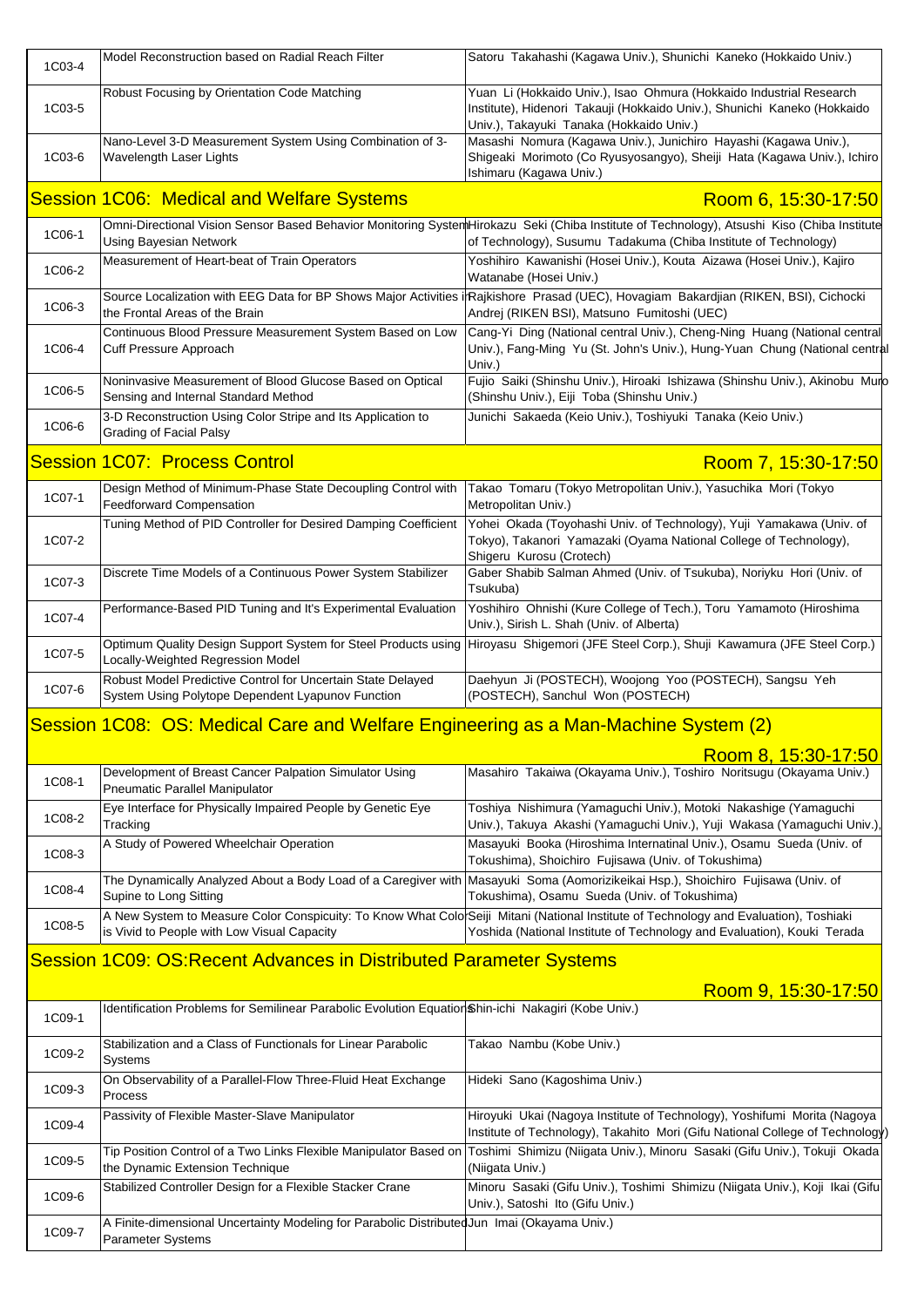| | | |
|---|---|---|
| 1C03-4 | Model Reconstruction based on Radial Reach Filter | Satoru Takahashi (Kagawa Univ.), Shunichi Kaneko (Hokkaido Univ.) |
| 1C03-5 | Robust Focusing by Orientation Code Matching | Yuan Li (Hokkaido Univ.), Isao Ohmura (Hokkaido Industrial Research Institute), Hidenori Takauji (Hokkaido Univ.), Shunichi Kaneko (Hokkaido Univ.), Takayuki Tanaka (Hokkaido Univ.) |
| 1C03-6 | Nano-Level 3-D Measurement System Using Combination of 3-Wavelength Laser Lights | Masashi Nomura (Kagawa Univ.), Junichiro Hayashi (Kagawa Univ.), Shigeaki Morimoto (Co Ryusyosangyo), Sheiji Hata (Kagawa Univ.), Ichiro Ishimaru (Kagawa Univ.) |

## Session 1C06: Medical and Welfare Systems — Room 6, 15:30-17:50

| | | |
|---|---|---|
| 1C06-1 | Omni-Directional Vision Sensor Based Behavior Monitoring System Using Bayesian Network | Hirokazu Seki (Chiba Institute of Technology), Atsushi Kiso (Chiba Institute of Technology), Susumu Tadakuma (Chiba Institute of Technology) |
| 1C06-2 | Measurement of Heart-beat of Train Operators | Yoshihiro Kawanishi (Hosei Univ.), Kouta Aizawa (Hosei Univ.), Kajiro Watanabe (Hosei Univ.) |
| 1C06-3 | Source Localization with EEG Data for BP Shows Major Activities in the Frontal Areas of the Brain | Rajkishore Prasad (UEC), Hovagiam Bakardjian (RIKEN, BSI), Cichocki Andrej (RIKEN BSI), Matsuno Fumitoshi (UEC) |
| 1C06-4 | Continuous Blood Pressure Measurement System Based on Low Cuff Pressure Approach | Cang-Yi Ding (National central Univ.), Cheng-Ning Huang (National central Univ.), Fang-Ming Yu (St. John's Univ.), Hung-Yuan Chung (National central Univ.) |
| 1C06-5 | Noninvasive Measurement of Blood Glucose Based on Optical Sensing and Internal Standard Method | Fujio Saiki (Shinshu Univ.), Hiroaki Ishizawa (Shinshu Univ.), Akinobu Muro (Shinshu Univ.), Eiji Toba (Shinshu Univ.) |
| 1C06-6 | 3-D Reconstruction Using Color Stripe and Its Application to Grading of Facial Palsy | Junichi Sakaeda (Keio Univ.), Toshiyuki Tanaka (Keio Univ.) |

## Session 1C07: Process Control — Room 7, 15:30-17:50

| | | |
|---|---|---|
| 1C07-1 | Design Method of Minimum-Phase State Decoupling Control with Feedforward Compensation | Takao Tomaru (Tokyo Metropolitan Univ.), Yasuchika Mori (Tokyo Metropolitan Univ.) |
| 1C07-2 | Tuning Method of PID Controller for Desired Damping Coefficient | Yohei Okada (Toyohashi Univ. of Technology), Yuji Yamakawa (Univ. of Tokyo), Takanori Yamazaki (Oyama National College of Technology), Shigeru Kurosu (Crotech) |
| 1C07-3 | Discrete Time Models of a Continuous Power System Stabilizer | Gaber Shabib Salman Ahmed (Univ. of Tsukuba), Noriyku Hori (Univ. of Tsukuba) |
| 1C07-4 | Performance-Based PID Tuning and It's Experimental Evaluation | Yoshihiro Ohnishi (Kure College of Tech.), Toru Yamamoto (Hiroshima Univ.), Sirish L. Shah (Univ. of Alberta) |
| 1C07-5 | Optimum Quality Design Support System for Steel Products using Locally-Weighted Regression Model | Hiroyasu Shigemori (JFE Steel Corp.), Shuji Kawamura (JFE Steel Corp.) |
| 1C07-6 | Robust Model Predictive Control for Uncertain State Delayed System Using Polytope Dependent Lyapunov Function | Daehyun Ji (POSTECH), Woojong Yoo (POSTECH), Sangsu Yeh (POSTECH), Sanchul Won (POSTECH) |

## Session 1C08: OS: Medical Care and Welfare Engineering as a Man-Machine System (2) — Room 8, 15:30-17:50

| | | |
|---|---|---|
| 1C08-1 | Development of Breast Cancer Palpation Simulator Using Pneumatic Parallel Manipulator | Masahiro Takaiwa (Okayama Univ.), Toshiro Noritsugu (Okayama Univ.) |
| 1C08-2 | Eye Interface for Physically Impaired People by Genetic Eye Tracking | Toshiya Nishimura (Yamaguchi Univ.), Motoki Nakashige (Yamaguchi Univ.), Takuya Akashi (Yamaguchi Univ.), Yuji Wakasa (Yamaguchi Univ.), |
| 1C08-3 | A Study of Powered Wheelchair Operation | Masayuki Booka (Hiroshima Internatinal Univ.), Osamu Sueda (Univ. of Tokushima), Shoichiro Fujisawa (Univ. of Tokushima) |
| 1C08-4 | The Dynamically Analyzed About a Body Load of a Caregiver with Supine to Long Sitting | Masayuki Soma (Aomorizikeikai Hsp.), Shoichiro Fujisawa (Univ. of Tokushima), Osamu Sueda (Univ. of Tokushima) |
| 1C08-5 | A New System to Measure Color Conspicuity: To Know What Color is Vivid to People with Low Visual Capacity | Seiji Mitani (National Institute of Technology and Evaluation), Toshiaki Yoshida (National Institute of Technology and Evaluation), Kouki Terada |

## Session 1C09: OS:Recent Advances in Distributed Parameter Systems — Room 9, 15:30-17:50

| | | |
|---|---|---|
| 1C09-1 | Identification Problems for Semilinear Parabolic Evolution Equations | Shin-ichi Nakagiri (Kobe Univ.) |
| 1C09-2 | Stabilization and a Class of Functionals for Linear Parabolic Systems | Takao Nambu (Kobe Univ.) |
| 1C09-3 | On Observability of a Parallel-Flow Three-Fluid Heat Exchange Process | Hideki Sano (Kagoshima Univ.) |
| 1C09-4 | Passivity of Flexible Master-Slave Manipulator | Hiroyuki Ukai (Nagoya Institute of Technology), Yoshifumi Morita (Nagoya Institute of Technology), Takahito Mori (Gifu National College of Technology) |
| 1C09-5 | Tip Position Control of a Two Links Flexible Manipulator Based on the Dynamic Extension Technique | Toshimi Shimizu (Niigata Univ.), Minoru Sasaki (Gifu Univ.), Tokuji Okada (Niigata Univ.) |
| 1C09-6 | Stabilized Controller Design for a Flexible Stacker Crane | Minoru Sasaki (Gifu Univ.), Toshimi Shimizu (Niigata Univ.), Koji Ikai (Gifu Univ.), Satoshi Ito (Gifu Univ.) |
| 1C09-7 | A Finite-dimensional Uncertainty Modeling for Parabolic Distributed Parameter Systems | Jun Imai (Okayama Univ.) |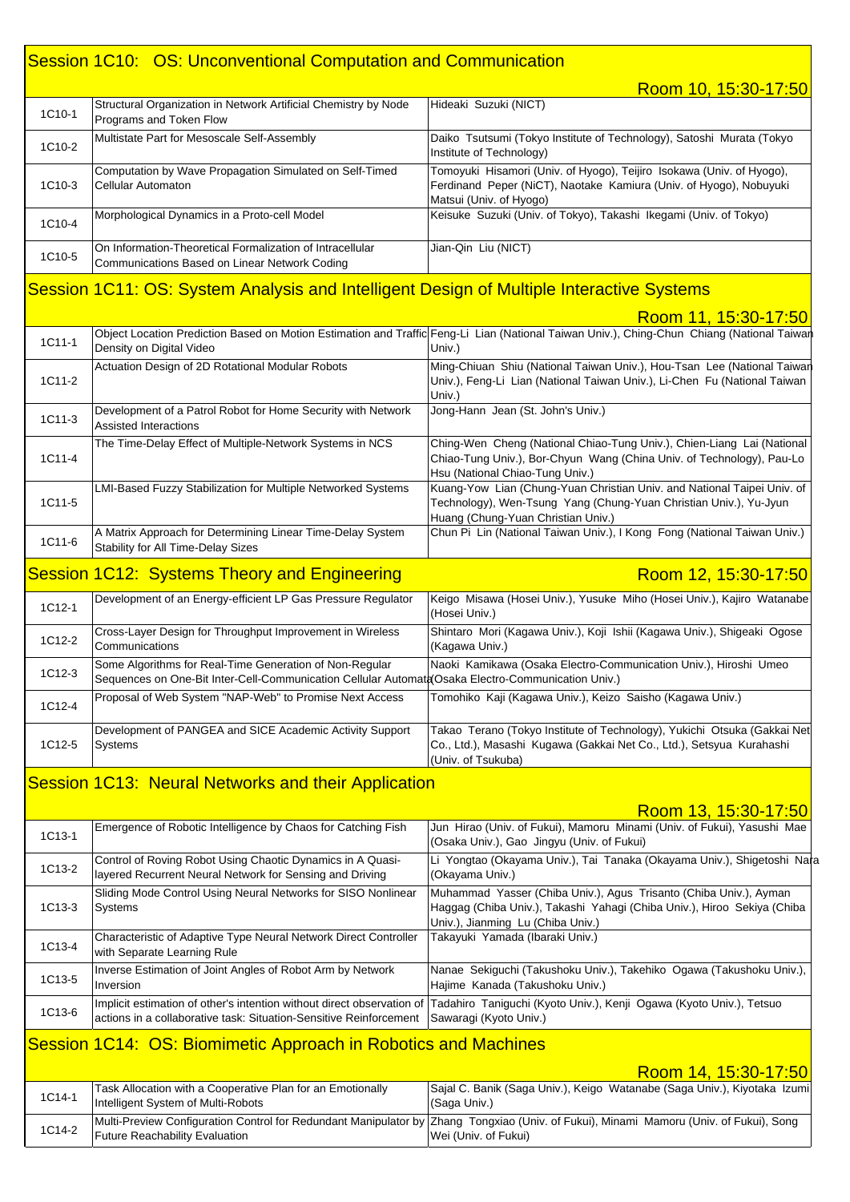## Session 1C10: OS: Unconventional Computation and Communication

Room 10, 15:30-17:50

| | | |
|---|---|---|
| 1C10-1 | Structural Organization in Network Artificial Chemistry by Node Programs and Token Flow | Hideaki Suzuki (NICT) |
| 1C10-2 | Multistate Part for Mesoscale Self-Assembly | Daiko Tsutsumi (Tokyo Institute of Technology), Satoshi Murata (Tokyo Institute of Technology) |
| 1C10-3 | Computation by Wave Propagation Simulated on Self-Timed Cellular Automaton | Tomoyuki Hisamori (Univ. of Hyogo), Teijiro Isokawa (Univ. of Hyogo), Ferdinand Peper (NiCT), Naotake Kamiura (Univ. of Hyogo), Nobuyuki Matsui (Univ. of Hyogo) |
| 1C10-4 | Morphological Dynamics in a Proto-cell Model | Keisuke Suzuki (Univ. of Tokyo), Takashi Ikegami (Univ. of Tokyo) |
| 1C10-5 | On Information-Theoretical Formalization of Intracellular Communications Based on Linear Network Coding | Jian-Qin Liu (NICT) |

## Session 1C11: OS: System Analysis and Intelligent Design of Multiple Interactive Systems

Room 11, 15:30-17:50

| | | |
|---|---|---|
| 1C11-1 | Object Location Prediction Based on Motion Estimation and Traffic Density on Digital Video | Feng-Li Lian (National Taiwan Univ.), Ching-Chun Chiang (National Taiwan Univ.) |
| 1C11-2 | Actuation Design of 2D Rotational Modular Robots | Ming-Chiuan Shiu (National Taiwan Univ.), Hou-Tsan Lee (National Taiwan Univ.), Feng-Li Lian (National Taiwan Univ.), Li-Chen Fu (National Taiwan Univ.) |
| 1C11-3 | Development of a Patrol Robot for Home Security with Network Assisted Interactions | Jong-Hann Jean (St. John's Univ.) |
| 1C11-4 | The Time-Delay Effect of Multiple-Network Systems in NCS | Ching-Wen Cheng (National Chiao-Tung Univ.), Chien-Liang Lai (National Chiao-Tung Univ.), Bor-Chyun Wang (China Univ. of Technology), Pau-Lo Hsu (National Chiao-Tung Univ.) |
| 1C11-5 | LMI-Based Fuzzy Stabilization for Multiple Networked Systems | Kuang-Yow Lian (Chung-Yuan Christian Univ. and National Taipei Univ. of Technology), Wen-Tsung Yang (Chung-Yuan Christian Univ.), Yu-Jyun Huang (Chung-Yuan Christian Univ.) |
| 1C11-6 | A Matrix Approach for Determining Linear Time-Delay System Stability for All Time-Delay Sizes | Chun Pi Lin (National Taiwan Univ.), I Kong Fong (National Taiwan Univ.) |

## Session 1C12: Systems Theory and Engineering

Room 12, 15:30-17:50

| | | |
|---|---|---|
| 1C12-1 | Development of an Energy-efficient LP Gas Pressure Regulator | Keigo Misawa (Hosei Univ.), Yusuke Miho (Hosei Univ.), Kajiro Watanabe (Hosei Univ.) |
| 1C12-2 | Cross-Layer Design for Throughput Improvement in Wireless Communications | Shintaro Mori (Kagawa Univ.), Koji Ishii (Kagawa Univ.), Shigeaki Ogose (Kagawa Univ.) |
| 1C12-3 | Some Algorithms for Real-Time Generation of Non-Regular Sequences on One-Bit Inter-Cell-Communication Cellular Automata | Naoki Kamikawa (Osaka Electro-Communication Univ.), Hiroshi Umeo (Osaka Electro-Communication Univ.) |
| 1C12-4 | Proposal of Web System "NAP-Web" to Promise Next Access | Tomohiko Kaji (Kagawa Univ.), Keizo Saisho (Kagawa Univ.) |
| 1C12-5 | Development of PANGEA and SICE Academic Activity Support Systems | Takao Terano (Tokyo Institute of Technology), Yukichi Otsuka (Gakkai Net Co., Ltd.), Masashi Kugawa (Gakkai Net Co., Ltd.), Setsyua Kurahashi (Univ. of Tsukuba) |

## Session 1C13: Neural Networks and their Application

Room 13, 15:30-17:50

| | | |
|---|---|---|
| 1C13-1 | Emergence of Robotic Intelligence by Chaos for Catching Fish | Jun Hirao (Univ. of Fukui), Mamoru Minami (Univ. of Fukui), Yasushi Mae (Osaka Univ.), Gao Jingyu (Univ. of Fukui) |
| 1C13-2 | Control of Roving Robot Using Chaotic Dynamics in A Quasi-layered Recurrent Neural Network for Sensing and Driving | Li Yongtao (Okayama Univ.), Tai Tanaka (Okayama Univ.), Shigetoshi Nara (Okayama Univ.) |
| 1C13-3 | Sliding Mode Control Using Neural Networks for SISO Nonlinear Systems | Muhammad Yasser (Chiba Univ.), Agus Trisanto (Chiba Univ.), Ayman Haggag (Chiba Univ.), Takashi Yahagi (Chiba Univ.), Hiroo Sekiya (Chiba Univ.), Jianming Lu (Chiba Univ.) |
| 1C13-4 | Characteristic of Adaptive Type Neural Network Direct Controller with Separate Learning Rule | Takayuki Yamada (Ibaraki Univ.) |
| 1C13-5 | Inverse Estimation of Joint Angles of Robot Arm by Network Inversion | Nanae Sekiguchi (Takushoku Univ.), Takehiko Ogawa (Takushoku Univ.), Hajime Kanada (Takushoku Univ.) |
| 1C13-6 | Implicit estimation of other's intention without direct observation of actions in a collaborative task: Situation-Sensitive Reinforcement | Tadahiro Taniguchi (Kyoto Univ.), Kenji Ogawa (Kyoto Univ.), Tetsuo Sawaragi (Kyoto Univ.) |

## Session 1C14: OS: Biomimetic Approach in Robotics and Machines

Room 14, 15:30-17:50

| | | |
|---|---|---|
| 1C14-1 | Task Allocation with a Cooperative Plan for an Emotionally Intelligent System of Multi-Robots | Sajal C. Banik (Saga Univ.), Keigo Watanabe (Saga Univ.), Kiyotaka Izumi (Saga Univ.) |
| 1C14-2 | Multi-Preview Configuration Control for Redundant Manipulator by Future Reachability Evaluation | Zhang Tongxiao (Univ. of Fukui), Minami Mamoru (Univ. of Fukui), Song Wei (Univ. of Fukui) |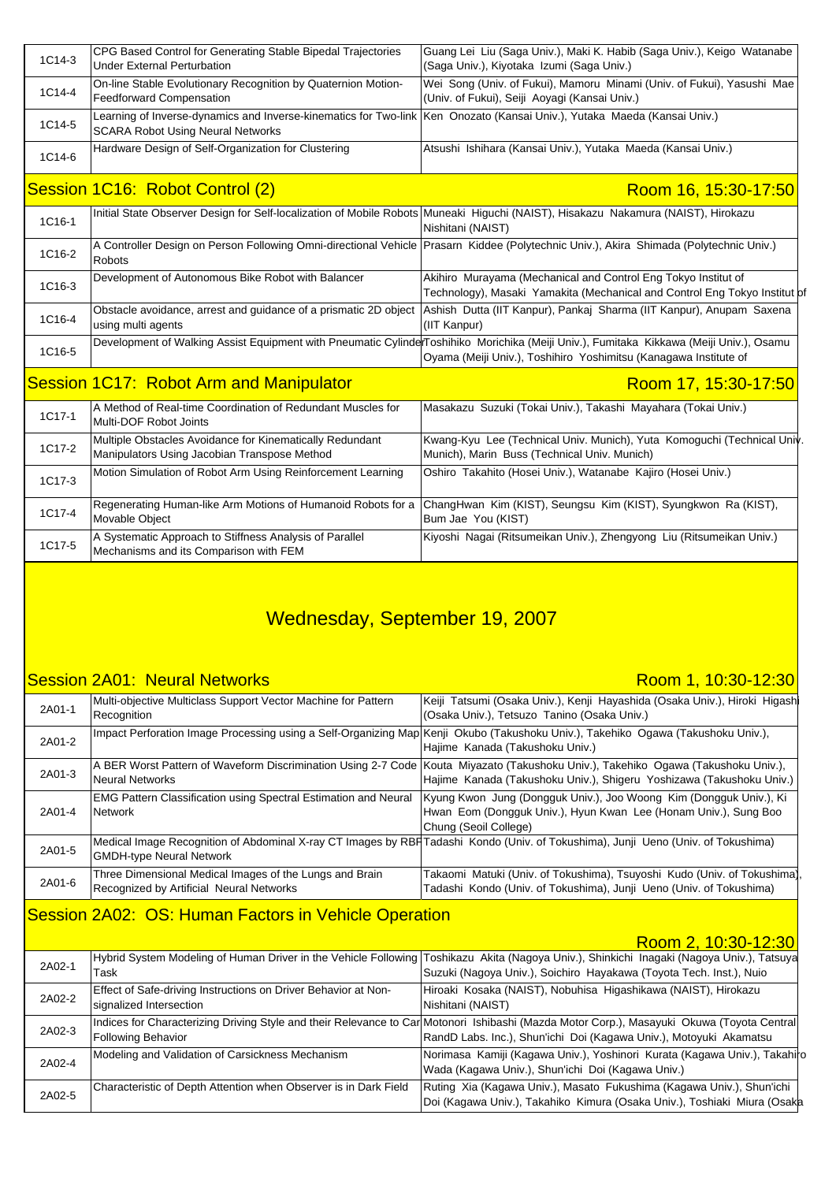| | | |
|---|---|---|
| 1C14-3 | CPG Based Control for Generating Stable Bipedal Trajectories Under External Perturbation | Guang Lei Liu (Saga Univ.), Maki K. Habib (Saga Univ.), Keigo Watanabe (Saga Univ.), Kiyotaka Izumi (Saga Univ.) |
| 1C14-4 | On-line Stable Evolutionary Recognition by Quaternion Motion-Feedforward Compensation | Wei Song (Univ. of Fukui), Mamoru Minami (Univ. of Fukui), Yasushi Mae (Univ. of Fukui), Seiji Aoyagi (Kansai Univ.) |
| 1C14-5 | Learning of Inverse-dynamics and Inverse-kinematics for Two-link SCARA Robot Using Neural Networks | Ken Onozato (Kansai Univ.), Yutaka Maeda (Kansai Univ.) |
| 1C14-6 | Hardware Design of Self-Organization for Clustering | Atsushi Ishihara (Kansai Univ.), Yutaka Maeda (Kansai Univ.) |

## Session 1C16: Robot Control (2)

Room 16, 15:30-17:50

| | | |
|---|---|---|
| 1C16-1 | Initial State Observer Design for Self-localization of Mobile Robots | Muneaki Higuchi (NAIST), Hisakazu Nakamura (NAIST), Hirokazu Nishitani (NAIST) |
| 1C16-2 | A Controller Design on Person Following Omni-directional Vehicle Robots | Prasarn Kiddee (Polytechnic Univ.), Akira Shimada (Polytechnic Univ.) |
| 1C16-3 | Development of Autonomous Bike Robot with Balancer | Akihiro Murayama (Mechanical and Control Eng Tokyo Institut of Technology), Masaki Yamakita (Mechanical and Control Eng Tokyo Institut of |
| 1C16-4 | Obstacle avoidance, arrest and guidance of a prismatic 2D object using multi agents | Ashish Dutta (IIT Kanpur), Pankaj Sharma (IIT Kanpur), Anupam Saxena (IIT Kanpur) |
| 1C16-5 | Development of Walking Assist Equipment with Pneumatic Cylinder | Toshihiko Morichika (Meiji Univ.), Fumitaka Kikkawa (Meiji Univ.), Osamu Oyama (Meiji Univ.), Toshihiro Yoshimitsu (Kanagawa Institute of |

## Session 1C17: Robot Arm and Manipulator

Room 17, 15:30-17:50

| | | |
|---|---|---|
| 1C17-1 | A Method of Real-time Coordination of Redundant Muscles for Multi-DOF Robot Joints | Masakazu Suzuki (Tokai Univ.), Takashi Mayahara (Tokai Univ.) |
| 1C17-2 | Multiple Obstacles Avoidance for Kinematically Redundant Manipulators Using Jacobian Transpose Method | Kwang-Kyu Lee (Technical Univ. Munich), Yuta Komoguchi (Technical Univ. Munich), Marin Buss (Technical Univ. Munich) |
| 1C17-3 | Motion Simulation of Robot Arm Using Reinforcement Learning | Oshiro Takahito (Hosei Univ.), Watanabe Kajiro (Hosei Univ.) |
| 1C17-4 | Regenerating Human-like Arm Motions of Humanoid Robots for a Movable Object | ChangHwan Kim (KIST), Seungsu Kim (KIST), Syungkwon Ra (KIST), Bum Jae You (KIST) |
| 1C17-5 | A Systematic Approach to Stiffness Analysis of Parallel Mechanisms and its Comparison with FEM | Kiyoshi Nagai (Ritsumeikan Univ.), Zhengyong Liu (Ritsumeikan Univ.) |

# Wednesday, September 19, 2007

## Session 2A01: Neural Networks

Room 1, 10:30-12:30

| | | |
|---|---|---|
| 2A01-1 | Multi-objective Multiclass Support Vector Machine for Pattern Recognition | Keiji Tatsumi (Osaka Univ.), Kenji Hayashida (Osaka Univ.), Hiroki Higashi (Osaka Univ.), Tetsuzo Tanino (Osaka Univ.) |
| 2A01-2 | Impact Perforation Image Processing using a Self-Organizing Map | Kenji Okubo (Takushoku Univ.), Takehiko Ogawa (Takushoku Univ.), Hajime Kanada (Takushoku Univ.) |
| 2A01-3 | A BER Worst Pattern of Waveform Discrimination Using 2-7 Code Neural Networks | Kouta Miyazato (Takushoku Univ.), Takehiko Ogawa (Takushoku Univ.), Hajime Kanada (Takushoku Univ.), Shigeru Yoshizawa (Takushoku Univ.) |
| 2A01-4 | EMG Pattern Classification using Spectral Estimation and Neural Network | Kyung Kwon Jung (Dongguk Univ.), Joo Woong Kim (Dongguk Univ.), Ki Hwan Eom (Dongguk Univ.), Hyun Kwan Lee (Honam Univ.), Sung Boo Chung (Seoil College) |
| 2A01-5 | Medical Image Recognition of Abdominal X-ray CT Images by RBF GMDH-type Neural Network | Tadashi Kondo (Univ. of Tokushima), Junji Ueno (Univ. of Tokushima) |
| 2A01-6 | Three Dimensional Medical Images of the Lungs and Brain Recognized by Artificial Neural Networks | Takaomi Matuki (Univ. of Tokushima), Tsuyoshi Kudo (Univ. of Tokushima), Tadashi Kondo (Univ. of Tokushima), Junji Ueno (Univ. of Tokushima) |

## Session 2A02: OS: Human Factors in Vehicle Operation

Room 2, 10:30-12:30

| | | |
|---|---|---|
| 2A02-1 | Hybrid System Modeling of Human Driver in the Vehicle Following Task | Toshikazu Akita (Nagoya Univ.), Shinkichi Inagaki (Nagoya Univ.), Tatsuya Suzuki (Nagoya Univ.), Soichiro Hayakawa (Toyota Tech. Inst.), Nuio |
| 2A02-2 | Effect of Safe-driving Instructions on Driver Behavior at Non-signalized Intersection | Hiroaki Kosaka (NAIST), Nobuhisa Higashikawa (NAIST), Hirokazu Nishitani (NAIST) |
| 2A02-3 | Indices for Characterizing Driving Style and their Relevance to Car Following Behavior | Motonori Ishibashi (Mazda Motor Corp.), Masayuki Okuwa (Toyota Central RandD Labs. Inc.), Shun'ichi Doi (Kagawa Univ.), Motoyuki Akamatsu |
| 2A02-4 | Modeling and Validation of Carsickness Mechanism | Norimasa Kamiji (Kagawa Univ.), Yoshinori Kurata (Kagawa Univ.), Takahiro Wada (Kagawa Univ.), Shun'ichi Doi (Kagawa Univ.) |
| 2A02-5 | Characteristic of Depth Attention when Observer is in Dark Field | Ruting Xia (Kagawa Univ.), Masato Fukushima (Kagawa Univ.), Shun'ichi Doi (Kagawa Univ.), Takahiko Kimura (Osaka Univ.), Toshiaki Miura (Osaka |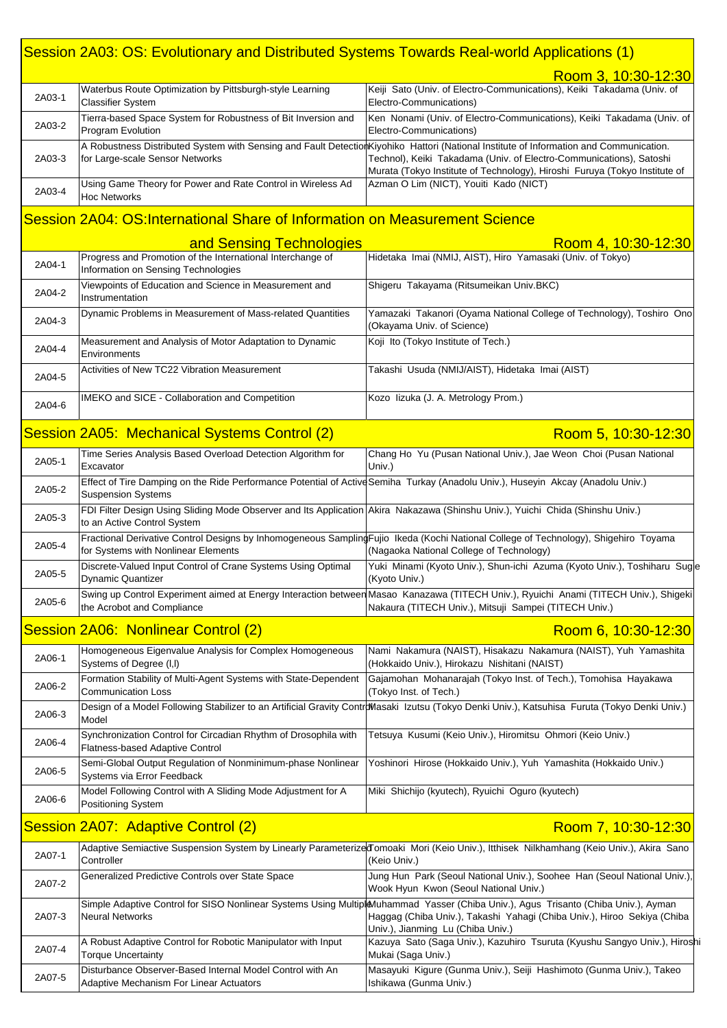## Session 2A03: OS: Evolutionary and Distributed Systems Towards Real-world Applications (1)

Room 3, 10:30-12:30

| | | |
|---|---|---|
| 2A03-1 | Waterbus Route Optimization by Pittsburgh-style Learning Classifier System | Keiji Sato (Univ. of Electro-Communications), Keiki Takadama (Univ. of Electro-Communications) |
| 2A03-2 | Tierra-based Space System for Robustness of Bit Inversion and Program Evolution | Ken Nonami (Univ. of Electro-Communications), Keiki Takadama (Univ. of Electro-Communications) |
| 2A03-3 | A Robustness Distributed System with Sensing and Fault Detection for Large-scale Sensor Networks | Kiyohiko Hattori (National Institute of Information and Communication. Technol), Keiki Takadama (Univ. of Electro-Communications), Satoshi Murata (Tokyo Institute of Technology), Hiroshi Furuya (Tokyo Institute of |
| 2A03-4 | Using Game Theory for Power and Rate Control in Wireless Ad Hoc Networks | Azman O Lim (NICT), Youiti Kado (NICT) |

## Session 2A04: OS:International Share of Information on Measurement Science and Sensing Technologies

Room 4, 10:30-12:30

| | | |
|---|---|---|
| 2A04-1 | Progress and Promotion of the International Interchange of Information on Sensing Technologies | Hidetaka Imai (NMIJ, AIST), Hiro Yamasaki (Univ. of Tokyo) |
| 2A04-2 | Viewpoints of Education and Science in Measurement and Instrumentation | Shigeru Takayama (Ritsumeikan Univ.BKC) |
| 2A04-3 | Dynamic Problems in Measurement of Mass-related Quantities | Yamazaki Takanori (Oyama National College of Technology), Toshiro Ono (Okayama Univ. of Science) |
| 2A04-4 | Measurement and Analysis of Motor Adaptation to Dynamic Environments | Koji Ito (Tokyo Institute of Tech.) |
| 2A04-5 | Activities of New TC22 Vibration Measurement | Takashi Usuda (NMIJ/AIST), Hidetaka Imai (AIST) |
| 2A04-6 | IMEKO and SICE - Collaboration and Competition | Kozo Iizuka (J. A. Metrology Prom.) |

## Session 2A05: Mechanical Systems Control (2)

Room 5, 10:30-12:30

| | | |
|---|---|---|
| 2A05-1 | Time Series Analysis Based Overload Detection Algorithm for Excavator | Chang Ho Yu (Pusan National Univ.), Jae Weon Choi (Pusan National Univ.) |
| 2A05-2 | Effect of Tire Damping on the Ride Performance Potential of Active Suspension Systems | Semiha Turkay (Anadolu Univ.), Huseyin Akcay (Anadolu Univ.) |
| 2A05-3 | FDI Filter Design Using Sliding Mode Observer and Its Application to an Active Control System | Akira Nakazawa (Shinshu Univ.), Yuichi Chida (Shinshu Univ.) |
| 2A05-4 | Fractional Derivative Control Designs by Inhomogeneous Sampling for Systems with Nonlinear Elements | Fujio Ikeda (Kochi National College of Technology), Shigehiro Toyama (Nagaoka National College of Technology) |
| 2A05-5 | Discrete-Valued Input Control of Crane Systems Using Optimal Dynamic Quantizer | Yuki Minami (Kyoto Univ.), Shun-ichi Azuma (Kyoto Univ.), Toshiharu Sugie (Kyoto Univ.) |
| 2A05-6 | Swing up Control Experiment aimed at Energy Interaction between the Acrobot and Compliance | Masao Kanazawa (TITECH Univ.), Ryuichi Anami (TITECH Univ.), Shigeki Nakaura (TITECH Univ.), Mitsuji Sampei (TITECH Univ.) |

## Session 2A06: Nonlinear Control (2)

Room 6, 10:30-12:30

| | | |
|---|---|---|
| 2A06-1 | Homogeneous Eigenvalue Analysis for Complex Homogeneous Systems of Degree (l,l) | Nami Nakamura (NAIST), Hisakazu Nakamura (NAIST), Yuh Yamashita (Hokkaido Univ.), Hirokazu Nishitani (NAIST) |
| 2A06-2 | Formation Stability of Multi-Agent Systems with State-Dependent Communication Loss | Gajamohan Mohanarajah (Tokyo Inst. of Tech.), Tomohisa Hayakawa (Tokyo Inst. of Tech.) |
| 2A06-3 | Design of a Model Following Stabilizer to an Artificial Gravity Control Model | Masaki Izutsu (Tokyo Denki Univ.), Katsuhisa Furuta (Tokyo Denki Univ.) |
| 2A06-4 | Synchronization Control for Circadian Rhythm of Drosophila with Flatness-based Adaptive Control | Tetsuya Kusumi (Keio Univ.), Hiromitsu Ohmori (Keio Univ.) |
| 2A06-5 | Semi-Global Output Regulation of Nonminimum-phase Nonlinear Systems via Error Feedback | Yoshinori Hirose (Hokkaido Univ.), Yuh Yamashita (Hokkaido Univ.) |
| 2A06-6 | Model Following Control with A Sliding Mode Adjustment for A Positioning System | Miki Shichijo (kyutech), Ryuichi Oguro (kyutech) |

## Session 2A07: Adaptive Control (2)

Room 7, 10:30-12:30

| | | |
|---|---|---|
| 2A07-1 | Adaptive Semiactive Suspension System by Linearly Parameterized Controller | Tomoaki Mori (Keio Univ.), Itthisek Nilkhamhang (Keio Univ.), Akira Sano (Keio Univ.) |
| 2A07-2 | Generalized Predictive Controls over State Space | Jung Hun Park (Seoul National Univ.), Soohee Han (Seoul National Univ.), Wook Hyun Kwon (Seoul National Univ.) |
| 2A07-3 | Simple Adaptive Control for SISO Nonlinear Systems Using Multiple Neural Networks | Muhammad Yasser (Chiba Univ.), Agus Trisanto (Chiba Univ.), Ayman Haggag (Chiba Univ.), Takashi Yahagi (Chiba Univ.), Hiroo Sekiya (Chiba Univ.), Jianming Lu (Chiba Univ.) |
| 2A07-4 | A Robust Adaptive Control for Robotic Manipulator with Input Torque Uncertainty | Kazuya Sato (Saga Univ.), Kazuhiro Tsuruta (Kyushu Sangyo Univ.), Hiroshi Mukai (Saga Univ.) |
| 2A07-5 | Disturbance Observer-Based Internal Model Control with An Adaptive Mechanism For Linear Actuators | Masayuki Kigure (Gunma Univ.), Seiji Hashimoto (Gunma Univ.), Takeo Ishikawa (Gunma Univ.) |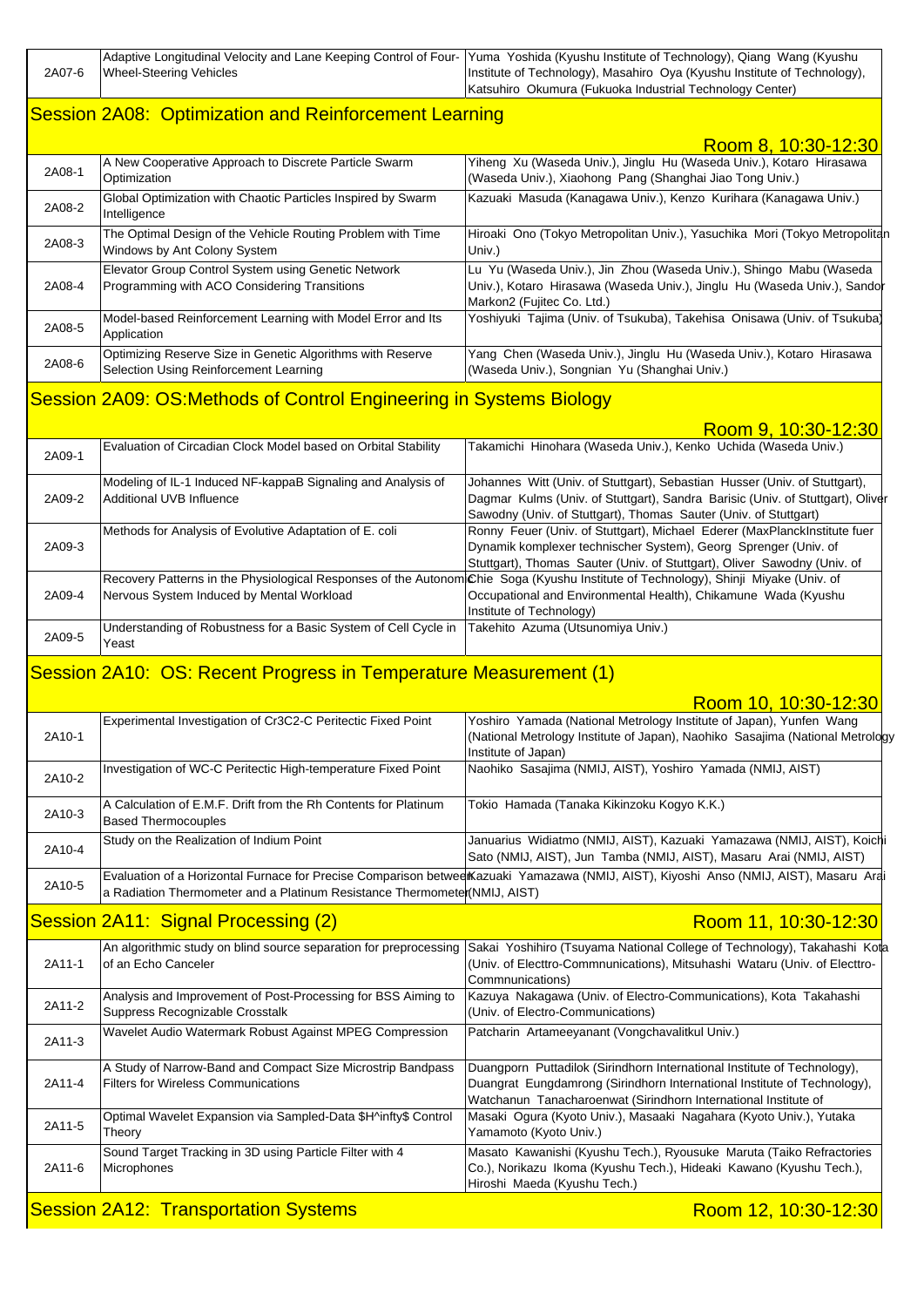| | | |
|---|---|---|
| 2A07-6 | Adaptive Longitudinal Velocity and Lane Keeping Control of Four-Wheel-Steering Vehicles | Yuma Yoshida (Kyushu Institute of Technology), Qiang Wang (Kyushu Institute of Technology), Masahiro Oya (Kyushu Institute of Technology), Katsuhiro Okumura (Fukuoka Industrial Technology Center) |

## Session 2A08: Optimization and Reinforcement Learning

Room 8, 10:30-12:30

| | | |
|---|---|---|
| 2A08-1 | A New Cooperative Approach to Discrete Particle Swarm Optimization | Yiheng Xu (Waseda Univ.), Jinglu Hu (Waseda Univ.), Kotaro Hirasawa (Waseda Univ.), Xiaohong Pang (Shanghai Jiao Tong Univ.) |
| 2A08-2 | Global Optimization with Chaotic Particles Inspired by Swarm Intelligence | Kazuaki Masuda (Kanagawa Univ.), Kenzo Kurihara (Kanagawa Univ.) |
| 2A08-3 | The Optimal Design of the Vehicle Routing Problem with Time Windows by Ant Colony System | Hiroaki Ono (Tokyo Metropolitan Univ.), Yasuchika Mori (Tokyo Metropolitan Univ.) |
| 2A08-4 | Elevator Group Control System using Genetic Network Programming with ACO Considering Transitions | Lu Yu (Waseda Univ.), Jin Zhou (Waseda Univ.), Shingo Mabu (Waseda Univ.), Kotaro Hirasawa (Waseda Univ.), Jinglu Hu (Waseda Univ.), Sandor Markon2 (Fujitec Co. Ltd.) |
| 2A08-5 | Model-based Reinforcement Learning with Model Error and Its Application | Yoshiyuki Tajima (Univ. of Tsukuba), Takehisa Onisawa (Univ. of Tsukuba) |
| 2A08-6 | Optimizing Reserve Size in Genetic Algorithms with Reserve Selection Using Reinforcement Learning | Yang Chen (Waseda Univ.), Jinglu Hu (Waseda Univ.), Kotaro Hirasawa (Waseda Univ.), Songnian Yu (Shanghai Univ.) |

## Session 2A09: OS:Methods of Control Engineering in Systems Biology

Room 9, 10:30-12:30

| | | |
|---|---|---|
| 2A09-1 | Evaluation of Circadian Clock Model based on Orbital Stability | Takamichi Hinohara (Waseda Univ.), Kenko Uchida (Waseda Univ.) |
| 2A09-2 | Modeling of IL-1 Induced NF-kappaB Signaling and Analysis of Additional UVB Influence | Johannes Witt (Univ. of Stuttgart), Sebastian Husser (Univ. of Stuttgart), Dagmar Kulms (Univ. of Stuttgart), Sandra Barisic (Univ. of Stuttgart), Oliver Sawodny (Univ. of Stuttgart), Thomas Sauter (Univ. of Stuttgart) |
| 2A09-3 | Methods for Analysis of Evolutive Adaptation of E. coli | Ronny Feuer (Univ. of Stuttgart), Michael Ederer (MaxPlanckInstitute fuer Dynamik komplexer technischer System), Georg Sprenger (Univ. of Stuttgart), Thomas Sauter (Univ. of Stuttgart), Oliver Sawodny (Univ. of |
| 2A09-4 | Recovery Patterns in the Physiological Responses of the Autonomic Nervous System Induced by Mental Workload | Chie Soga (Kyushu Institute of Technology), Shinji Miyake (Univ. of Occupational and Environmental Health), Chikamune Wada (Kyushu Institute of Technology) |
| 2A09-5 | Understanding of Robustness for a Basic System of Cell Cycle in Yeast | Takehito Azuma (Utsunomiya Univ.) |

## Session 2A10: OS: Recent Progress in Temperature Measurement (1)

Room 10, 10:30-12:30

| | | |
|---|---|---|
| 2A10-1 | Experimental Investigation of Cr3C2-C Peritectic Fixed Point | Yoshiro Yamada (National Metrology Institute of Japan), Yunfen Wang (National Metrology Institute of Japan), Naohiko Sasajima (National Metrology Institute of Japan) |
| 2A10-2 | Investigation of WC-C Peritectic High-temperature Fixed Point | Naohiko Sasajima (NMIJ, AIST), Yoshiro Yamada (NMIJ, AIST) |
| 2A10-3 | A Calculation of E.M.F. Drift from the Rh Contents for Platinum Based Thermocouples | Tokio Hamada (Tanaka Kikinzoku Kogyo K.K.) |
| 2A10-4 | Study on the Realization of Indium Point | Januarius Widiatmo (NMIJ, AIST), Kazuaki Yamazawa (NMIJ, AIST), Koichi Sato (NMIJ, AIST), Jun Tamba (NMIJ, AIST), Masaru Arai (NMIJ, AIST) |
| 2A10-5 | Evaluation of a Horizontal Furnace for Precise Comparison between a Radiation Thermometer and a Platinum Resistance Thermometer | Kazuaki Yamazawa (NMIJ, AIST), Kiyoshi Anso (NMIJ, AIST), Masaru Arai (NMIJ, AIST) |

## Session 2A11: Signal Processing (2)

Room 11, 10:30-12:30

| | | |
|---|---|---|
| 2A11-1 | An algorithmic study on blind source separation for preprocessing of an Echo Canceler | Sakai Yoshihiro (Tsuyama National College of Technology), Takahashi Kota (Univ. of Electtro-Commnunications), Mitsuhashi Wataru (Univ. of Electtro-Commnunications) |
| 2A11-2 | Analysis and Improvement of Post-Processing for BSS Aiming to Suppress Recognizable Crosstalk | Kazuya Nakagawa (Univ. of Electro-Communications), Kota Takahashi (Univ. of Electro-Communications) |
| 2A11-3 | Wavelet Audio Watermark Robust Against MPEG Compression | Patcharin Artameeyanant (Vongchavalitkul Univ.) |
| 2A11-4 | A Study of Narrow-Band and Compact Size Microstrip Bandpass Filters for Wireless Communications | Duangporn Puttadilok (Sirindhorn International Institute of Technology), Duangrat Eungdamrong (Sirindhorn International Institute of Technology), Watchanun Tanacharoenwat (Sirindhorn International Institute of |
| 2A11-5 | Optimal Wavelet Expansion via Sampled-Data $H^\infty$ Control Theory | Masaki Ogura (Kyoto Univ.), Masaaki Nagahara (Kyoto Univ.), Yutaka Yamamoto (Kyoto Univ.) |
| 2A11-6 | Sound Target Tracking in 3D using Particle Filter with 4 Microphones | Masato Kawanishi (Kyushu Tech.), Ryousuke Maruta (Taiko Refractories Co.), Norikazu Ikoma (Kyushu Tech.), Hideaki Kawano (Kyushu Tech.), Hiroshi Maeda (Kyushu Tech.) |

## Session 2A12: Transportation Systems

Room 12, 10:30-12:30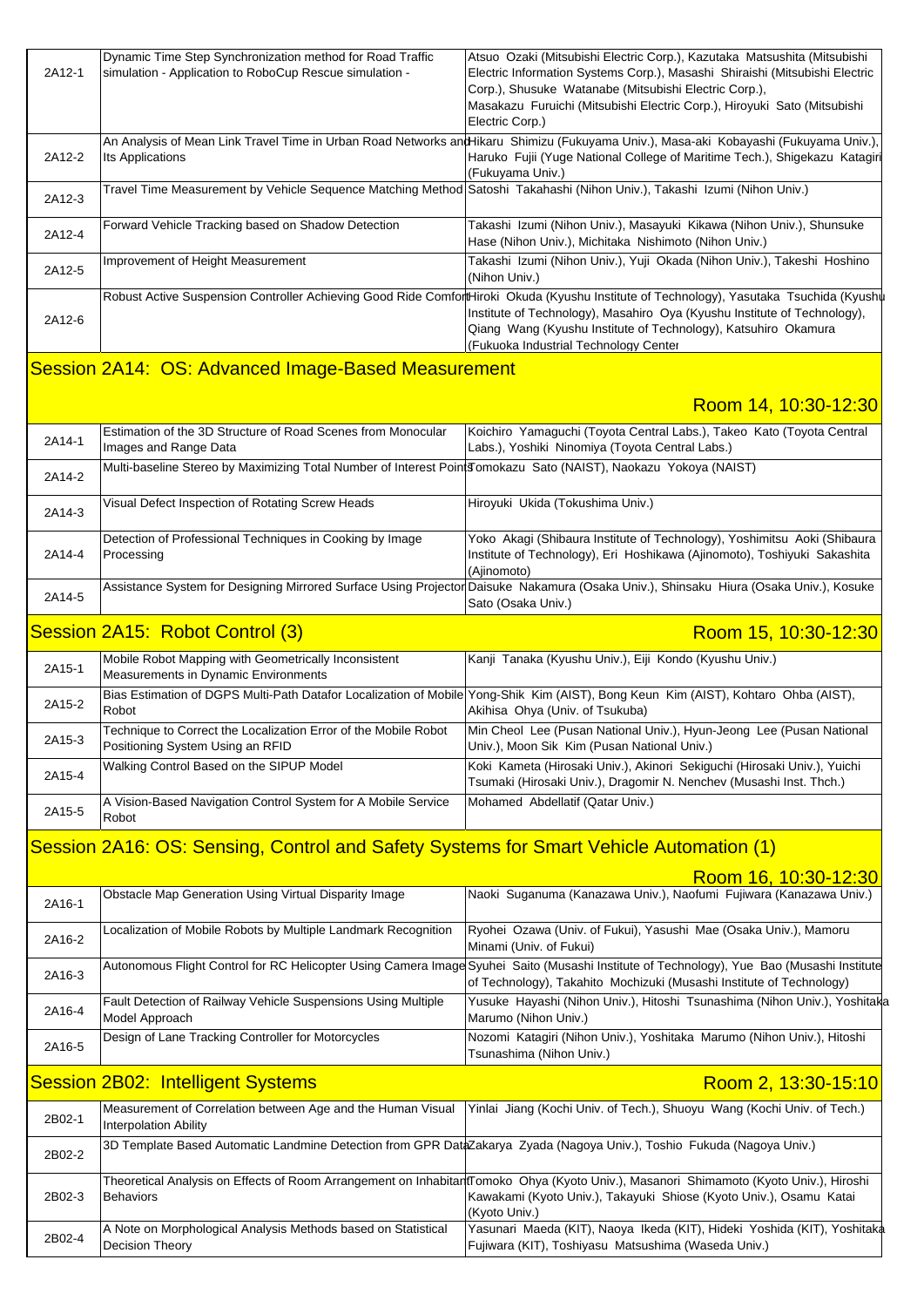| | | |
|---|---|---|
| 2A12-1 | Dynamic Time Step Synchronization method for Road Traffic simulation - Application to RoboCup Rescue simulation - | Atsuo Ozaki (Mitsubishi Electric Corp.), Kazutaka Matsushita (Mitsubishi Electric Information Systems Corp.), Masashi Shiraishi (Mitsubishi Electric Corp.), Shusuke Watanabe (Mitsubishi Electric Corp.), Masakazu Furuichi (Mitsubishi Electric Corp.), Hiroyuki Sato (Mitsubishi Electric Corp.) |
| 2A12-2 | An Analysis of Mean Link Travel Time in Urban Road Networks and Its Applications | Hikaru Shimizu (Fukuyama Univ.), Masa-aki Kobayashi (Fukuyama Univ.), Haruko Fujii (Yuge National College of Maritime Tech.), Shigekazu Katagiri (Fukuyama Univ.) |
| 2A12-3 | Travel Time Measurement by Vehicle Sequence Matching Method | Satoshi Takahashi (Nihon Univ.), Takashi Izumi (Nihon Univ.) |
| 2A12-4 | Forward Vehicle Tracking based on Shadow Detection | Takashi Izumi (Nihon Univ.), Masayuki Kikawa (Nihon Univ.), Shunsuke Hase (Nihon Univ.), Michitaka Nishimoto (Nihon Univ.) |
| 2A12-5 | Improvement of Height Measurement | Takashi Izumi (Nihon Univ.), Yuji Okada (Nihon Univ.), Takeshi Hoshino (Nihon Univ.) |
| 2A12-6 | Robust Active Suspension Controller Achieving Good Ride Comfort | Hiroki Okuda (Kyushu Institute of Technology), Yasutaka Tsuchida (Kyushu Institute of Technology), Masahiro Oya (Kyushu Institute of Technology), Qiang Wang (Kyushu Institute of Technology), Katsuhiro Okamura (Fukuoka Industrial Technology Center |

## Session 2A14: OS: Advanced Image-Based Measurement

Room 14, 10:30-12:30

| | | |
|---|---|---|
| 2A14-1 | Estimation of the 3D Structure of Road Scenes from Monocular Images and Range Data | Koichiro Yamaguchi (Toyota Central Labs.), Takeo Kato (Toyota Central Labs.), Yoshiki Ninomiya (Toyota Central Labs.) |
| 2A14-2 | Multi-baseline Stereo by Maximizing Total Number of Interest Points | Tomokazu Sato (NAIST), Naokazu Yokoya (NAIST) |
| 2A14-3 | Visual Defect Inspection of Rotating Screw Heads | Hiroyuki Ukida (Tokushima Univ.) |
| 2A14-4 | Detection of Professional Techniques in Cooking by Image Processing | Yoko Akagi (Shibaura Institute of Technology), Yoshimitsu Aoki (Shibaura Institute of Technology), Eri Hoshikawa (Ajinomoto), Toshiyuki Sakashita (Ajinomoto) |
| 2A14-5 | Assistance System for Designing Mirrored Surface Using Projector | Daisuke Nakamura (Osaka Univ.), Shinsaku Hiura (Osaka Univ.), Kosuke Sato (Osaka Univ.) |

## Session 2A15: Robot Control (3)

Room 15, 10:30-12:30

| | | |
|---|---|---|
| 2A15-1 | Mobile Robot Mapping with Geometrically Inconsistent Measurements in Dynamic Environments | Kanji Tanaka (Kyushu Univ.), Eiji Kondo (Kyushu Univ.) |
| 2A15-2 | Bias Estimation of DGPS Multi-Path Datafor Localization of Mobile Robot | Yong-Shik Kim (AIST), Bong Keun Kim (AIST), Kohtaro Ohba (AIST), Akihisa Ohya (Univ. of Tsukuba) |
| 2A15-3 | Technique to Correct the Localization Error of the Mobile Robot Positioning System Using an RFID | Min Cheol Lee (Pusan National Univ.), Hyun-Jeong Lee (Pusan National Univ.), Moon Sik Kim (Pusan National Univ.) |
| 2A15-4 | Walking Control Based on the SIPUP Model | Koki Kameta (Hirosaki Univ.), Akinori Sekiguchi (Hirosaki Univ.), Yuichi Tsumaki (Hirosaki Univ.), Dragomir N. Nenchev (Musashi Inst. Thch.) |
| 2A15-5 | A Vision-Based Navigation Control System for A Mobile Service Robot | Mohamed Abdellatif (Qatar Univ.) |

## Session 2A16: OS: Sensing, Control and Safety Systems for Smart Vehicle Automation (1)

Room 16, 10:30-12:30

| | | |
|---|---|---|
| 2A16-1 | Obstacle Map Generation Using Virtual Disparity Image | Naoki Suganuma (Kanazawa Univ.), Naofumi Fujiwara (Kanazawa Univ.) |
| 2A16-2 | Localization of Mobile Robots by Multiple Landmark Recognition | Ryohei Ozawa (Univ. of Fukui), Yasushi Mae (Osaka Univ.), Mamoru Minami (Univ. of Fukui) |
| 2A16-3 | Autonomous Flight Control for RC Helicopter Using Camera Image | Syuhei Saito (Musashi Institute of Technology), Yue Bao (Musashi Institute of Technology), Takahito Mochizuki (Musashi Institute of Technology) |
| 2A16-4 | Fault Detection of Railway Vehicle Suspensions Using Multiple Model Approach | Yusuke Hayashi (Nihon Univ.), Hitoshi Tsunashima (Nihon Univ.), Yoshitaka Marumo (Nihon Univ.) |
| 2A16-5 | Design of Lane Tracking Controller for Motorcycles | Nozomi Katagiri (Nihon Univ.), Yoshitaka Marumo (Nihon Univ.), Hitoshi Tsunashima (Nihon Univ.) |

## Session 2B02: Intelligent Systems

Room 2, 13:30-15:10

| | | |
|---|---|---|
| 2B02-1 | Measurement of Correlation between Age and the Human Visual Interpolation Ability | Yinlai Jiang (Kochi Univ. of Tech.), Shuoyu Wang (Kochi Univ. of Tech.) |
| 2B02-2 | 3D Template Based Automatic Landmine Detection from GPR Data | Zakarya Zyada (Nagoya Univ.), Toshio Fukuda (Nagoya Univ.) |
| 2B02-3 | Theoretical Analysis on Effects of Room Arrangement on Inhabitant Behaviors | Tomoko Ohya (Kyoto Univ.), Masanori Shimamoto (Kyoto Univ.), Hiroshi Kawakami (Kyoto Univ.), Takayuki Shiose (Kyoto Univ.), Osamu Katai (Kyoto Univ.) |
| 2B02-4 | A Note on Morphological Analysis Methods based on Statistical Decision Theory | Yasunari Maeda (KIT), Naoya Ikeda (KIT), Hideki Yoshida (KIT), Yoshitaka Fujiwara (KIT), Toshiyasu Matsushima (Waseda Univ.) |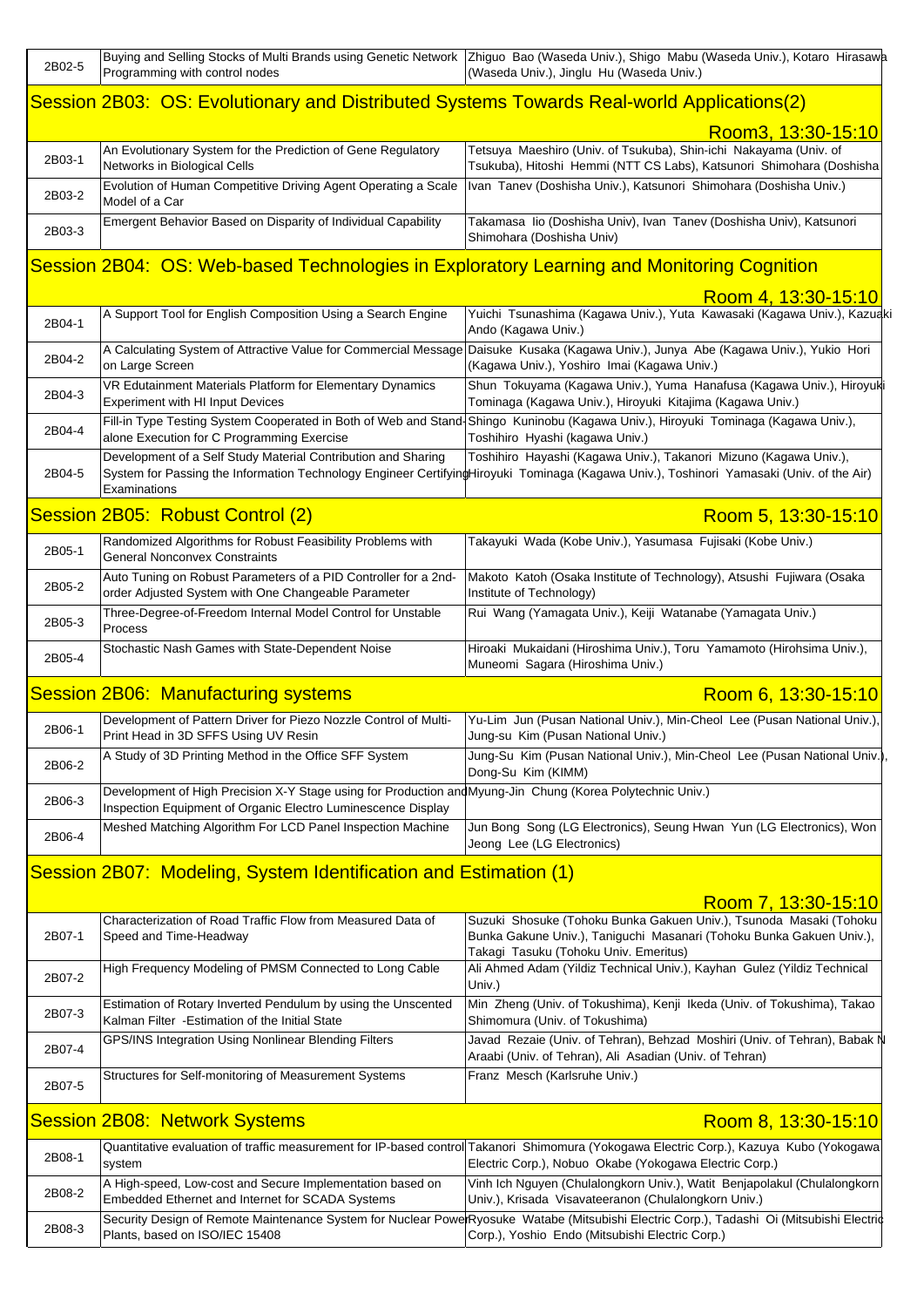| | | |
|---|---|---|
| 2B02-5 | Buying and Selling Stocks of Multi Brands using Genetic Network Programming with control nodes | Zhiguo Bao (Waseda Univ.), Shigo Mabu (Waseda Univ.), Kotaro Hirasawa (Waseda Univ.), Jinglu Hu (Waseda Univ.) |

## Session 2B03: OS: Evolutionary and Distributed Systems Towards Real-world Applications(2)

Room3, 13:30-15:10

| | | |
|---|---|---|
| 2B03-1 | An Evolutionary System for the Prediction of Gene Regulatory Networks in Biological Cells | Tetsuya Maeshiro (Univ. of Tsukuba), Shin-ichi Nakayama (Univ. of Tsukuba), Hitoshi Hemmi (NTT CS Labs), Katsunori Shimohara (Doshisha |
| 2B03-2 | Evolution of Human Competitive Driving Agent Operating a Scale Model of a Car | Ivan Tanev (Doshisha Univ.), Katsunori Shimohara (Doshisha Univ.) |
| 2B03-3 | Emergent Behavior Based on Disparity of Individual Capability | Takamasa Iio (Doshisha Univ), Ivan Tanev (Doshisha Univ), Katsunori Shimohara (Doshisha Univ) |

## Session 2B04: OS: Web-based Technologies in Exploratory Learning and Monitoring Cognition

Room 4, 13:30-15:10

| | | |
|---|---|---|
| 2B04-1 | A Support Tool for English Composition Using a Search Engine | Yuichi Tsunashima (Kagawa Univ.), Yuta Kawasaki (Kagawa Univ.), Kazuaki Ando (Kagawa Univ.) |
| 2B04-2 | A Calculating System of Attractive Value for Commercial Message on Large Screen | Daisuke Kusaka (Kagawa Univ.), Junya Abe (Kagawa Univ.), Yukio Hori (Kagawa Univ.), Yoshiro Imai (Kagawa Univ.) |
| 2B04-3 | VR Edutainment Materials Platform for Elementary Dynamics Experiment with HI Input Devices | Shun Tokuyama (Kagawa Univ.), Yuma Hanafusa (Kagawa Univ.), Hiroyuki Tominaga (Kagawa Univ.), Hiroyuki Kitajima (Kagawa Univ.) |
| 2B04-4 | Fill-in Type Testing System Cooperated in Both of Web and Stand-alone Execution for C Programming Exercise | Shingo Kuninobu (Kagawa Univ.), Hiroyuki Tominaga (Kagawa Univ.), Toshihiro Hyashi (kagawa Univ.) |
| 2B04-5 | Development of a Self Study Material Contribution and Sharing System for Passing the Information Technology Engineer Certifying Examinations | Toshihiro Hayashi (Kagawa Univ.), Takanori Mizuno (Kagawa Univ.), Hiroyuki Tominaga (Kagawa Univ.), Toshinori Yamasaki (Univ. of the Air) |

## Session 2B05: Robust Control (2)

Room 5, 13:30-15:10

| | | |
|---|---|---|
| 2B05-1 | Randomized Algorithms for Robust Feasibility Problems with General Nonconvex Constraints | Takayuki Wada (Kobe Univ.), Yasumasa Fujisaki (Kobe Univ.) |
| 2B05-2 | Auto Tuning on Robust Parameters of a PID Controller for a 2nd-order Adjusted System with One Changeable Parameter | Makoto Katoh (Osaka Institute of Technology), Atsushi Fujiwara (Osaka Institute of Technology) |
| 2B05-3 | Three-Degree-of-Freedom Internal Model Control for Unstable Process | Rui Wang (Yamagata Univ.), Keiji Watanabe (Yamagata Univ.) |
| 2B05-4 | Stochastic Nash Games with State-Dependent Noise | Hiroaki Mukaidani (Hiroshima Univ.), Toru Yamamoto (Hirohsima Univ.), Muneomi Sagara (Hiroshima Univ.) |

## Session 2B06: Manufacturing systems

Room 6, 13:30-15:10

| | | |
|---|---|---|
| 2B06-1 | Development of Pattern Driver for Piezo Nozzle Control of Multi-Print Head in 3D SFFS Using UV Resin | Yu-Lim Jun (Pusan National Univ.), Min-Cheol Lee (Pusan National Univ.), Jung-su Kim (Pusan National Univ.) |
| 2B06-2 | A Study of 3D Printing Method in the Office SFF System | Jung-Su Kim (Pusan National Univ.), Min-Cheol Lee (Pusan National Univ.), Dong-Su Kim (KIMM) |
| 2B06-3 | Development of High Precision X-Y Stage using for Production and Inspection Equipment of Organic Electro Luminescence Display | Myung-Jin Chung (Korea Polytechnic Univ.) |
| 2B06-4 | Meshed Matching Algorithm For LCD Panel Inspection Machine | Jun Bong Song (LG Electronics), Seung Hwan Yun (LG Electronics), Won Jeong Lee (LG Electronics) |

## Session 2B07: Modeling, System Identification and Estimation (1)

Room 7, 13:30-15:10

| | | |
|---|---|---|
| 2B07-1 | Characterization of Road Traffic Flow from Measured Data of Speed and Time-Headway | Suzuki Shosuke (Tohoku Bunka Gakuen Univ.), Tsunoda Masaki (Tohoku Bunka Gakune Univ.), Taniguchi Masanari (Tohoku Bunka Gakuen Univ.), Takagi Tasuku (Tohoku Univ. Emeritus) |
| 2B07-2 | High Frequency Modeling of PMSM Connected to Long Cable | Ali Ahmed Adam (Yildiz Technical Univ.), Kayhan Gulez (Yildiz Technical Univ.) |
| 2B07-3 | Estimation of Rotary Inverted Pendulum by using the Unscented Kalman Filter -Estimation of the Initial State | Min Zheng (Univ. of Tokushima), Kenji Ikeda (Univ. of Tokushima), Takao Shimomura (Univ. of Tokushima) |
| 2B07-4 | GPS/INS Integration Using Nonlinear Blending Filters | Javad Rezaie (Univ. of Tehran), Behzad Moshiri (Univ. of Tehran), Babak N Araabi (Univ. of Tehran), Ali Asadian (Univ. of Tehran) |
| 2B07-5 | Structures for Self-monitoring of Measurement Systems | Franz Mesch (Karlsruhe Univ.) |

## Session 2B08: Network Systems

Room 8, 13:30-15:10

| | | |
|---|---|---|
| 2B08-1 | Quantitative evaluation of traffic measurement for IP-based control system | Takanori Shimomura (Yokogawa Electric Corp.), Kazuya Kubo (Yokogawa Electric Corp.), Nobuo Okabe (Yokogawa Electric Corp.) |
| 2B08-2 | A High-speed, Low-cost and Secure Implementation based on Embedded Ethernet and Internet for SCADA Systems | Vinh Ich Nguyen (Chulalongkorn Univ.), Watit Benjapolakul (Chulalongkorn Univ.), Krisada Visavateeranon (Chulalongkorn Univ.) |
| 2B08-3 | Security Design of Remote Maintenance System for Nuclear Power Plants, based on ISO/IEC 15408 | Ryosuke Watabe (Mitsubishi Electric Corp.), Tadashi Oi (Mitsubishi Electric Corp.), Yoshio Endo (Mitsubishi Electric Corp.) |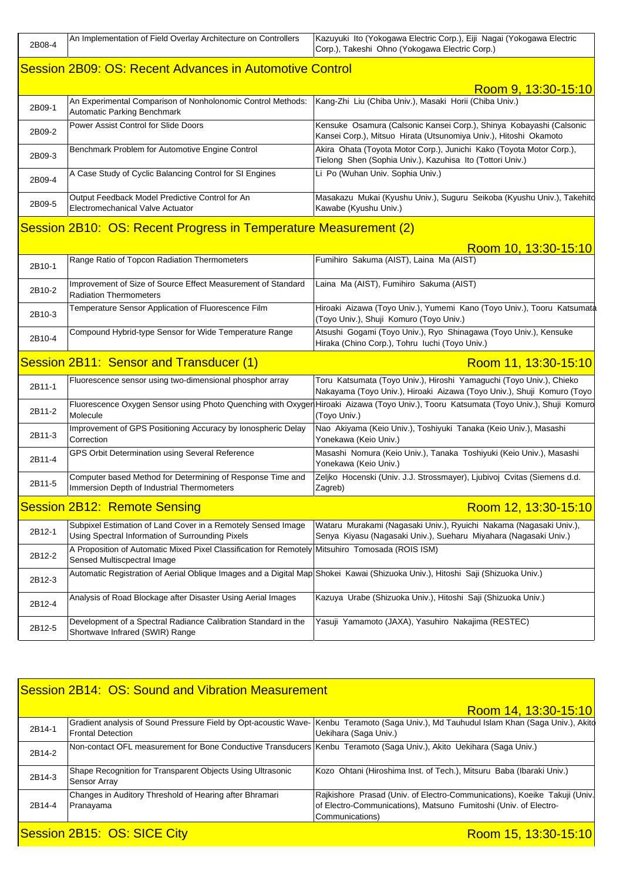| | | |
|---|---|---|
| 2B08-4 | An Implementation of Field Overlay Architecture on Controllers | Kazuyuki Ito (Yokogawa Electric Corp.), Eiji Nagai (Yokogawa Electric Corp.), Takeshi Ohno (Yokogawa Electric Corp.) |

## Session 2B09: OS: Recent Advances in Automotive Control

Room 9, 13:30-15:10

| | | |
|---|---|---|
| 2B09-1 | An Experimental Comparison of Nonholonomic Control Methods: Automatic Parking Benchmark | Kang-Zhi Liu (Chiba Univ.), Masaki Horii (Chiba Univ.) |
| 2B09-2 | Power Assist Control for Slide Doors | Kensuke Osamura (Calsonic Kansei Corp.), Shinya Kobayashi (Calsonic Kansei Corp.), Mitsuo Hirata (Utsunomiya Univ.), Hitoshi Okamoto |
| 2B09-3 | Benchmark Problem for Automotive Engine Control | Akira Ohata (Toyota Motor Corp.), Junichi Kako (Toyota Motor Corp.), Tielong Shen (Sophia Univ.), Kazuhisa Ito (Tottori Univ.) |
| 2B09-4 | A Case Study of Cyclic Balancing Control for SI Engines | Li Po (Wuhan Univ. Sophia Univ.) |
| 2B09-5 | Output Feedback Model Predictive Control for An Electromechanical Valve Actuator | Masakazu Mukai (Kyushu Univ.), Suguru Seikoba (Kyushu Univ.), Takehito Kawabe (Kyushu Univ.) |

## Session 2B10: OS: Recent Progress in Temperature Measurement (2)

Room 10, 13:30-15:10

| | | |
|---|---|---|
| 2B10-1 | Range Ratio of Topcon Radiation Thermometers | Fumihiro Sakuma (AIST), Laina Ma (AIST) |
| 2B10-2 | Improvement of Size of Source Effect Measurement of Standard Radiation Thermometers | Laina Ma (AIST), Fumihiro Sakuma (AIST) |
| 2B10-3 | Temperature Sensor Application of Fluorescence Film | Hiroaki Aizawa (Toyo Univ.), Yumemi Kano (Toyo Univ.), Tooru Katsumata (Toyo Univ.), Shuji Komuro (Toyo Univ.) |
| 2B10-4 | Compound Hybrid-type Sensor for Wide Temperature Range | Atsushi Gogami (Toyo Univ.), Ryo Shinagawa (Toyo Univ.), Kensuke Hiraka (Chino Corp.), Tohru Iuchi (Toyo Univ.) |

## Session 2B11: Sensor and Transducer (1)

Room 11, 13:30-15:10

| | | |
|---|---|---|
| 2B11-1 | Fluorescence sensor using two-dimensional phosphor array | Toru Katsumata (Toyo Univ.), Hiroshi Yamaguchi (Toyo Univ.), Chieko Nakayama (Toyo Univ.), Hiroaki Aizawa (Toyo Univ.), Shuji Komuro (Toyo |
| 2B11-2 | Fluorescence Oxygen Sensor using Photo Quenching with Oxygen Molecule | Hiroaki Aizawa (Toyo Univ.), Tooru Katsumata (Toyo Univ.), Shuji Komuro (Toyo Univ.) |
| 2B11-3 | Improvement of GPS Positioning Accuracy by Ionospheric Delay Correction | Nao Akiyama (Keio Univ.), Toshiyuki Tanaka (Keio Univ.), Masashi Yonekawa (Keio Univ.) |
| 2B11-4 | GPS Orbit Determination using Several Reference | Masashi Nomura (Keio Univ.), Tanaka Toshiyuki (Keio Univ.), Masashi Yonekawa (Keio Univ.) |
| 2B11-5 | Computer based Method for Determining of Response Time and Immersion Depth of Industrial Thermometers | Zeljko Hocenski (Univ. J.J. Strossmayer), Ljubivoj Cvitas (Siemens d.d. Zagreb) |

## Session 2B12: Remote Sensing

Room 12, 13:30-15:10

| | | |
|---|---|---|
| 2B12-1 | Subpixel Estimation of Land Cover in a Remotely Sensed Image Using Spectral Information of Surrounding Pixels | Wataru Murakami (Nagasaki Univ.), Ryuichi Nakama (Nagasaki Univ.), Senya Kiyasu (Nagasaki Univ.), Sueharu Miyahara (Nagasaki Univ.) |
| 2B12-2 | A Proposition of Automatic Mixed Pixel Classification for Remotely Sensed Multiscpectral Image | Mitsuhiro Tomosada (ROIS ISM) |
| 2B12-3 | Automatic Registration of Aerial Oblique Images and a Digital Map | Shokei Kawai (Shizuoka Univ.), Hitoshi Saji (Shizuoka Univ.) |
| 2B12-4 | Analysis of Road Blockage after Disaster Using Aerial Images | Kazuya Urabe (Shizuoka Univ.), Hitoshi Saji (Shizuoka Univ.) |
| 2B12-5 | Development of a Spectral Radiance Calibration Standard in the Shortwave Infrared (SWIR) Range | Yasuji Yamamoto (JAXA), Yasuhiro Nakajima (RESTEC) |

## Session 2B14: OS: Sound and Vibration Measurement

Room 14, 13:30-15:10

| | | |
|---|---|---|
| 2B14-1 | Gradient analysis of Sound Pressure Field by Opt-acoustic Wave-Frontal Detection | Kenbu Teramoto (Saga Univ.), Md Tauhudul Islam Khan (Saga Univ.), Akito Uekihara (Saga Univ.) |
| 2B14-2 | Non-contact OFL measurement for Bone Conductive Transducers | Kenbu Teramoto (Saga Univ.), Akito Uekihara (Saga Univ.) |
| 2B14-3 | Shape Recognition for Transparent Objects Using Ultrasonic Sensor Array | Kozo Ohtani (Hiroshima Inst. of Tech.), Mitsuru Baba (Ibaraki Univ.) |
| 2B14-4 | Changes in Auditory Threshold of Hearing after Bhramari Pranayama | Rajkishore Prasad (Univ. of Electro-Communications), Koeike Takuji (Univ. of Electro-Communications), Matsuno Fumitoshi (Univ. of Electro-Communications) |

## Session 2B15: OS: SICE City

Room 15, 13:30-15:10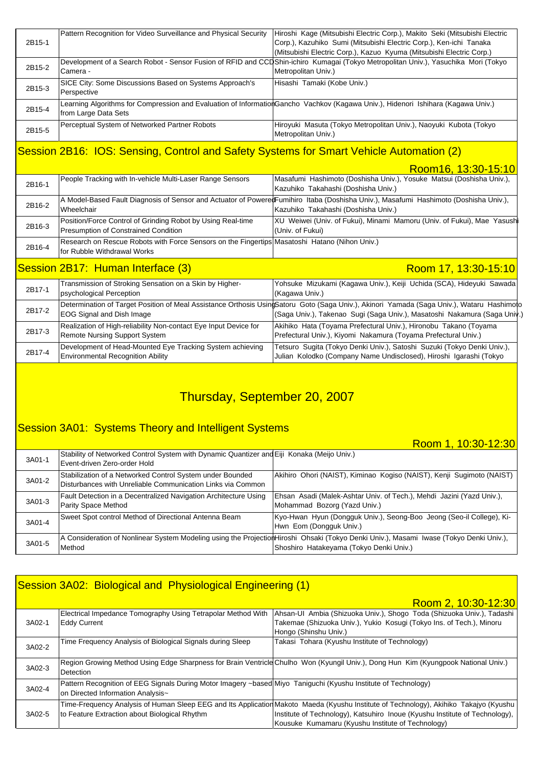| | | |
|---|---|---|
| 2B15-1 | Pattern Recognition for Video Surveillance and Physical Security | Hiroshi Kage (Mitsubishi Electric Corp.), Makito Seki (Mitsubishi Electric Corp.), Kazuhiko Sumi (Mitsubishi Electric Corp.), Ken-ichi Tanaka (Mitsubishi Electric Corp.), Kazuo Kyuma (Mitsubishi Electric Corp.) |
| 2B15-2 | Development of a Search Robot - Sensor Fusion of RFID and CCD Camera - | Shin-ichiro Kumagai (Tokyo Metropolitan Univ.), Yasuchika Mori (Tokyo Metropolitan Univ.) |
| 2B15-3 | SICE City: Some Discussions Based on Systems Approach's Perspective | Hisashi Tamaki (Kobe Univ.) |
| 2B15-4 | Learning Algorithms for Compression and Evaluation of Information from Large Data Sets | Gancho Vachkov (Kagawa Univ.), Hidenori Ishihara (Kagawa Univ.) |
| 2B15-5 | Perceptual System of Networked Partner Robots | Hiroyuki Masuta (Tokyo Metropolitan Univ.), Naoyuki Kubota (Tokyo Metropolitan Univ.) |

## Session 2B16: IOS: Sensing, Control and Safety Systems for Smart Vehicle Automation (2)

Room16, 13:30-15:10

| | | |
|---|---|---|
| 2B16-1 | People Tracking with In-vehicle Multi-Laser Range Sensors | Masafumi Hashimoto (Doshisha Univ.), Yosuke Matsui (Doshisha Univ.), Kazuhiko Takahashi (Doshisha Univ.) |
| 2B16-2 | A Model-Based Fault Diagnosis of Sensor and Actuator of Powered Wheelchair | Fumihiro Itaba (Doshisha Univ.), Masafumi Hashimoto (Doshisha Univ.), Kazuhiko Takahashi (Doshisha Univ.) |
| 2B16-3 | Position/Force Control of Grinding Robot by Using Real-time Presumption of Constrained Condition | XU Weiwei (Univ. of Fukui), Minami Mamoru (Univ. of Fukui), Mae Yasushi (Univ. of Fukui) |
| 2B16-4 | Research on Rescue Robots with Force Sensors on the Fingertips for Rubble Withdrawal Works | Masatoshi Hatano (Nihon Univ.) |

## Session 2B17: Human Interface (3)

Room 17, 13:30-15:10

| | | |
|---|---|---|
| 2B17-1 | Transmission of Stroking Sensation on a Skin by Higher-psychological Perception | Yohsuke Mizukami (Kagawa Univ.), Keiji Uchida (SCA), Hideyuki Sawada (Kagawa Univ.) |
| 2B17-2 | Determination of Target Position of Meal Assistance Orthosis Using EOG Signal and Dish Image | Satoru Goto (Saga Univ.), Akinori Yamada (Saga Univ.), Wataru Hashimoto (Saga Univ.), Takenao Sugi (Saga Univ.), Masatoshi Nakamura (Saga Univ.) |
| 2B17-3 | Realization of High-reliability Non-contact Eye Input Device for Remote Nursing Support System | Akihiko Hata (Toyama Prefectural Univ.), Hironobu Takano (Toyama Prefectural Univ.), Kiyomi Nakamura (Toyama Prefectural Univ.) |
| 2B17-4 | Development of Head-Mounted Eye Tracking System achieving Environmental Recognition Ability | Tetsuro Sugita (Tokyo Denki Univ.), Satoshi Suzuki (Tokyo Denki Univ.), Julian Kolodko (Company Name Undisclosed), Hiroshi Igarashi (Tokyo |

# Thursday, September 20, 2007

## Session 3A01: Systems Theory and Intelligent Systems

Room 1, 10:30-12:30

| | | |
|---|---|---|
| 3A01-1 | Stability of Networked Control System with Dynamic Quantizer and Event-driven Zero-order Hold | Eiji Konaka (Meijo Univ.) |
| 3A01-2 | Stabilization of a Networked Control System under Bounded Disturbances with Unreliable Communication Links via Common | Akihiro Ohori (NAIST), Kiminao Kogiso (NAIST), Kenji Sugimoto (NAIST) |
| 3A01-3 | Fault Detection in a Decentralized Navigation Architecture Using Parity Space Method | Ehsan Asadi (Malek-Ashtar Univ. of Tech.), Mehdi Jazini (Yazd Univ.), Mohammad Bozorg (Yazd Univ.) |
| 3A01-4 | Sweet Spot control Method of Directional Antenna Beam | Kyo-Hwan Hyun (Dongguk Univ.), Seong-Boo Jeong (Seo-il College), Ki-Hwn Eom (Dongguk Univ.) |
| 3A01-5 | A Consideration of Nonlinear System Modeling using the Projection Method | Hiroshi Ohsaki (Tokyo Denki Univ.), Masami Iwase (Tokyo Denki Univ.), Shoshiro Hatakeyama (Tokyo Denki Univ.) |

## Session 3A02: Biological and Physiological Engineering (1)

Room 2, 10:30-12:30

| | | |
|---|---|---|
| 3A02-1 | Electrical Impedance Tomography Using Tetrapolar Method With Eddy Current | Ahsan-Ul Ambia (Shizuoka Univ.), Shogo Toda (Shizuoka Univ.), Tadashi Takemae (Shizuoka Univ.), Yukio Kosugi (Tokyo Ins. of Tech.), Minoru Hongo (Shinshu Univ.) |
| 3A02-2 | Time Frequency Analysis of Biological Signals during Sleep | Takasi Tohara (Kyushu Institute of Technology) |
| 3A02-3 | Region Growing Method Using Edge Sharpness for Brain Ventricle Detection | Chulho Won (Kyungil Univ.), Dong Hun Kim (Kyungpook National Univ.) |
| 3A02-4 | Pattern Recognition of EEG Signals During Motor Imagery ~based on Directed Information Analysis~ | Miyo Taniguchi (Kyushu Institute of Technology) |
| 3A02-5 | Time-Frequency Analysis of Human Sleep EEG and Its Application to Feature Extraction about Biological Rhythm | Makoto Maeda (Kyushu Institute of Technology), Akihiko Takajyo (Kyushu Institute of Technology), Katsuhiro Inoue (Kyushu Institute of Technology), Kousuke Kumamaru (Kyushu Institute of Technology) |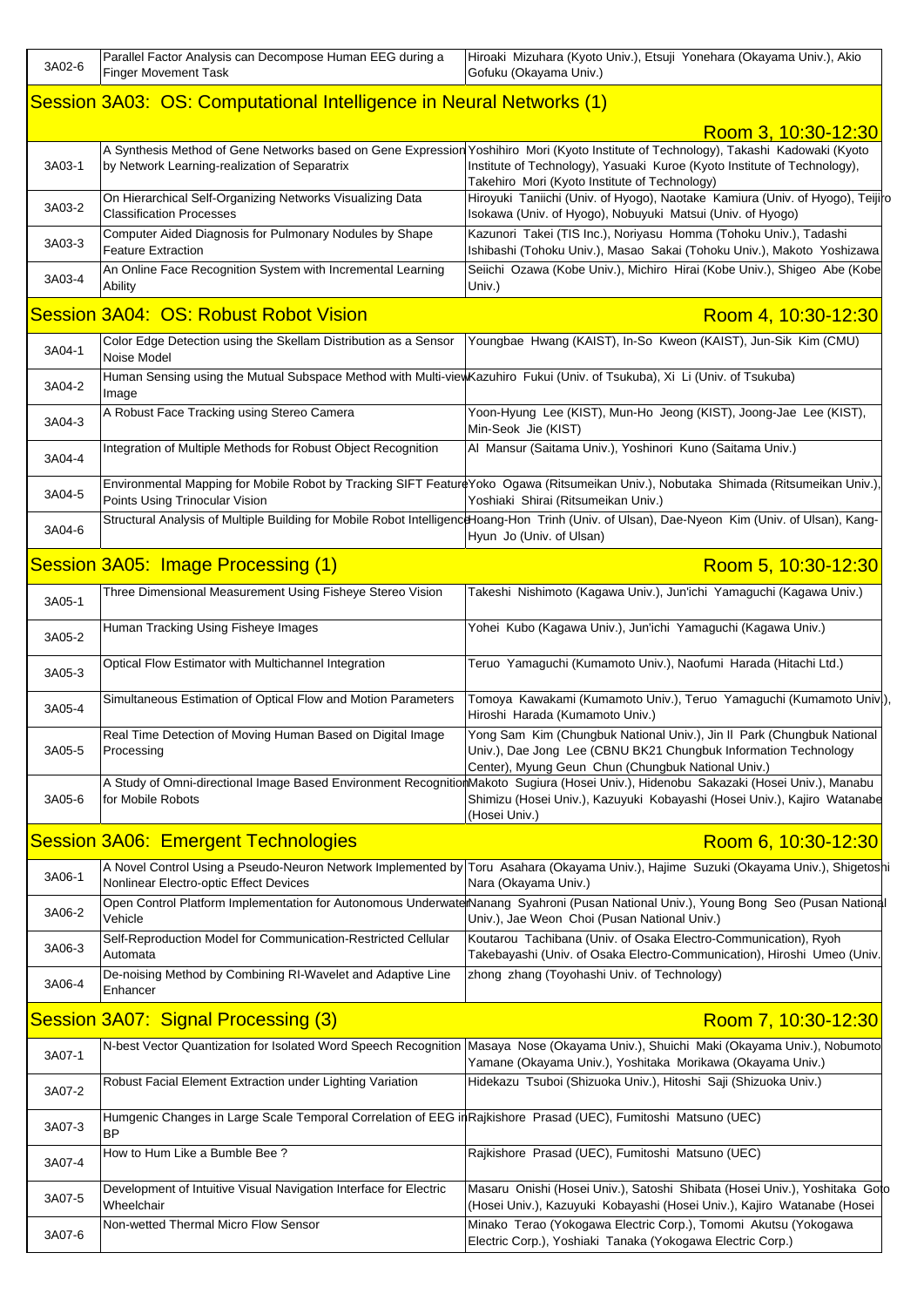| | | |
|---|---|---|
| 3A02-6 | Parallel Factor Analysis can Decompose Human EEG during a Finger Movement Task | Hiroaki Mizuhara (Kyoto Univ.), Etsuji Yonehara (Okayama Univ.), Akio Gofuku (Okayama Univ.) |

## Session 3A03: OS: Computational Intelligence in Neural Networks (1)

Room 3, 10:30-12:30

| | | |
|---|---|---|
| 3A03-1 | A Synthesis Method of Gene Networks based on Gene Expression by Network Learning-realization of Separatrix | Yoshihiro Mori (Kyoto Institute of Technology), Takashi Kadowaki (Kyoto Institute of Technology), Yasuaki Kuroe (Kyoto Institute of Technology), Takehiro Mori (Kyoto Institute of Technology) |
| 3A03-2 | On Hierarchical Self-Organizing Networks Visualizing Data Classification Processes | Hiroyuki Taniichi (Univ. of Hyogo), Naotake Kamiura (Univ. of Hyogo), Teijiro Isokawa (Univ. of Hyogo), Nobuyuki Matsui (Univ. of Hyogo) |
| 3A03-3 | Computer Aided Diagnosis for Pulmonary Nodules by Shape Feature Extraction | Kazunori Takei (TIS Inc.), Noriyasu Homma (Tohoku Univ.), Tadashi Ishibashi (Tohoku Univ.), Masao Sakai (Tohoku Univ.), Makoto Yoshizawa |
| 3A03-4 | An Online Face Recognition System with Incremental Learning Ability | Seiichi Ozawa (Kobe Univ.), Michiro Hirai (Kobe Univ.), Shigeo Abe (Kobe Univ.) |

## Session 3A04: OS: Robust Robot Vision

Room 4, 10:30-12:30

| | | |
|---|---|---|
| 3A04-1 | Color Edge Detection using the Skellam Distribution as a Sensor Noise Model | Youngbae Hwang (KAIST), In-So Kweon (KAIST), Jun-Sik Kim (CMU) |
| 3A04-2 | Human Sensing using the Mutual Subspace Method with Multi-view Image | Kazuhiro Fukui (Univ. of Tsukuba), Xi Li (Univ. of Tsukuba) |
| 3A04-3 | A Robust Face Tracking using Stereo Camera | Yoon-Hyung Lee (KIST), Mun-Ho Jeong (KIST), Joong-Jae Lee (KIST), Min-Seok Jie (KIST) |
| 3A04-4 | Integration of Multiple Methods for Robust Object Recognition | Al Mansur (Saitama Univ.), Yoshinori Kuno (Saitama Univ.) |
| 3A04-5 | Environmental Mapping for Mobile Robot by Tracking SIFT Feature Points Using Trinocular Vision | Yoko Ogawa (Ritsumeikan Univ.), Nobutaka Shimada (Ritsumeikan Univ.), Yoshiaki Shirai (Ritsumeikan Univ.) |
| 3A04-6 | Structural Analysis of Multiple Building for Mobile Robot Intelligence | Hoang-Hon Trinh (Univ. of Ulsan), Dae-Nyeon Kim (Univ. of Ulsan), Kang-Hyun Jo (Univ. of Ulsan) |

## Session 3A05: Image Processing (1)

Room 5, 10:30-12:30

| | | |
|---|---|---|
| 3A05-1 | Three Dimensional Measurement Using Fisheye Stereo Vision | Takeshi Nishimoto (Kagawa Univ.), Jun'ichi Yamaguchi (Kagawa Univ.) |
| 3A05-2 | Human Tracking Using Fisheye Images | Yohei Kubo (Kagawa Univ.), Jun'ichi Yamaguchi (Kagawa Univ.) |
| 3A05-3 | Optical Flow Estimator with Multichannel Integration | Teruo Yamaguchi (Kumamoto Univ.), Naofumi Harada (Hitachi Ltd.) |
| 3A05-4 | Simultaneous Estimation of Optical Flow and Motion Parameters | Tomoya Kawakami (Kumamoto Univ.), Teruo Yamaguchi (Kumamoto Univ.), Hiroshi Harada (Kumamoto Univ.) |
| 3A05-5 | Real Time Detection of Moving Human Based on Digital Image Processing | Yong Sam Kim (Chungbuk National Univ.), Jin Il Park (Chungbuk National Univ.), Dae Jong Lee (CBNU BK21 Chungbuk Information Technology Center), Myung Geun Chun (Chungbuk National Univ.) |
| 3A05-6 | A Study of Omni-directional Image Based Environment Recognition for Mobile Robots | Makoto Sugiura (Hosei Univ.), Hidenobu Sakazaki (Hosei Univ.), Manabu Shimizu (Hosei Univ.), Kazuyuki Kobayashi (Hosei Univ.), Kajiro Watanabe (Hosei Univ.) |

## Session 3A06: Emergent Technologies

Room 6, 10:30-12:30

| | | |
|---|---|---|
| 3A06-1 | A Novel Control Using a Pseudo-Neuron Network Implemented by Nonlinear Electro-optic Effect Devices | Toru Asahara (Okayama Univ.), Hajime Suzuki (Okayama Univ.), Shigetoshi Nara (Okayama Univ.) |
| 3A06-2 | Open Control Platform Implementation for Autonomous Underwater Vehicle | Nanang Syahroni (Pusan National Univ.), Young Bong Seo (Pusan National Univ.), Jae Weon Choi (Pusan National Univ.) |
| 3A06-3 | Self-Reproduction Model for Communication-Restricted Cellular Automata | Koutarou Tachibana (Univ. of Osaka Electro-Communication), Ryoh Takebayashi (Univ. of Osaka Electro-Communication), Hiroshi Umeo (Univ. |
| 3A06-4 | De-noising Method by Combining RI-Wavelet and Adaptive Line Enhancer | zhong zhang (Toyohashi Univ. of Technology) |

## Session 3A07: Signal Processing (3)

Room 7, 10:30-12:30

| | | |
|---|---|---|
| 3A07-1 | N-best Vector Quantization for Isolated Word Speech Recognition | Masaya Nose (Okayama Univ.), Shuichi Maki (Okayama Univ.), Nobumoto Yamane (Okayama Univ.), Yoshitaka Morikawa (Okayama Univ.) |
| 3A07-2 | Robust Facial Element Extraction under Lighting Variation | Hidekazu Tsuboi (Shizuoka Univ.), Hitoshi Saji (Shizuoka Univ.) |
| 3A07-3 | Humgenic Changes in Large Scale Temporal Correlation of EEG in BP | Rajkishore Prasad (UEC), Fumitoshi Matsuno (UEC) |
| 3A07-4 | How to Hum Like a Bumble Bee ? | Rajkishore Prasad (UEC), Fumitoshi Matsuno (UEC) |
| 3A07-5 | Development of Intuitive Visual Navigation Interface for Electric Wheelchair | Masaru Onishi (Hosei Univ.), Satoshi Shibata (Hosei Univ.), Yoshitaka Goto (Hosei Univ.), Kazuyuki Kobayashi (Hosei Univ.), Kajiro Watanabe (Hosei |
| 3A07-6 | Non-wetted Thermal Micro Flow Sensor | Minako Terao (Yokogawa Electric Corp.), Tomomi Akutsu (Yokogawa Electric Corp.), Yoshiaki Tanaka (Yokogawa Electric Corp.) |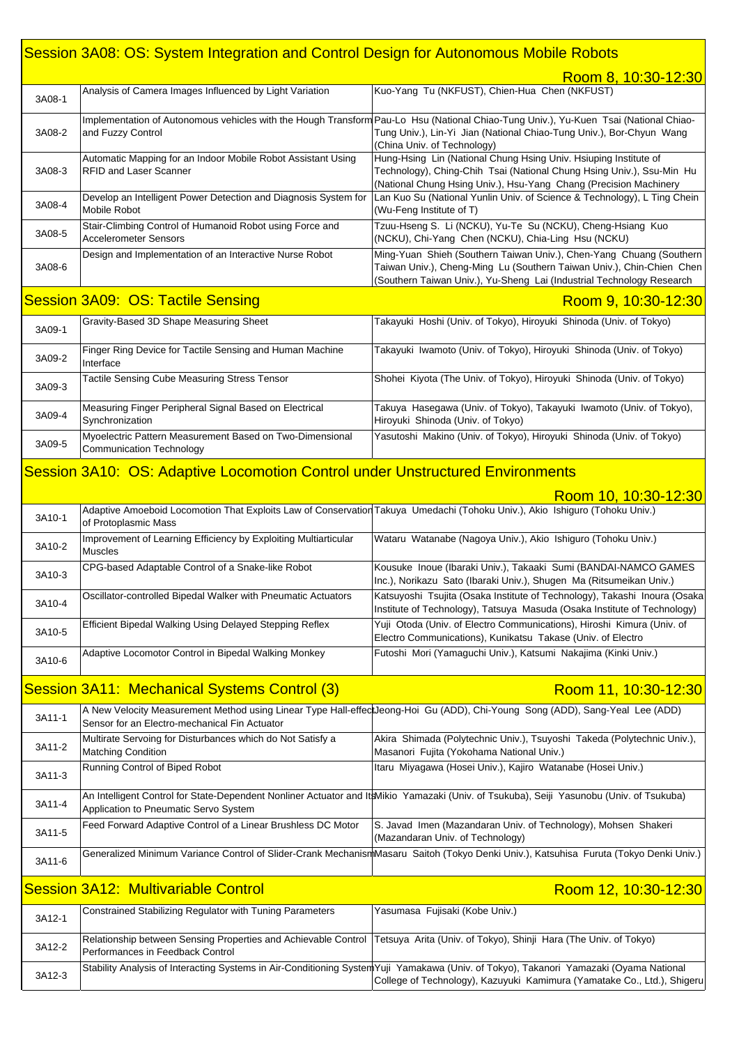## Session 3A08: OS: System Integration and Control Design for Autonomous Mobile Robots

Room 8, 10:30-12:30

| | | |
|---|---|---|
| 3A08-1 | Analysis of Camera Images Influenced by Light Variation | Kuo-Yang Tu (NKFUST), Chien-Hua Chen (NKFUST) |
| 3A08-2 | Implementation of Autonomous vehicles with the Hough Transform and Fuzzy Control | Pau-Lo Hsu (National Chiao-Tung Univ.), Yu-Kuen Tsai (National Chiao-Tung Univ.), Lin-Yi Jian (National Chiao-Tung Univ.), Bor-Chyun Wang (China Univ. of Technology) |
| 3A08-3 | Automatic Mapping for an Indoor Mobile Robot Assistant Using RFID and Laser Scanner | Hung-Hsing Lin (National Chung Hsing Univ. Hsiuping Institute of Technology), Ching-Chih Tsai (National Chung Hsing Univ.), Ssu-Min Hu (National Chung Hsing Univ.), Hsu-Yang Chang (Precision Machinery |
| 3A08-4 | Develop an Intelligent Power Detection and Diagnosis System for Mobile Robot | Lan Kuo Su (National Yunlin Univ. of Science & Technology), L Ting Chein (Wu-Feng Institute of T) |
| 3A08-5 | Stair-Climbing Control of Humanoid Robot using Force and Accelerometer Sensors | Tzuu-Hseng S. Li (NCKU), Yu-Te Su (NCKU), Cheng-Hsiang Kuo (NCKU), Chi-Yang Chen (NCKU), Chia-Ling Hsu (NCKU) |
| 3A08-6 | Design and Implementation of an Interactive Nurse Robot | Ming-Yuan Shieh (Southern Taiwan Univ.), Chen-Yang Chuang (Southern Taiwan Univ.), Cheng-Ming Lu (Southern Taiwan Univ.), Chin-Chien Chen (Southern Taiwan Univ.), Yu-Sheng Lai (Industrial Technology Research |

## Session 3A09: OS: Tactile Sensing

Room 9, 10:30-12:30

| | | |
|---|---|---|
| 3A09-1 | Gravity-Based 3D Shape Measuring Sheet | Takayuki Hoshi (Univ. of Tokyo), Hiroyuki Shinoda (Univ. of Tokyo) |
| 3A09-2 | Finger Ring Device for Tactile Sensing and Human Machine Interface | Takayuki Iwamoto (Univ. of Tokyo), Hiroyuki Shinoda (Univ. of Tokyo) |
| 3A09-3 | Tactile Sensing Cube Measuring Stress Tensor | Shohei Kiyota (The Univ. of Tokyo), Hiroyuki Shinoda (Univ. of Tokyo) |
| 3A09-4 | Measuring Finger Peripheral Signal Based on Electrical Synchronization | Takuya Hasegawa (Univ. of Tokyo), Takayuki Iwamoto (Univ. of Tokyo), Hiroyuki Shinoda (Univ. of Tokyo) |
| 3A09-5 | Myoelectric Pattern Measurement Based on Two-Dimensional Communication Technology | Yasutoshi Makino (Univ. of Tokyo), Hiroyuki Shinoda (Univ. of Tokyo) |

## Session 3A10: OS: Adaptive Locomotion Control under Unstructured Environments

Room 10, 10:30-12:30

| | | |
|---|---|---|
| 3A10-1 | Adaptive Amoeboid Locomotion That Exploits Law of Conservation of Protoplasmic Mass | Takuya Umedachi (Tohoku Univ.), Akio Ishiguro (Tohoku Univ.) |
| 3A10-2 | Improvement of Learning Efficiency by Exploiting Multiarticular Muscles | Wataru Watanabe (Nagoya Univ.), Akio Ishiguro (Tohoku Univ.) |
| 3A10-3 | CPG-based Adaptable Control of a Snake-like Robot | Kousuke Inoue (Ibaraki Univ.), Takaaki Sumi (BANDAI-NAMCO GAMES Inc.), Norikazu Sato (Ibaraki Univ.), Shugen Ma (Ritsumeikan Univ.) |
| 3A10-4 | Oscillator-controlled Bipedal Walker with Pneumatic Actuators | Katsuyoshi Tsujita (Osaka Institute of Technology), Takashi Inoura (Osaka Institute of Technology), Tatsuya Masuda (Osaka Institute of Technology) |
| 3A10-5 | Efficient Bipedal Walking Using Delayed Stepping Reflex | Yuji Otoda (Univ. of Electro Communications), Hiroshi Kimura (Univ. of Electro Communications), Kunikatsu Takase (Univ. of Electro |
| 3A10-6 | Adaptive Locomotor Control in Bipedal Walking Monkey | Futoshi Mori (Yamaguchi Univ.), Katsumi Nakajima (Kinki Univ.) |

## Session 3A11: Mechanical Systems Control (3)

Room 11, 10:30-12:30

| | | |
|---|---|---|
| 3A11-1 | A New Velocity Measurement Method using Linear Type Hall-effect Sensor for an Electro-mechanical Fin Actuator | Jeong-Hoi Gu (ADD), Chi-Young Song (ADD), Sang-Yeal Lee (ADD) |
| 3A11-2 | Multirate Servoing for Disturbances which do Not Satisfy a Matching Condition | Akira Shimada (Polytechnic Univ.), Tsuyoshi Takeda (Polytechnic Univ.), Masanori Fujita (Yokohama National Univ.) |
| 3A11-3 | Running Control of Biped Robot | Itaru Miyagawa (Hosei Univ.), Kajiro Watanabe (Hosei Univ.) |
| 3A11-4 | An Intelligent Control for State-Dependent Nonliner Actuator and Its Application to Pneumatic Servo System | Mikio Yamazaki (Univ. of Tsukuba), Seiji Yasunobu (Univ. of Tsukuba) |
| 3A11-5 | Feed Forward Adaptive Control of a Linear Brushless DC Motor | S. Javad Imen (Mazandaran Univ. of Technology), Mohsen Shakeri (Mazandaran Univ. of Technology) |
| 3A11-6 | Generalized Minimum Variance Control of Slider-Crank Mechanism | Masaru Saitoh (Tokyo Denki Univ.), Katsuhisa Furuta (Tokyo Denki Univ.) |

## Session 3A12: Multivariable Control

Room 12, 10:30-12:30

| | | |
|---|---|---|
| 3A12-1 | Constrained Stabilizing Regulator with Tuning Parameters | Yasumasa Fujisaki (Kobe Univ.) |
| 3A12-2 | Relationship between Sensing Properties and Achievable Control Performances in Feedback Control | Tetsuya Arita (Univ. of Tokyo), Shinji Hara (The Univ. of Tokyo) |
| 3A12-3 | Stability Analysis of Interacting Systems in Air-Conditioning System | Yuji Yamakawa (Univ. of Tokyo), Takanori Yamazaki (Oyama National College of Technology), Kazuyuki Kamimura (Yamatake Co., Ltd.), Shigeru |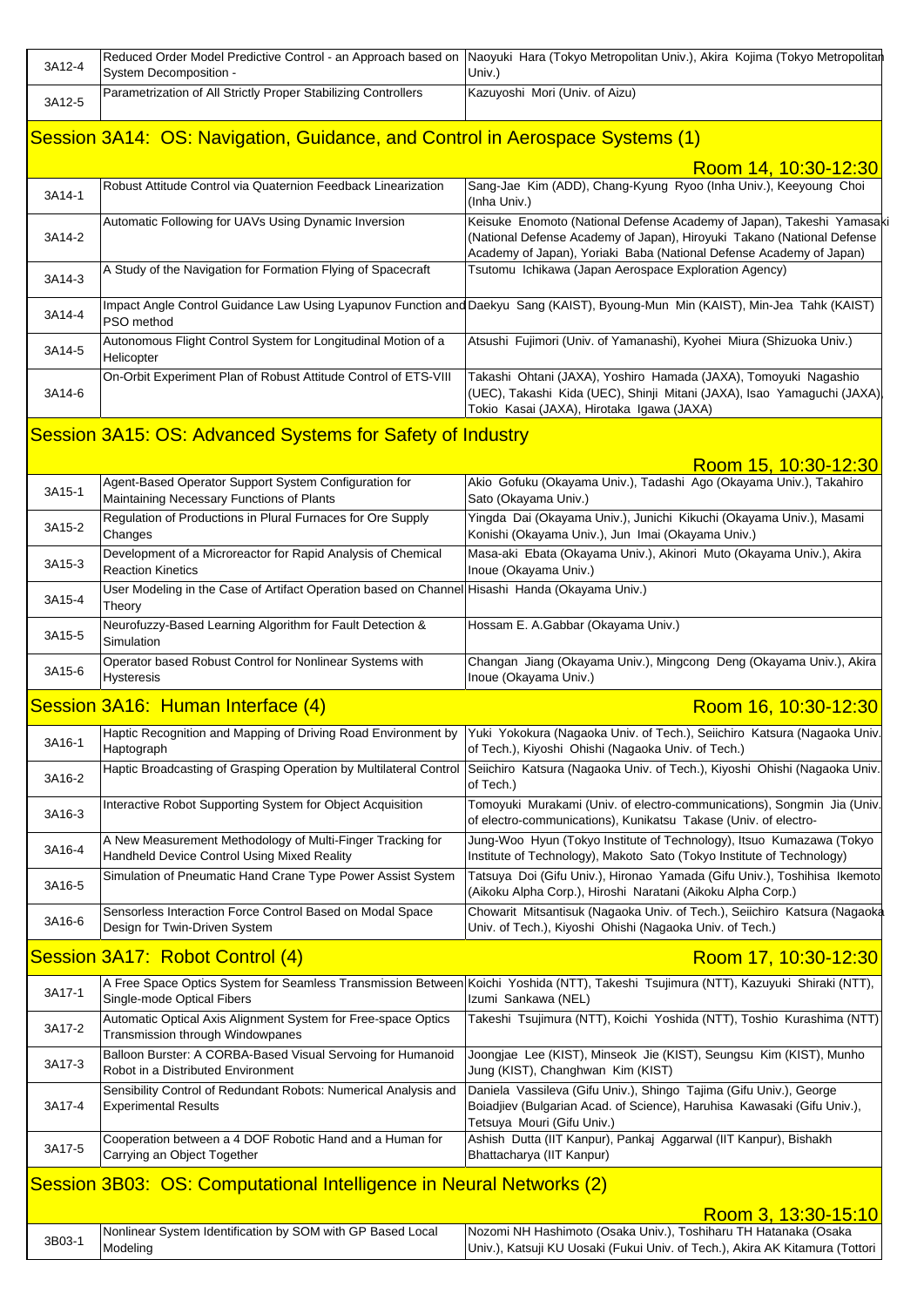| | | |
|---|---|---|
| 3A12-4 | Reduced Order Model Predictive Control - an Approach based on System Decomposition - | Naoyuki Hara (Tokyo Metropolitan Univ.), Akira Kojima (Tokyo Metropolitan Univ.) |
| 3A12-5 | Parametrization of All Strictly Proper Stabilizing Controllers | Kazuyoshi Mori (Univ. of Aizu) |

## Session 3A14: OS: Navigation, Guidance, and Control in Aerospace Systems (1)

Room 14, 10:30-12:30

| | | |
|---|---|---|
| 3A14-1 | Robust Attitude Control via Quaternion Feedback Linearization | Sang-Jae Kim (ADD), Chang-Kyung Ryoo (Inha Univ.), Keeyoung Choi (Inha Univ.) |
| 3A14-2 | Automatic Following for UAVs Using Dynamic Inversion | Keisuke Enomoto (National Defense Academy of Japan), Takeshi Yamasaki (National Defense Academy of Japan), Hiroyuki Takano (National Defense Academy of Japan), Yoriaki Baba (National Defense Academy of Japan) |
| 3A14-3 | A Study of the Navigation for Formation Flying of Spacecraft | Tsutomu Ichikawa (Japan Aerospace Exploration Agency) |
| 3A14-4 | Impact Angle Control Guidance Law Using Lyapunov Function and PSO method | Daekyu Sang (KAIST), Byoung-Mun Min (KAIST), Min-Jea Tahk (KAIST) |
| 3A14-5 | Autonomous Flight Control System for Longitudinal Motion of a Helicopter | Atsushi Fujimori (Univ. of Yamanashi), Kyohei Miura (Shizuoka Univ.) |
| 3A14-6 | On-Orbit Experiment Plan of Robust Attitude Control of ETS-VIII | Takashi Ohtani (JAXA), Yoshiro Hamada (JAXA), Tomoyuki Nagashio (UEC), Takashi Kida (UEC), Shinji Mitani (JAXA), Isao Yamaguchi (JAXA), Tokio Kasai (JAXA), Hirotaka Igawa (JAXA) |

## Session 3A15: OS: Advanced Systems for Safety of Industry

Room 15, 10:30-12:30

| | | |
|---|---|---|
| 3A15-1 | Agent-Based Operator Support System Configuration for Maintaining Necessary Functions of Plants | Akio Gofuku (Okayama Univ.), Tadashi Ago (Okayama Univ.), Takahiro Sato (Okayama Univ.) |
| 3A15-2 | Regulation of Productions in Plural Furnaces for Ore Supply Changes | Yingda Dai (Okayama Univ.), Junichi Kikuchi (Okayama Univ.), Masami Konishi (Okayama Univ.), Jun Imai (Okayama Univ.) |
| 3A15-3 | Development of a Microreactor for Rapid Analysis of Chemical Reaction Kinetics | Masa-aki Ebata (Okayama Univ.), Akinori Muto (Okayama Univ.), Akira Inoue (Okayama Univ.) |
| 3A15-4 | User Modeling in the Case of Artifact Operation based on Channel Theory | Hisashi Handa (Okayama Univ.) |
| 3A15-5 | Neurofuzzy-Based Learning Algorithm for Fault Detection & Simulation | Hossam E. A.Gabbar (Okayama Univ.) |
| 3A15-6 | Operator based Robust Control for Nonlinear Systems with Hysteresis | Changan Jiang (Okayama Univ.), Mingcong Deng (Okayama Univ.), Akira Inoue (Okayama Univ.) |

## Session 3A16: Human Interface (4)

Room 16, 10:30-12:30

| | | |
|---|---|---|
| 3A16-1 | Haptic Recognition and Mapping of Driving Road Environment by Haptograph | Yuki Yokokura (Nagaoka Univ. of Tech.), Seiichiro Katsura (Nagaoka Univ. of Tech.), Kiyoshi Ohishi (Nagaoka Univ. of Tech.) |
| 3A16-2 | Haptic Broadcasting of Grasping Operation by Multilateral Control | Seiichiro Katsura (Nagaoka Univ. of Tech.), Kiyoshi Ohishi (Nagaoka Univ. of Tech.) |
| 3A16-3 | Interactive Robot Supporting System for Object Acquisition | Tomoyuki Murakami (Univ. of electro-communications), Songmin Jia (Univ. of electro-communications), Kunikatsu Takase (Univ. of electro- |
| 3A16-4 | A New Measurement Methodology of Multi-Finger Tracking for Handheld Device Control Using Mixed Reality | Jung-Woo Hyun (Tokyo Institute of Technology), Itsuo Kumazawa (Tokyo Institute of Technology), Makoto Sato (Tokyo Institute of Technology) |
| 3A16-5 | Simulation of Pneumatic Hand Crane Type Power Assist System | Tatsuya Doi (Gifu Univ.), Hironao Yamada (Gifu Univ.), Toshihisa Ikemoto (Aikoku Alpha Corp.), Hiroshi Naratani (Aikoku Alpha Corp.) |
| 3A16-6 | Sensorless Interaction Force Control Based on Modal Space Design for Twin-Driven System | Chowarit Mitsantisuk (Nagaoka Univ. of Tech.), Seiichiro Katsura (Nagaoka Univ. of Tech.), Kiyoshi Ohishi (Nagaoka Univ. of Tech.) |

## Session 3A17: Robot Control (4)

Room 17, 10:30-12:30

| | | |
|---|---|---|
| 3A17-1 | A Free Space Optics System for Seamless Transmission Between Single-mode Optical Fibers | Koichi Yoshida (NTT), Takeshi Tsujimura (NTT), Kazuyuki Shiraki (NTT), Izumi Sankawa (NEL) |
| 3A17-2 | Automatic Optical Axis Alignment System for Free-space Optics Transmission through Windowpanes | Takeshi Tsujimura (NTT), Koichi Yoshida (NTT), Toshio Kurashima (NTT) |
| 3A17-3 | Balloon Burster: A CORBA-Based Visual Servoing for Humanoid Robot in a Distributed Environment | Joongjae Lee (KIST), Minseok Jie (KIST), Seungsu Kim (KIST), Munho Jung (KIST), Changhwan Kim (KIST) |
| 3A17-4 | Sensibility Control of Redundant Robots: Numerical Analysis and Experimental Results | Daniela Vassileva (Gifu Univ.), Shingo Tajima (Gifu Univ.), George Boiadjiev (Bulgarian Acad. of Science), Haruhisa Kawasaki (Gifu Univ.), Tetsuya Mouri (Gifu Univ.) |
| 3A17-5 | Cooperation between a 4 DOF Robotic Hand and a Human for Carrying an Object Together | Ashish Dutta (IIT Kanpur), Pankaj Aggarwal (IIT Kanpur), Bishakh Bhattacharya (IIT Kanpur) |

## Session 3B03: OS: Computational Intelligence in Neural Networks (2)

Room 3, 13:30-15:10

| | | |
|---|---|---|
| 3B03-1 | Nonlinear System Identification by SOM with GP Based Local Modeling | Nozomi NH Hashimoto (Osaka Univ.), Toshiharu TH Hatanaka (Osaka Univ.), Katsuji KU Uosaki (Fukui Univ. of Tech.), Akira AK Kitamura (Tottori |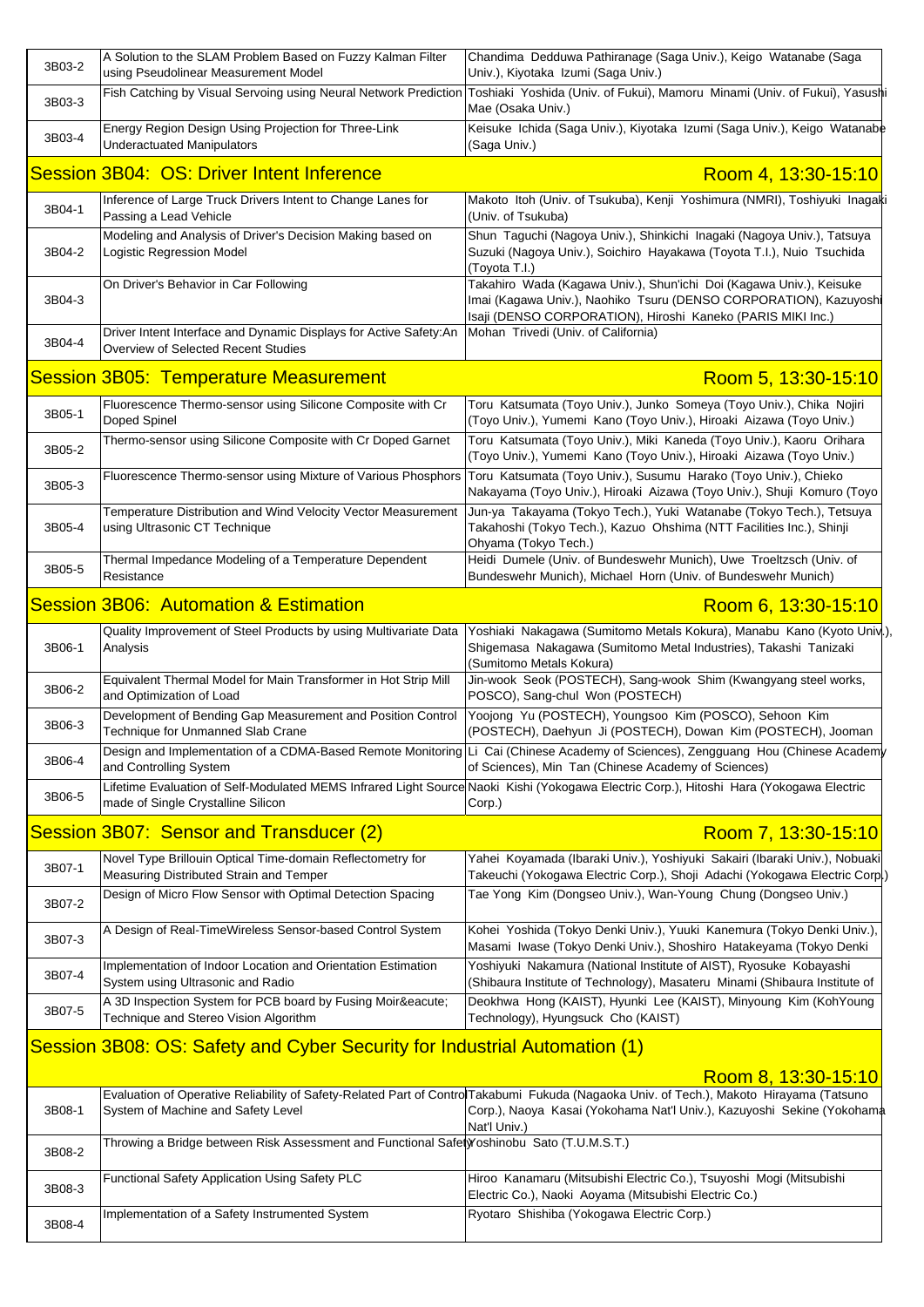| | | |
|---|---|---|
| 3B03-2 | A Solution to the SLAM Problem Based on Fuzzy Kalman Filter using Pseudolinear Measurement Model | Chandima Dedduwa Pathiranage (Saga Univ.), Keigo Watanabe (Saga Univ.), Kiyotaka Izumi (Saga Univ.) |
| 3B03-3 | Fish Catching by Visual Servoing using Neural Network Prediction | Toshiaki Yoshida (Univ. of Fukui), Mamoru Minami (Univ. of Fukui), Yasushi Mae (Osaka Univ.) |
| 3B03-4 | Energy Region Design Using Projection for Three-Link Underactuated Manipulators | Keisuke Ichida (Saga Univ.), Kiyotaka Izumi (Saga Univ.), Keigo Watanabe (Saga Univ.) |

## Session 3B04: OS: Driver Intent Inference

Room 4, 13:30-15:10

| | | |
|---|---|---|
| 3B04-1 | Inference of Large Truck Drivers Intent to Change Lanes for Passing a Lead Vehicle | Makoto Itoh (Univ. of Tsukuba), Kenji Yoshimura (NMRI), Toshiyuki Inagaki (Univ. of Tsukuba) |
| 3B04-2 | Modeling and Analysis of Driver's Decision Making based on Logistic Regression Model | Shun Taguchi (Nagoya Univ.), Shinkichi Inagaki (Nagoya Univ.), Tatsuya Suzuki (Nagoya Univ.), Soichiro Hayakawa (Toyota T.I.), Nuio Tsuchida (Toyota T.I.) |
| 3B04-3 | On Driver's Behavior in Car Following | Takahiro Wada (Kagawa Univ.), Shun'ichi Doi (Kagawa Univ.), Keisuke Imai (Kagawa Univ.), Naohiko Tsuru (DENSO CORPORATION), Kazuyoshi Isaji (DENSO CORPORATION), Hiroshi Kaneko (PARIS MIKI Inc.) |
| 3B04-4 | Driver Intent Interface and Dynamic Displays for Active Safety:An Overview of Selected Recent Studies | Mohan Trivedi (Univ. of California) |

## Session 3B05: Temperature Measurement

Room 5, 13:30-15:10

| | | |
|---|---|---|
| 3B05-1 | Fluorescence Thermo-sensor using Silicone Composite with Cr Doped Spinel | Toru Katsumata (Toyo Univ.), Junko Someya (Toyo Univ.), Chika Nojiri (Toyo Univ.), Yumemi Kano (Toyo Univ.), Hiroaki Aizawa (Toyo Univ.) |
| 3B05-2 | Thermo-sensor using Silicone Composite with Cr Doped Garnet | Toru Katsumata (Toyo Univ.), Miki Kaneda (Toyo Univ.), Kaoru Orihara (Toyo Univ.), Yumemi Kano (Toyo Univ.), Hiroaki Aizawa (Toyo Univ.) |
| 3B05-3 | Fluorescence Thermo-sensor using Mixture of Various Phosphors | Toru Katsumata (Toyo Univ.), Susumu Harako (Toyo Univ.), Chieko Nakayama (Toyo Univ.), Hiroaki Aizawa (Toyo Univ.), Shuji Komuro (Toyo |
| 3B05-4 | Temperature Distribution and Wind Velocity Vector Measurement using Ultrasonic CT Technique | Jun-ya Takayama (Tokyo Tech.), Yuki Watanabe (Tokyo Tech.), Tetsuya Takahoshi (Tokyo Tech.), Kazuo Ohshima (NTT Facilities Inc.), Shinji Ohyama (Tokyo Tech.) |
| 3B05-5 | Thermal Impedance Modeling of a Temperature Dependent Resistance | Heidi Dumele (Univ. of Bundeswehr Munich), Uwe Troeltzsch (Univ. of Bundeswehr Munich), Michael Horn (Univ. of Bundeswehr Munich) |

## Session 3B06: Automation & Estimation

Room 6, 13:30-15:10

| | | |
|---|---|---|
| 3B06-1 | Quality Improvement of Steel Products by using Multivariate Data Analysis | Yoshiaki Nakagawa (Sumitomo Metals Kokura), Manabu Kano (Kyoto Univ.), Shigemasa Nakagawa (Sumitomo Metal Industries), Takashi Tanizaki (Sumitomo Metals Kokura) |
| 3B06-2 | Equivalent Thermal Model for Main Transformer in Hot Strip Mill and Optimization of Load | Jin-wook Seok (POSTECH), Sang-wook Shim (Kwangyang steel works, POSCO), Sang-chul Won (POSTECH) |
| 3B06-3 | Development of Bending Gap Measurement and Position Control Technique for Unmanned Slab Crane | Yoojong Yu (POSTECH), Youngsoo Kim (POSCO), Sehoon Kim (POSTECH), Daehyun Ji (POSTECH), Dowan Kim (POSTECH), Jooman |
| 3B06-4 | Design and Implementation of a CDMA-Based Remote Monitoring and Controlling System | Li Cai (Chinese Academy of Sciences), Zengguang Hou (Chinese Academy of Sciences), Min Tan (Chinese Academy of Sciences) |
| 3B06-5 | Lifetime Evaluation of Self-Modulated MEMS Infrared Light Source made of Single Crystalline Silicon | Naoki Kishi (Yokogawa Electric Corp.), Hitoshi Hara (Yokogawa Electric Corp.) |

## Session 3B07: Sensor and Transducer (2)

Room 7, 13:30-15:10

| | | |
|---|---|---|
| 3B07-1 | Novel Type Brillouin Optical Time-domain Reflectometry for Measuring Distributed Strain and Temper | Yahei Koyamada (Ibaraki Univ.), Yoshiyuki Sakairi (Ibaraki Univ.), Nobuaki Takeuchi (Yokogawa Electric Corp.), Shoji Adachi (Yokogawa Electric Corp.) |
| 3B07-2 | Design of Micro Flow Sensor with Optimal Detection Spacing | Tae Yong Kim (Dongseo Univ.), Wan-Young Chung (Dongseo Univ.) |
| 3B07-3 | A Design of Real-TimeWireless Sensor-based Control System | Kohei Yoshida (Tokyo Denki Univ.), Yuuki Kanemura (Tokyo Denki Univ.), Masami Iwase (Tokyo Denki Univ.), Shoshiro Hatakeyama (Tokyo Denki |
| 3B07-4 | Implementation of Indoor Location and Orientation Estimation System using Ultrasonic and Radio | Yoshiyuki Nakamura (National Institute of AIST), Ryosuke Kobayashi (Shibaura Institute of Technology), Masateru Minami (Shibaura Institute of |
| 3B07-5 | A 3D Inspection System for PCB board by Fusing Moir&eacute; Technique and Stereo Vision Algorithm | Deokhwa Hong (KAIST), Hyunki Lee (KAIST), Minyoung Kim (KohYoung Technology), Hyungsuck Cho (KAIST) |

## Session 3B08: OS: Safety and Cyber Security for Industrial Automation (1)

Room 8, 13:30-15:10

| | | |
|---|---|---|
| 3B08-1 | Evaluation of Operative Reliability of Safety-Related Part of Control System of Machine and Safety Level | Takabumi Fukuda (Nagaoka Univ. of Tech.), Makoto Hirayama (Tatsuno Corp.), Naoya Kasai (Yokohama Nat'l Univ.), Kazuyoshi Sekine (Yokohama Nat'l Univ.) |
| 3B08-2 | Throwing a Bridge between Risk Assessment and Functional Safety | Yoshinobu Sato (T.U.M.S.T.) |
| 3B08-3 | Functional Safety Application Using Safety PLC | Hiroo Kanamaru (Mitsubishi Electric Co.), Tsuyoshi Mogi (Mitsubishi Electric Co.), Naoki Aoyama (Mitsubishi Electric Co.) |
| 3B08-4 | Implementation of a Safety Instrumented System | Ryotaro Shishiba (Yokogawa Electric Corp.) |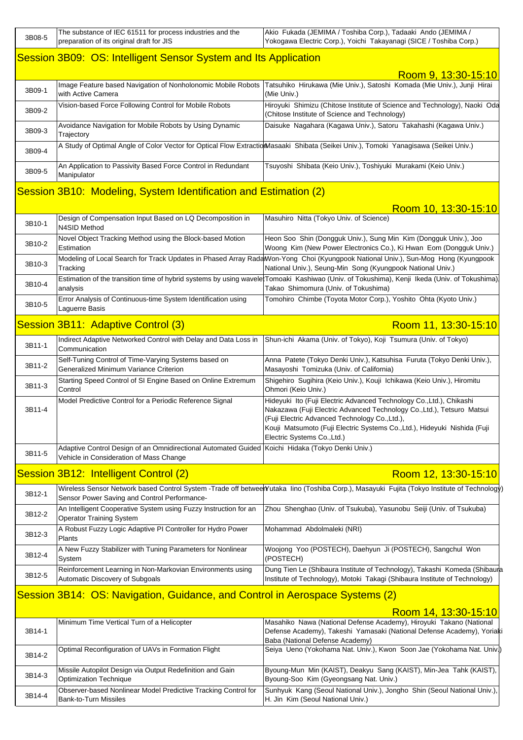| | | |
|---|---|---|
| 3B08-5 | The substance of IEC 61511 for process industries and the preparation of its original draft for JIS | Akio Fukada (JEMIMA / Toshiba Corp.), Tadaaki Ando (JEMIMA / Yokogawa Electric Corp.), Yoichi Takayanagi (SICE / Toshiba Corp.) |

## Session 3B09: OS: Intelligent Sensor System and Its Application

Room 9, 13:30-15:10

| | | |
|---|---|---|
| 3B09-1 | Image Feature based Navigation of Nonholonomic Mobile Robots with Active Camera | Tatsuhiko Hirukawa (Mie Univ.), Satoshi Komada (Mie Univ.), Junji Hirai (Mie Univ.) |
| 3B09-2 | Vision-based Force Following Control for Mobile Robots | Hiroyuki Shimizu (Chitose Institute of Science and Technology), Naoki Oda (Chitose Institute of Science and Technology) |
| 3B09-3 | Avoidance Navigation for Mobile Robots by Using Dynamic Trajectory | Daisuke Nagahara (Kagawa Univ.), Satoru Takahashi (Kagawa Univ.) |
| 3B09-4 | A Study of Optimal Angle of Color Vector for Optical Flow Extraction | Masaaki Shibata (Seikei Univ.), Tomoki Yanagisawa (Seikei Univ.) |
| 3B09-5 | An Application to Passivity Based Force Control in Redundant Manipulator | Tsuyoshi Shibata (Keio Univ.), Toshiyuki Murakami (Keio Univ.) |

## Session 3B10: Modeling, System Identification and Estimation (2)

Room 10, 13:30-15:10

| | | |
|---|---|---|
| 3B10-1 | Design of Compensation Input Based on LQ Decomposition in N4SID Method | Masuhiro Nitta (Tokyo Univ. of Science) |
| 3B10-2 | Novel Object Tracking Method using the Block-based Motion Estimation | Heon Soo Shin (Dongguk Univ.), Sung Min Kim (Dongguk Univ.), Joo Woong Kim (New Power Electronics Co.), Ki Hwan Eom (Dongguk Univ.) |
| 3B10-3 | Modeling of Local Search for Track Updates in Phased Array Radar Tracking | Won-Yong Choi (Kyungpook National Univ.), Sun-Mog Hong (Kyungpook National Univ.), Seung-Min Song (Kyungpook National Univ.) |
| 3B10-4 | Estimation of the transition time of hybrid systems by using wavelet analysis | Tomoaki Kashiwao (Univ. of Tokushima), Kenji Ikeda (Univ. of Tokushima), Takao Shimomura (Univ. of Tokushima) |
| 3B10-5 | Error Analysis of Continuous-time System Identification using Laguerre Basis | Tomohiro Chimbe (Toyota Motor Corp.), Yoshito Ohta (Kyoto Univ.) |

## Session 3B11: Adaptive Control (3)

Room 11, 13:30-15:10

| | | |
|---|---|---|
| 3B11-1 | Indirect Adaptive Networked Control with Delay and Data Loss in Communication | Shun-ichi Akama (Univ. of Tokyo), Koji Tsumura (Univ. of Tokyo) |
| 3B11-2 | Self-Tuning Control of Time-Varying Systems based on Generalized Minimum Variance Criterion | Anna Patete (Tokyo Denki Univ.), Katsuhisa Furuta (Tokyo Denki Univ.), Masayoshi Tomizuka (Univ. of California) |
| 3B11-3 | Starting Speed Control of SI Engine Based on Online Extremum Control | Shigehiro Sugihira (Keio Univ.), Kouji Ichikawa (Keio Univ.), Hiromitu Ohmori (Keio Univ.) |
| 3B11-4 | Model Predictive Control for a Periodic Reference Signal | Hideyuki Ito (Fuji Electric Advanced Technology Co.,Ltd.), Chikashi Nakazawa (Fuji Electric Advanced Technology Co.,Ltd.), Tetsuro Matsui (Fuji Electric Advanced Technology Co.,Ltd.), Kouji Matsumoto (Fuji Electric Systems Co.,Ltd.), Hideyuki Nishida (Fuji Electric Systems Co.,Ltd.) |
| 3B11-5 | Adaptive Control Design of an Omnidirectional Automated Guided Vehicle in Consideration of Mass Change | Koichi Hidaka (Tokyo Denki Univ.) |

## Session 3B12: Intelligent Control (2)

Room 12, 13:30-15:10

| | | |
|---|---|---|
| 3B12-1 | Wireless Sensor Network based Control System -Trade off between Sensor Power Saving and Control Performance- | Yutaka Iino (Toshiba Corp.), Masayuki Fujita (Tokyo Institute of Technology) |
| 3B12-2 | An Intelligent Cooperative System using Fuzzy Instruction for an Operator Training System | Zhou Shenghao (Univ. of Tsukuba), Yasunobu Seiji (Univ. of Tsukuba) |
| 3B12-3 | A Robust Fuzzy Logic Adaptive PI Controller for Hydro Power Plants | Mohammad Abdolmaleki (NRI) |
| 3B12-4 | A New Fuzzy Stabilizer with Tuning Parameters for Nonlinear System | Woojong Yoo (POSTECH), Daehyun Ji (POSTECH), Sangchul Won (POSTECH) |
| 3B12-5 | Reinforcement Learning in Non-Markovian Environments using Automatic Discovery of Subgoals | Dung Tien Le (Shibaura Institute of Technology), Takashi Komeda (Shibaura Institute of Technology), Motoki Takagi (Shibaura Institute of Technology) |

## Session 3B14: OS: Navigation, Guidance, and Control in Aerospace Systems (2)

Room 14, 13:30-15:10

| | | |
|---|---|---|
| 3B14-1 | Minimum Time Vertical Turn of a Helicopter | Masahiko Nawa (National Defense Academy), Hiroyuki Takano (National Defense Academy), Takeshi Yamasaki (National Defense Academy), Yoriaki Baba (National Defense Academy) |
| 3B14-2 | Optimal Reconfiguration of UAVs in Formation Flight | Seiya Ueno (Yokohama Nat. Univ.), Kwon Soon Jae (Yokohama Nat. Univ.) |
| 3B14-3 | Missile Autopilot Design via Output Redefinition and Gain Optimization Technique | Byoung-Mun Min (KAIST), Deakyu Sang (KAIST), Min-Jea Tahk (KAIST), Byoung-Soo Kim (Gyeongsang Nat. Univ.) |
| 3B14-4 | Observer-based Nonlinear Model Predictive Tracking Control for Bank-to-Turn Missiles | Sunhyuk Kang (Seoul National Univ.), Jongho Shin (Seoul National Univ.), H. Jin Kim (Seoul National Univ.) |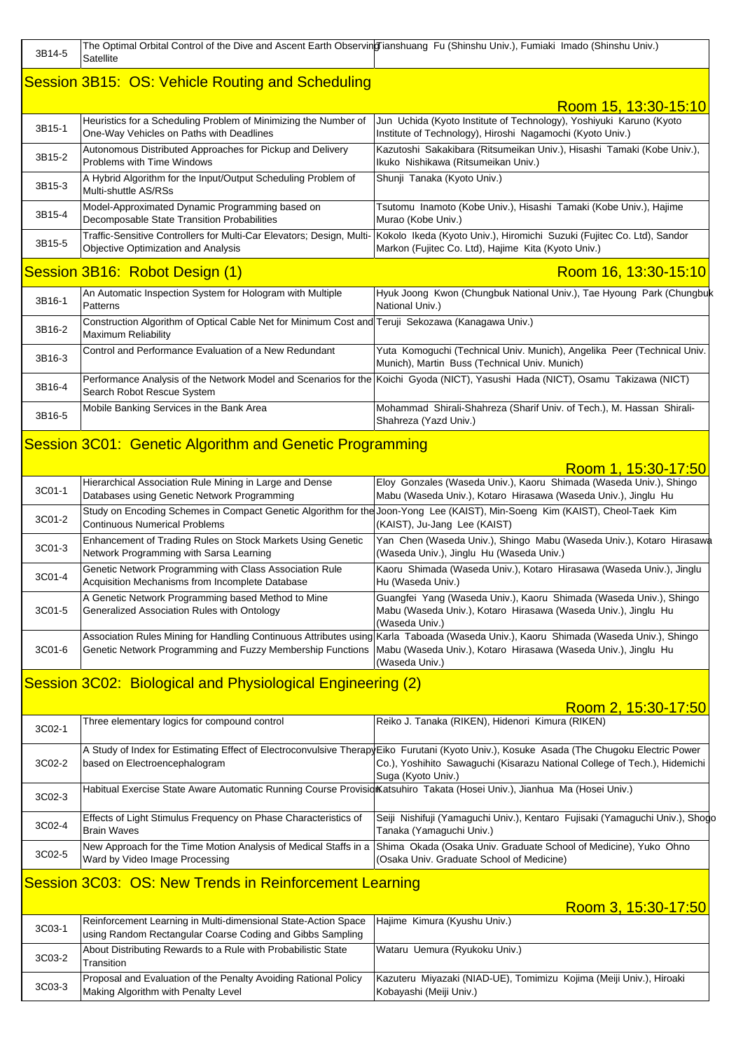| | | |
|---|---|---|
| 3B14-5 | The Optimal Orbital Control of the Dive and Ascent Earth Observing Satellite | Tianshuang Fu (Shinshu Univ.), Fumiaki Imado (Shinshu Univ.) |

## Session 3B15: OS: Vehicle Routing and Scheduling

Room 15, 13:30-15:10

| | | |
|---|---|---|
| 3B15-1 | Heuristics for a Scheduling Problem of Minimizing the Number of One-Way Vehicles on Paths with Deadlines | Jun Uchida (Kyoto Institute of Technology), Yoshiyuki Karuno (Kyoto Institute of Technology), Hiroshi Nagamochi (Kyoto Univ.) |
| 3B15-2 | Autonomous Distributed Approaches for Pickup and Delivery Problems with Time Windows | Kazutoshi Sakakibara (Ritsumeikan Univ.), Hisashi Tamaki (Kobe Univ.), Ikuko Nishikawa (Ritsumeikan Univ.) |
| 3B15-3 | A Hybrid Algorithm for the Input/Output Scheduling Problem of Multi-shuttle AS/RSs | Shunji Tanaka (Kyoto Univ.) |
| 3B15-4 | Model-Approximated Dynamic Programming based on Decomposable State Transition Probabilities | Tsutomu Inamoto (Kobe Univ.), Hisashi Tamaki (Kobe Univ.), Hajime Murao (Kobe Univ.) |
| 3B15-5 | Traffic-Sensitive Controllers for Multi-Car Elevators; Design, Multi-Objective Optimization and Analysis | Kokolo Ikeda (Kyoto Univ.), Hiromichi Suzuki (Fujitec Co. Ltd), Sandor Markon (Fujitec Co. Ltd), Hajime Kita (Kyoto Univ.) |

## Session 3B16: Robot Design (1)

Room 16, 13:30-15:10

| | | |
|---|---|---|
| 3B16-1 | An Automatic Inspection System for Hologram with Multiple Patterns | Hyuk Joong Kwon (Chungbuk National Univ.), Tae Hyoung Park (Chungbuk National Univ.) |
| 3B16-2 | Construction Algorithm of Optical Cable Net for Minimum Cost and Maximum Reliability | Teruji Sekozawa (Kanagawa Univ.) |
| 3B16-3 | Control and Performance Evaluation of a New Redundant | Yuta Komoguchi (Technical Univ. Munich), Angelika Peer (Technical Univ. Munich), Martin Buss (Technical Univ. Munich) |
| 3B16-4 | Performance Analysis of the Network Model and Scenarios for the Search Robot Rescue System | Koichi Gyoda (NICT), Yasushi Hada (NICT), Osamu Takizawa (NICT) |
| 3B16-5 | Mobile Banking Services in the Bank Area | Mohammad Shirali-Shahreza (Sharif Univ. of Tech.), M. Hassan Shirali-Shahreza (Yazd Univ.) |

## Session 3C01: Genetic Algorithm and Genetic Programming

Room 1, 15:30-17:50

| | | |
|---|---|---|
| 3C01-1 | Hierarchical Association Rule Mining in Large and Dense Databases using Genetic Network Programming | Eloy Gonzales (Waseda Univ.), Kaoru Shimada (Waseda Univ.), Shingo Mabu (Waseda Univ.), Kotaro Hirasawa (Waseda Univ.), Jinglu Hu |
| 3C01-2 | Study on Encoding Schemes in Compact Genetic Algorithm for the Continuous Numerical Problems | Joon-Yong Lee (KAIST), Min-Soeng Kim (KAIST), Cheol-Taek Kim (KAIST), Ju-Jang Lee (KAIST) |
| 3C01-3 | Enhancement of Trading Rules on Stock Markets Using Genetic Network Programming with Sarsa Learning | Yan Chen (Waseda Univ.), Shingo Mabu (Waseda Univ.), Kotaro Hirasawa (Waseda Univ.), Jinglu Hu (Waseda Univ.) |
| 3C01-4 | Genetic Network Programming with Class Association Rule Acquisition Mechanisms from Incomplete Database | Kaoru Shimada (Waseda Univ.), Kotaro Hirasawa (Waseda Univ.), Jinglu Hu (Waseda Univ.) |
| 3C01-5 | A Genetic Network Programming based Method to Mine Generalized Association Rules with Ontology | Guangfei Yang (Waseda Univ.), Kaoru Shimada (Waseda Univ.), Shingo Mabu (Waseda Univ.), Kotaro Hirasawa (Waseda Univ.), Jinglu Hu (Waseda Univ.) |
| 3C01-6 | Association Rules Mining for Handling Continuous Attributes using Genetic Network Programming and Fuzzy Membership Functions | Karla Taboada (Waseda Univ.), Kaoru Shimada (Waseda Univ.), Shingo Mabu (Waseda Univ.), Kotaro Hirasawa (Waseda Univ.), Jinglu Hu (Waseda Univ.) |

## Session 3C02: Biological and Physiological Engineering (2)

Room 2, 15:30-17:50

| | | |
|---|---|---|
| 3C02-1 | Three elementary logics for compound control | Reiko J. Tanaka (RIKEN), Hidenori Kimura (RIKEN) |
| 3C02-2 | A Study of Index for Estimating Effect of Electroconvulsive Therapy based on Electroencephalogram | Eiko Furutani (Kyoto Univ.), Kosuke Asada (The Chugoku Electric Power Co.), Yoshihito Sawaguchi (Kisarazu National College of Tech.), Hidemichi Suga (Kyoto Univ.) |
| 3C02-3 | Habitual Exercise State Aware Automatic Running Course Provision | Katsuhiro Takata (Hosei Univ.), Jianhua Ma (Hosei Univ.) |
| 3C02-4 | Effects of Light Stimulus Frequency on Phase Characteristics of Brain Waves | Seiji Nishifuji (Yamaguchi Univ.), Kentaro Fujisaki (Yamaguchi Univ.), Shogo Tanaka (Yamaguchi Univ.) |
| 3C02-5 | New Approach for the Time Motion Analysis of Medical Staffs in a Ward by Video Image Processing | Shima Okada (Osaka Univ. Graduate School of Medicine), Yuko Ohno (Osaka Univ. Graduate School of Medicine) |

## Session 3C03: OS: New Trends in Reinforcement Learning

Room 3, 15:30-17:50

| | | |
|---|---|---|
| 3C03-1 | Reinforcement Learning in Multi-dimensional State-Action Space using Random Rectangular Coarse Coding and Gibbs Sampling | Hajime Kimura (Kyushu Univ.) |
| 3C03-2 | About Distributing Rewards to a Rule with Probabilistic State Transition | Wataru Uemura (Ryukoku Univ.) |
| 3C03-3 | Proposal and Evaluation of the Penalty Avoiding Rational Policy Making Algorithm with Penalty Level | Kazuteru Miyazaki (NIAD-UE), Tomimizu Kojima (Meiji Univ.), Hiroaki Kobayashi (Meiji Univ.) |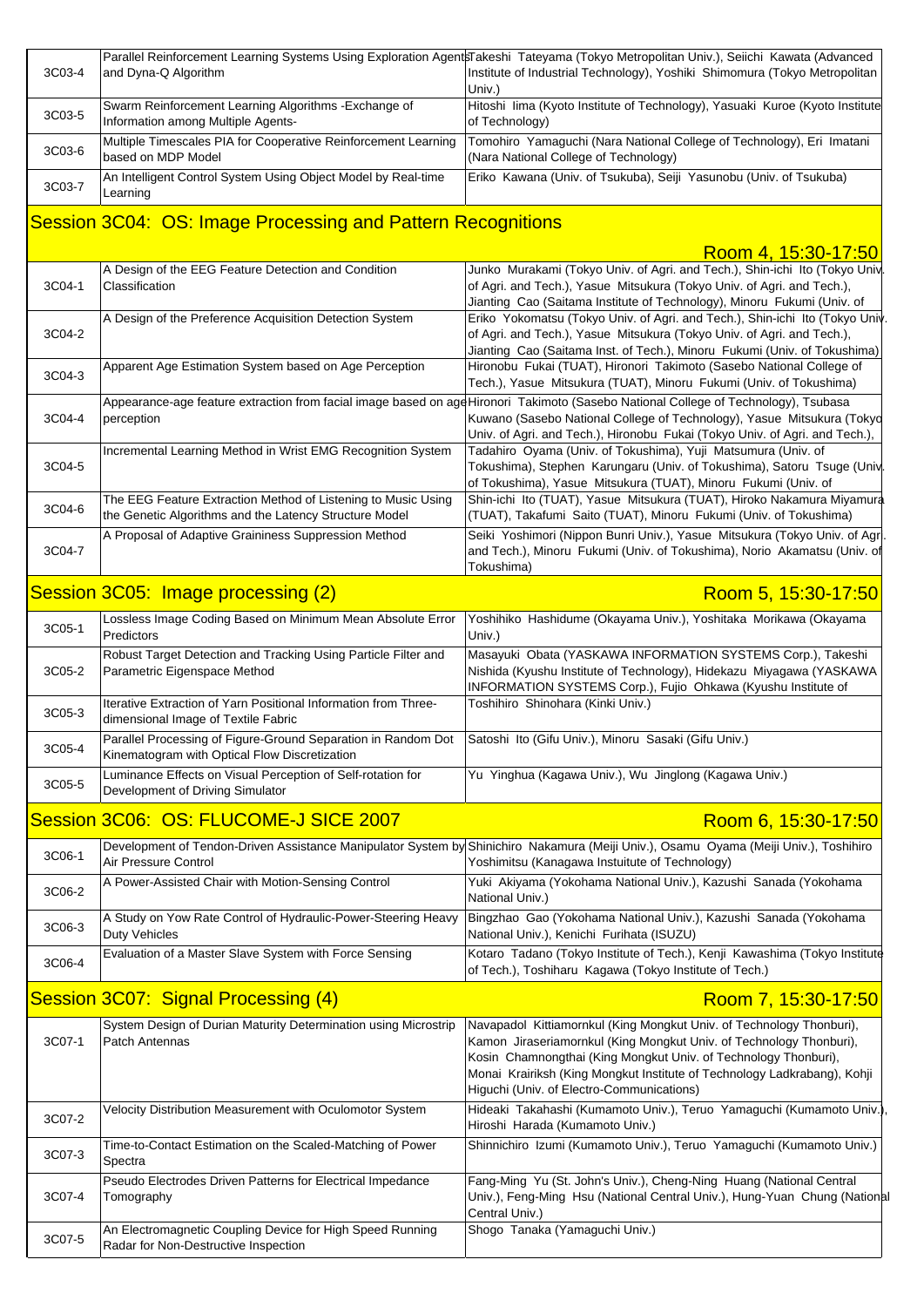| | | |
|---|---|---|
| 3C03-4 | Parallel Reinforcement Learning Systems Using Exploration Agents and Dyna-Q Algorithm | Takeshi Tateyama (Tokyo Metropolitan Univ.), Seiichi Kawata (Advanced Institute of Industrial Technology), Yoshiki Shimomura (Tokyo Metropolitan Univ.) |
| 3C03-5 | Swarm Reinforcement Learning Algorithms -Exchange of Information among Multiple Agents- | Hitoshi Iima (Kyoto Institute of Technology), Yasuaki Kuroe (Kyoto Institute of Technology) |
| 3C03-6 | Multiple Timescales PIA for Cooperative Reinforcement Learning based on MDP Model | Tomohiro Yamaguchi (Nara National College of Technology), Eri Imatani (Nara National College of Technology) |
| 3C03-7 | An Intelligent Control System Using Object Model by Real-time Learning | Eriko Kawana (Univ. of Tsukuba), Seiji Yasunobu (Univ. of Tsukuba) |

## Session 3C04: OS: Image Processing and Pattern Recognitions

Room 4, 15:30-17:50

| | | |
|---|---|---|
| 3C04-1 | A Design of the EEG Feature Detection and Condition Classification | Junko Murakami (Tokyo Univ. of Agri. and Tech.), Shin-ichi Ito (Tokyo Univ. of Agri. and Tech.), Yasue Mitsukura (Tokyo Univ. of Agri. and Tech.), Jianting Cao (Saitama Institute of Technology), Minoru Fukumi (Univ. of |
| 3C04-2 | A Design of the Preference Acquisition Detection System | Eriko Yokomatsu (Tokyo Univ. of Agri. and Tech.), Shin-ichi Ito (Tokyo Univ. of Agri. and Tech.), Yasue Mitsukura (Tokyo Univ. of Agri. and Tech.), Jianting Cao (Saitama Inst. of Tech.), Minoru Fukumi (Univ. of Tokushima) |
| 3C04-3 | Apparent Age Estimation System based on Age Perception | Hironobu Fukai (TUAT), Hironori Takimoto (Sasebo National College of Tech.), Yasue Mitsukura (TUAT), Minoru Fukumi (Univ. of Tokushima) |
| 3C04-4 | Appearance-age feature extraction from facial image based on age perception | Hironori Takimoto (Sasebo National College of Technology), Tsubasa Kuwano (Sasebo National College of Technology), Yasue Mitsukura (Tokyo Univ. of Agri. and Tech.), Hironobu Fukai (Tokyo Univ. of Agri. and Tech.), |
| 3C04-5 | Incremental Learning Method in Wrist EMG Recognition System | Tadahiro Oyama (Univ. of Tokushima), Yuji Matsumura (Univ. of Tokushima), Stephen Karungaru (Univ. of Tokushima), Satoru Tsuge (Univ. of Tokushima), Yasue Mitsukura (TUAT), Minoru Fukumi (Univ. of |
| 3C04-6 | The EEG Feature Extraction Method of Listening to Music Using the Genetic Algorithms and the Latency Structure Model | Shin-ichi Ito (TUAT), Yasue Mitsukura (TUAT), Hiroko Nakamura Miyamura (TUAT), Takafumi Saito (TUAT), Minoru Fukumi (Univ. of Tokushima) |
| 3C04-7 | A Proposal of Adaptive Graininess Suppression Method | Seiki Yoshimori (Nippon Bunri Univ.), Yasue Mitsukura (Tokyo Univ. of Agr. and Tech.), Minoru Fukumi (Univ. of Tokushima), Norio Akamatsu (Univ. of Tokushima) |

## Session 3C05: Image processing (2)

Room 5, 15:30-17:50

| | | |
|---|---|---|
| 3C05-1 | Lossless Image Coding Based on Minimum Mean Absolute Error Predictors | Yoshihiko Hashidume (Okayama Univ.), Yoshitaka Morikawa (Okayama Univ.) |
| 3C05-2 | Robust Target Detection and Tracking Using Particle Filter and Parametric Eigenspace Method | Masayuki Obata (YASKAWA INFORMATION SYSTEMS Corp.), Takeshi Nishida (Kyushu Institute of Technology), Hidekazu Miyagawa (YASKAWA INFORMATION SYSTEMS Corp.), Fujio Ohkawa (Kyushu Institute of |
| 3C05-3 | Iterative Extraction of Yarn Positional Information from Three-dimensional Image of Textile Fabric | Toshihiro Shinohara (Kinki Univ.) |
| 3C05-4 | Parallel Processing of Figure-Ground Separation in Random Dot Kinematogram with Optical Flow Discretization | Satoshi Ito (Gifu Univ.), Minoru Sasaki (Gifu Univ.) |
| 3C05-5 | Luminance Effects on Visual Perception of Self-rotation for Development of Driving Simulator | Yu Yinghua (Kagawa Univ.), Wu Jinglong (Kagawa Univ.) |

## Session 3C06: OS: FLUCOME-J SICE 2007

Room 6, 15:30-17:50

| | | |
|---|---|---|
| 3C06-1 | Development of Tendon-Driven Assistance Manipulator System by Air Pressure Control | Shinichiro Nakamura (Meiji Univ.), Osamu Oyama (Meiji Univ.), Toshihiro Yoshimitsu (Kanagawa Instuitute of Technology) |
| 3C06-2 | A Power-Assisted Chair with Motion-Sensing Control | Yuki Akiyama (Yokohama National Univ.), Kazushi Sanada (Yokohama National Univ.) |
| 3C06-3 | A Study on Yow Rate Control of Hydraulic-Power-Steering Heavy Duty Vehicles | Bingzhao Gao (Yokohama National Univ.), Kazushi Sanada (Yokohama National Univ.), Kenichi Furihata (ISUZU) |
| 3C06-4 | Evaluation of a Master Slave System with Force Sensing | Kotaro Tadano (Tokyo Institute of Tech.), Kenji Kawashima (Tokyo Institute of Tech.), Toshiharu Kagawa (Tokyo Institute of Tech.) |

## Session 3C07: Signal Processing (4)

Room 7, 15:30-17:50

| | | |
|---|---|---|
| 3C07-1 | System Design of Durian Maturity Determination using Microstrip Patch Antennas | Navapadol Kittiamornkul (King Mongkut Univ. of Technology Thonburi), Kamon Jiraseriamornkul (King Mongkut Univ. of Technology Thonburi), Kosin Chamnongthai (King Mongkut Univ. of Technology Thonburi), Monai Krairiksh (King Mongkut Institute of Technology Ladkrabang), Kohji Higuchi (Univ. of Electro-Communications) |
| 3C07-2 | Velocity Distribution Measurement with Oculomotor System | Hideaki Takahashi (Kumamoto Univ.), Teruo Yamaguchi (Kumamoto Univ.), Hiroshi Harada (Kumamoto Univ.) |
| 3C07-3 | Time-to-Contact Estimation on the Scaled-Matching of Power Spectra | Shinnichiro Izumi (Kumamoto Univ.), Teruo Yamaguchi (Kumamoto Univ.) |
| 3C07-4 | Pseudo Electrodes Driven Patterns for Electrical Impedance Tomography | Fang-Ming Yu (St. John's Univ.), Cheng-Ning Huang (National Central Univ.), Feng-Ming Hsu (National Central Univ.), Hung-Yuan Chung (National Central Univ.) |
| 3C07-5 | An Electromagnetic Coupling Device for High Speed Running Radar for Non-Destructive Inspection | Shogo Tanaka (Yamaguchi Univ.) |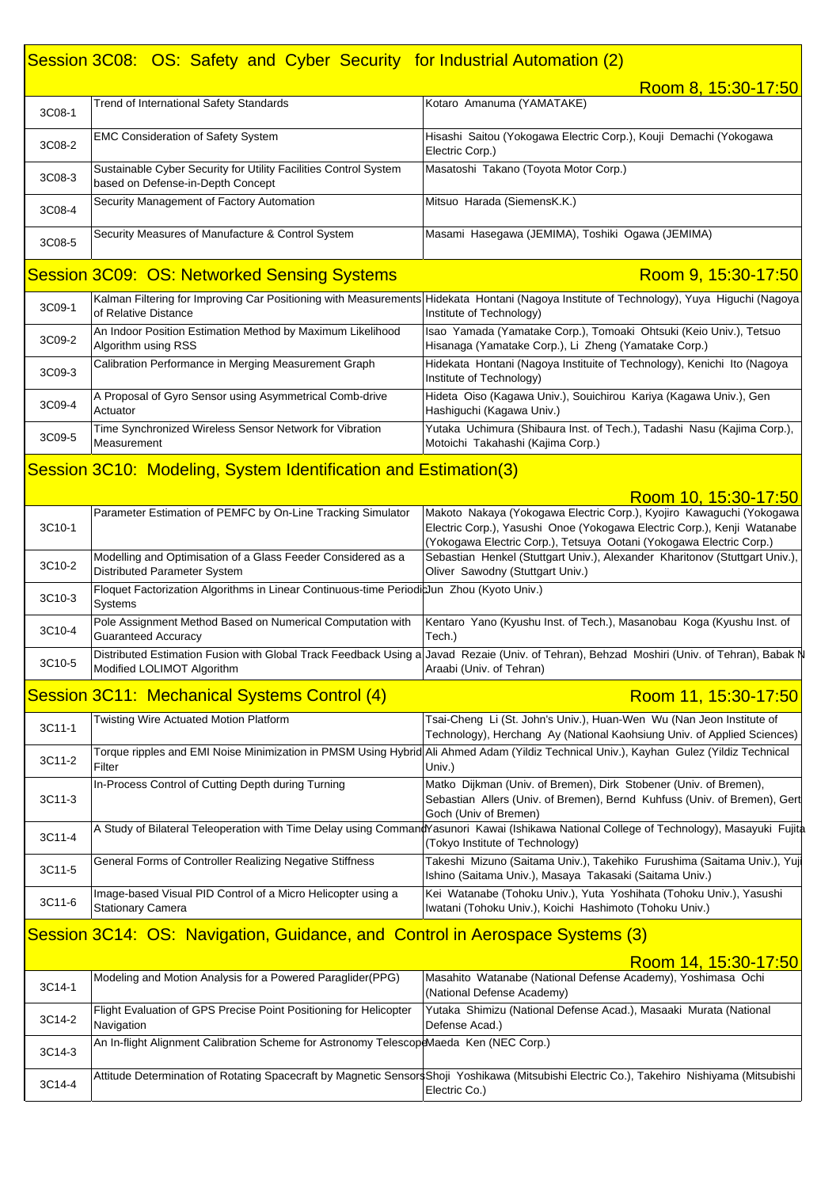## Session 3C08: OS: Safety and Cyber Security for Industrial Automation (2)

Room 8, 15:30-17:50

| | | |
|---|---|---|
| 3C08-1 | Trend of International Safety Standards | Kotaro Amanuma (YAMATAKE) |
| 3C08-2 | EMC Consideration of Safety System | Hisashi Saitou (Yokogawa Electric Corp.), Kouji Demachi (Yokogawa Electric Corp.) |
| 3C08-3 | Sustainable Cyber Security for Utility Facilities Control System based on Defense-in-Depth Concept | Masatoshi Takano (Toyota Motor Corp.) |
| 3C08-4 | Security Management of Factory Automation | Mitsuo Harada (SiemensK.K.) |
| 3C08-5 | Security Measures of Manufacture & Control System | Masami Hasegawa (JEMIMA), Toshiki Ogawa (JEMIMA) |

## Session 3C09: OS: Networked Sensing Systems

Room 9, 15:30-17:50

| | | |
|---|---|---|
| 3C09-1 | Kalman Filtering for Improving Car Positioning with Measurements of Relative Distance | Hidekata Hontani (Nagoya Institute of Technology), Yuya Higuchi (Nagoya Institute of Technology) |
| 3C09-2 | An Indoor Position Estimation Method by Maximum Likelihood Algorithm using RSS | Isao Yamada (Yamatake Corp.), Tomoaki Ohtsuki (Keio Univ.), Tetsuo Hisanaga (Yamatake Corp.), Li Zheng (Yamatake Corp.) |
| 3C09-3 | Calibration Performance in Merging Measurement Graph | Hidekata Hontani (Nagoya Instituite of Technology), Kenichi Ito (Nagoya Institute of Technology) |
| 3C09-4 | A Proposal of Gyro Sensor using Asymmetrical Comb-drive Actuator | Hideta Oiso (Kagawa Univ.), Souichirou Kariya (Kagawa Univ.), Gen Hashiguchi (Kagawa Univ.) |
| 3C09-5 | Time Synchronized Wireless Sensor Network for Vibration Measurement | Yutaka Uchimura (Shibaura Inst. of Tech.), Tadashi Nasu (Kajima Corp.), Motoichi Takahashi (Kajima Corp.) |

## Session 3C10: Modeling, System Identification and Estimation(3)

Room 10, 15:30-17:50

| | | |
|---|---|---|
| 3C10-1 | Parameter Estimation of PEMFC by On-Line Tracking Simulator | Makoto Nakaya (Yokogawa Electric Corp.), Kyojiro Kawaguchi (Yokogawa Electric Corp.), Yasushi Onoe (Yokogawa Electric Corp.), Kenji Watanabe (Yokogawa Electric Corp.), Tetsuya Ootani (Yokogawa Electric Corp.) |
| 3C10-2 | Modelling and Optimisation of a Glass Feeder Considered as a Distributed Parameter System | Sebastian Henkel (Stuttgart Univ.), Alexander Kharitonov (Stuttgart Univ.), Oliver Sawodny (Stuttgart Univ.) |
| 3C10-3 | Floquet Factorization Algorithms in Linear Continuous-time Periodic Systems | Jun Zhou (Kyoto Univ.) |
| 3C10-4 | Pole Assignment Method Based on Numerical Computation with Guaranteed Accuracy | Kentaro Yano (Kyushu Inst. of Tech.), Masanobau Koga (Kyushu Inst. of Tech.) |
| 3C10-5 | Distributed Estimation Fusion with Global Track Feedback Using a Modified LOLIMOT Algorithm | Javad Rezaie (Univ. of Tehran), Behzad Moshiri (Univ. of Tehran), Babak N Araabi (Univ. of Tehran) |

## Session 3C11: Mechanical Systems Control (4)

Room 11, 15:30-17:50

| | | |
|---|---|---|
| 3C11-1 | Twisting Wire Actuated Motion Platform | Tsai-Cheng Li (St. John's Univ.), Huan-Wen Wu (Nan Jeon Institute of Technology), Herchang Ay (National Kaohsiung Univ. of Applied Sciences) |
| 3C11-2 | Torque ripples and EMI Noise Minimization in PMSM Using Hybrid Filter | Ali Ahmed Adam (Yildiz Technical Univ.), Kayhan Gulez (Yildiz Technical Univ.) |
| 3C11-3 | In-Process Control of Cutting Depth during Turning | Matko Dijkman (Univ. of Bremen), Dirk Stobener (Univ. of Bremen), Sebastian Allers (Univ. of Bremen), Bernd Kuhfuss (Univ. of Bremen), Gert Goch (Univ of Bremen) |
| 3C11-4 | A Study of Bilateral Teleoperation with Time Delay using Command | Yasunori Kawai (Ishikawa National College of Technology), Masayuki Fujita (Tokyo Institute of Technology) |
| 3C11-5 | General Forms of Controller Realizing Negative Stiffness | Takeshi Mizuno (Saitama Univ.), Takehiko Furushima (Saitama Univ.), Yuji Ishino (Saitama Univ.), Masaya Takasaki (Saitama Univ.) |
| 3C11-6 | Image-based Visual PID Control of a Micro Helicopter using a Stationary Camera | Kei Watanabe (Tohoku Univ.), Yuta Yoshihata (Tohoku Univ.), Yasushi Iwatani (Tohoku Univ.), Koichi Hashimoto (Tohoku Univ.) |

## Session 3C14: OS: Navigation, Guidance, and Control in Aerospace Systems (3)

Room 14, 15:30-17:50

| | | |
|---|---|---|
| 3C14-1 | Modeling and Motion Analysis for a Powered Paraglider(PPG) | Masahito Watanabe (National Defense Academy), Yoshimasa Ochi (National Defense Academy) |
| 3C14-2 | Flight Evaluation of GPS Precise Point Positioning for Helicopter Navigation | Yutaka Shimizu (National Defense Acad.), Masaaki Murata (National Defense Acad.) |
| 3C14-3 | An In-flight Alignment Calibration Scheme for Astronomy Telescope | Maeda Ken (NEC Corp.) |
| 3C14-4 | Attitude Determination of Rotating Spacecraft by Magnetic Sensors | Shoji Yoshikawa (Mitsubishi Electric Co.), Takehiro Nishiyama (Mitsubishi Electric Co.) |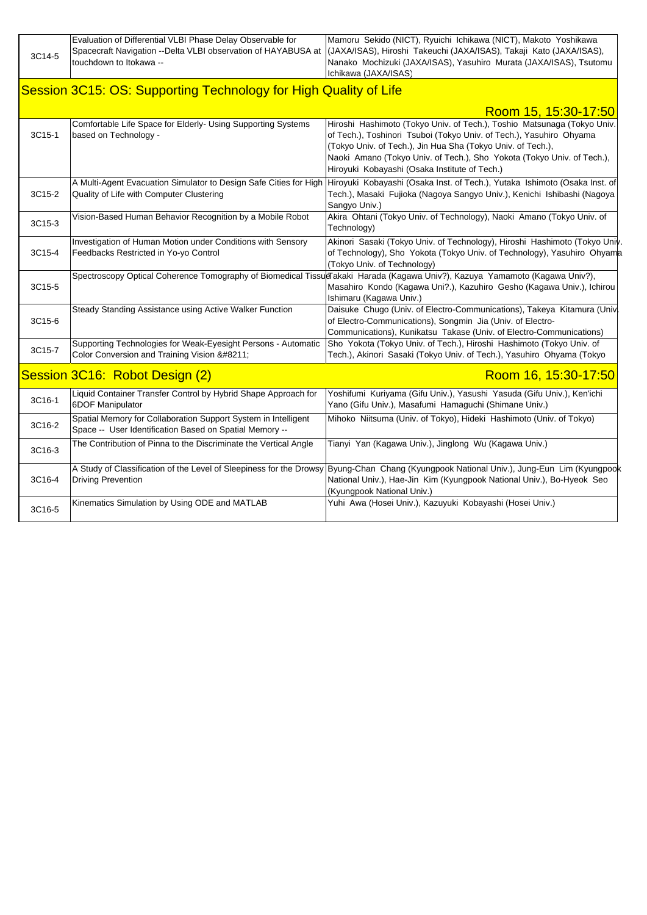| | | |
|---|---|---|
| 3C14-5 | Evaluation of Differential VLBI Phase Delay Observable for Spacecraft Navigation --Delta VLBI observation of HAYABUSA at touchdown to Itokawa -- | Mamoru Sekido (NICT), Ryuichi Ichikawa (NICT), Makoto Yoshikawa (JAXA/ISAS), Hiroshi Takeuchi (JAXA/ISAS), Takaji Kato (JAXA/ISAS), Nanako Mochizuki (JAXA/ISAS), Yasuhiro Murata (JAXA/ISAS), Tsutomu Ichikawa (JAXA/ISAS) |

## Session 3C15: OS: Supporting Technology for High Quality of Life

Room 15, 15:30-17:50

| | | |
|---|---|---|
| 3C15-1 | Comfortable Life Space for Elderly- Using Supporting Systems based on Technology - | Hiroshi Hashimoto (Tokyo Univ. of Tech.), Toshio Matsunaga (Tokyo Univ. of Tech.), Toshinori Tsuboi (Tokyo Univ. of Tech.), Yasuhiro Ohyama (Tokyo Univ. of Tech.), Jin Hua Sha (Tokyo Univ. of Tech.), Naoki Amano (Tokyo Univ. of Tech.), Sho Yokota (Tokyo Univ. of Tech.), Hiroyuki Kobayashi (Osaka Institute of Tech.) |
| 3C15-2 | A Multi-Agent Evacuation Simulator to Design Safe Cities for High Quality of Life with Computer Clustering | Hiroyuki Kobayashi (Osaka Inst. of Tech.), Yutaka Ishimoto (Osaka Inst. of Tech.), Masaki Fujioka (Nagoya Sangyo Univ.), Kenichi Ishibashi (Nagoya Sangyo Univ.) |
| 3C15-3 | Vision-Based Human Behavior Recognition by a Mobile Robot | Akira Ohtani (Tokyo Univ. of Technology), Naoki Amano (Tokyo Univ. of Technology) |
| 3C15-4 | Investigation of Human Motion under Conditions with Sensory Feedbacks Restricted in Yo-yo Control | Akinori Sasaki (Tokyo Univ. of Technology), Hiroshi Hashimoto (Tokyo Univ. of Technology), Sho Yokota (Tokyo Univ. of Technology), Yasuhiro Ohyama (Tokyo Univ. of Technology) |
| 3C15-5 | Spectroscopy Optical Coherence Tomography of Biomedical Tissue | Takaki Harada (Kagawa Univ?), Kazuya Yamamoto (Kagawa Univ?), Masahiro Kondo (Kagawa Uni?.), Kazuhiro Gesho (Kagawa Univ.), Ichirou Ishimaru (Kagawa Univ.) |
| 3C15-6 | Steady Standing Assistance using Active Walker Function | Daisuke Chugo (Univ. of Electro-Communications), Takeya Kitamura (Univ. of Electro-Communications), Songmin Jia (Univ. of Electro-Communications), Kunikatsu Takase (Univ. of Electro-Communications) |
| 3C15-7 | Supporting Technologies for Weak-Eyesight Persons - Automatic Color Conversion and Training Vision &#8211; | Sho Yokota (Tokyo Univ. of Tech.), Hiroshi Hashimoto (Tokyo Univ. of Tech.), Akinori Sasaki (Tokyo Univ. of Tech.), Yasuhiro Ohyama (Tokyo |

## Session 3C16: Robot Design (2)

Room 16, 15:30-17:50

| | | |
|---|---|---|
| 3C16-1 | Liquid Container Transfer Control by Hybrid Shape Approach for 6DOF Manipulator | Yoshifumi Kuriyama (Gifu Univ.), Yasushi Yasuda (Gifu Univ.), Ken'ichi Yano (Gifu Univ.), Masafumi Hamaguchi (Shimane Univ.) |
| 3C16-2 | Spatial Memory for Collaboration Support System in Intelligent Space -- User Identification Based on Spatial Memory -- | Mihoko Niitsuma (Univ. of Tokyo), Hideki Hashimoto (Univ. of Tokyo) |
| 3C16-3 | The Contribution of Pinna to the Discriminate the Vertical Angle | Tianyi Yan (Kagawa Univ.), Jinglong Wu (Kagawa Univ.) |
| 3C16-4 | A Study of Classification of the Level of Sleepiness for the Drowsy Driving Prevention | Byung-Chan Chang (Kyungpook National Univ.), Jung-Eun Lim (Kyungpook National Univ.), Hae-Jin Kim (Kyungpook National Univ.), Bo-Hyeok Seo (Kyungpook National Univ.) |
| 3C16-5 | Kinematics Simulation by Using ODE and MATLAB | Yuhi Awa (Hosei Univ.), Kazuyuki Kobayashi (Hosei Univ.) |